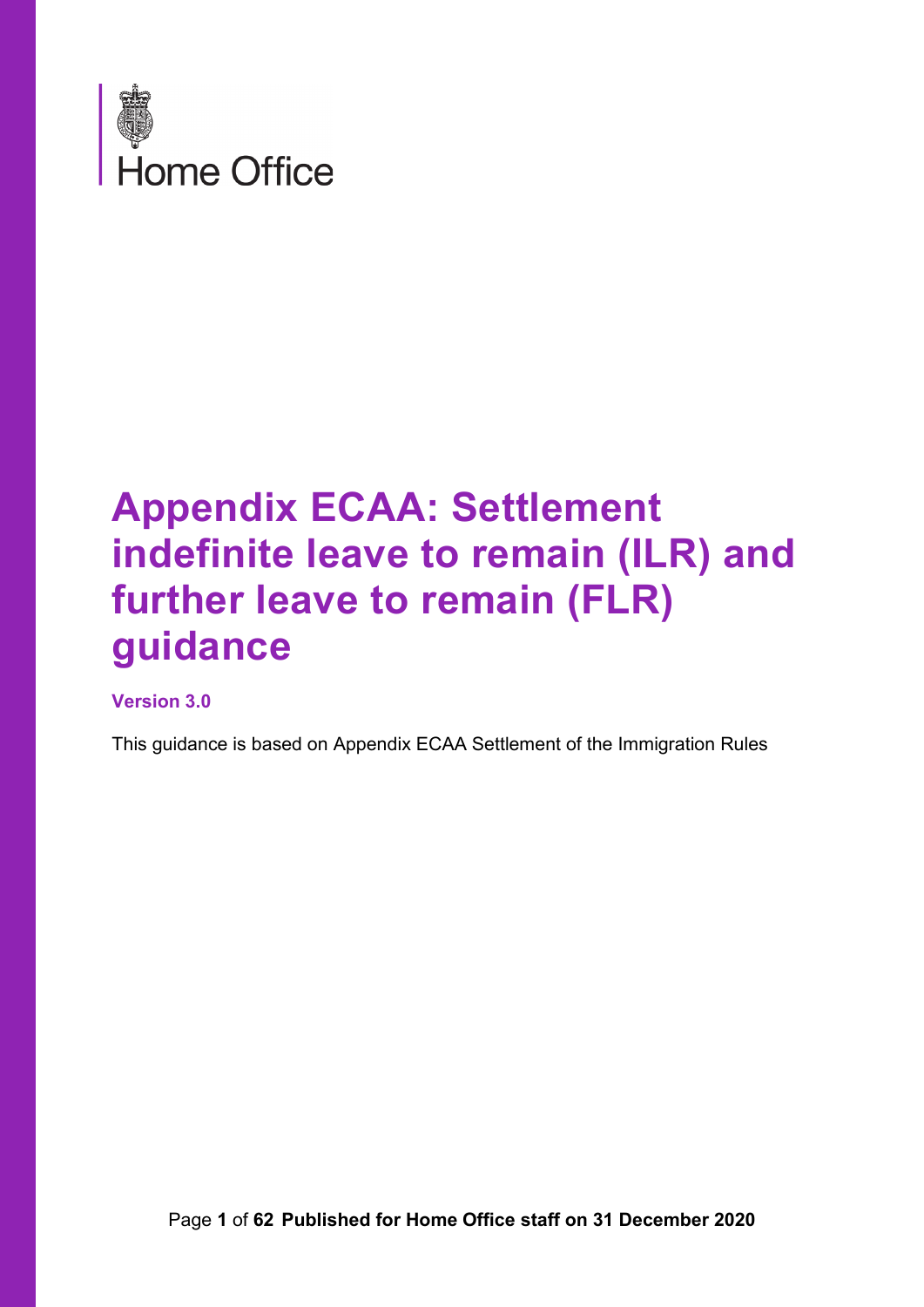Home Office

# Appendix ECAA: Settlement indefinite leave to remain (ILR) and further leave to remain (FLR) guidance

**Version 3.0**

This guidance is based on Appendix ECAA Settlement of the Immigration Rules

**Published for Home Office staff on 31 December 2020**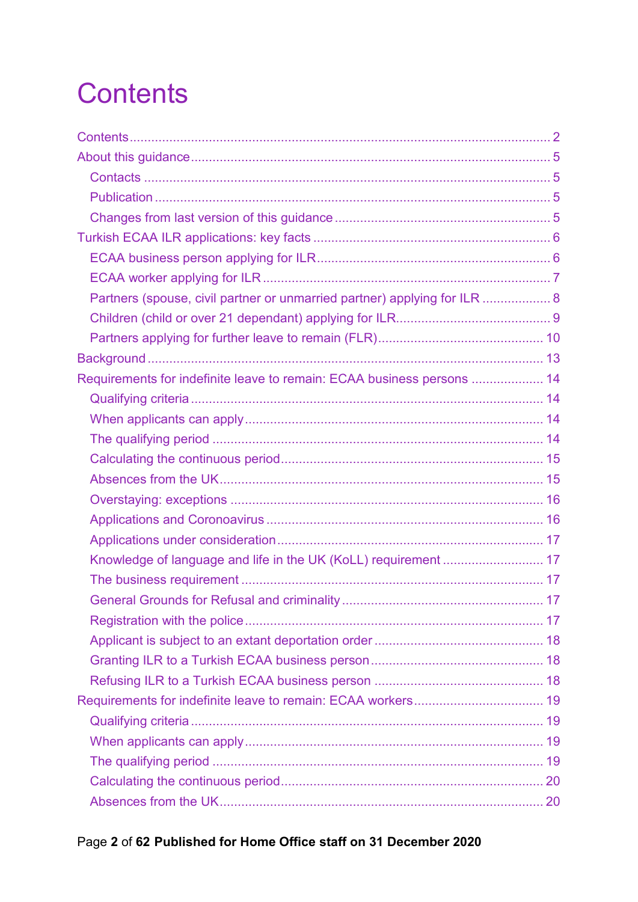# Contents

- Contents ... 2
- About this guidance ... 5
  - Contacts ... 5
  - Publication ... 5
  - Changes from last version of this guidance ... 5
- Turkish ECAA ILR applications: key facts ... 6
  - ECAA business person applying for ILR ... 6
  - ECAA worker applying for ILR ... 7
  - Partners (spouse, civil partner or unmarried partner) applying for ILR ... 8
  - Children (child or over 21 dependant) applying for ILR ... 9
  - Partners applying for further leave to remain (FLR) ... 10
- Background ... 13
- Requirements for indefinite leave to remain: ECAA business persons ... 14
  - Qualifying criteria ... 14
  - When applicants can apply ... 14
  - The qualifying period ... 14
  - Calculating the continuous period ... 15
  - Absences from the UK ... 15
  - Overstaying: exceptions ... 16
  - Applications and Coronoavirus ... 16
  - Applications under consideration ... 17
  - Knowledge of language and life in the UK (KoLL) requirement ... 17
  - The business requirement ... 17
  - General Grounds for Refusal and criminality ... 17
  - Registration with the police ... 17
  - Applicant is subject to an extant deportation order ... 18
  - Granting ILR to a Turkish ECAA business person ... 18
  - Refusing ILR to a Turkish ECAA business person ... 18
- Requirements for indefinite leave to remain: ECAA workers ... 19
  - Qualifying criteria ... 19
  - When applicants can apply ... 19
  - The qualifying period ... 19
  - Calculating the continuous period ... 20
  - Absences from the UK ... 20

**Published for Home Office staff on 31 December 2020**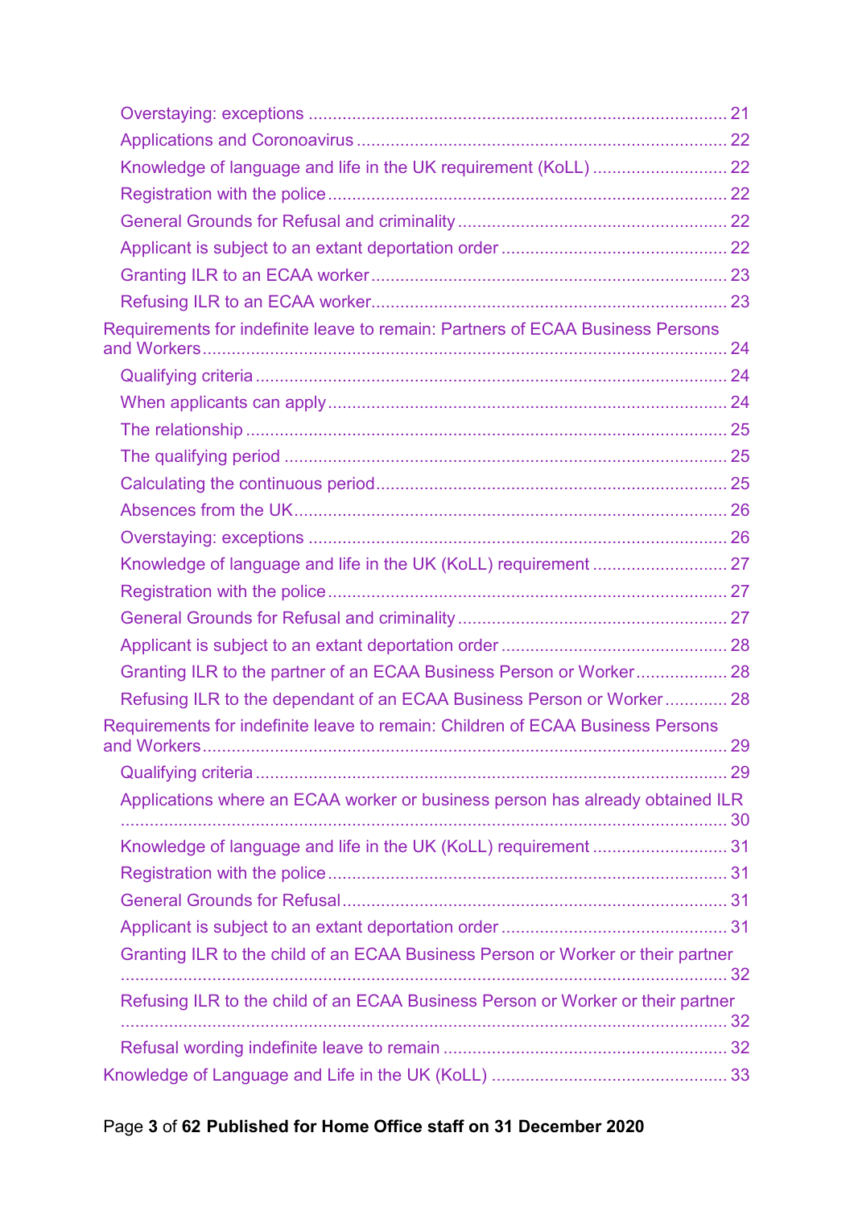- Overstaying: exceptions ... 21
- Applications and Coronavirus ... 22
- Knowledge of language and life in the UK requirement (KoLL) ... 22
- Registration with the police ... 22
- General Grounds for Refusal and criminality ... 22
- Applicant is subject to an extant deportation order ... 22
- Granting ILR to an ECAA worker ... 23
- Refusing ILR to an ECAA worker ... 23

Requirements for indefinite leave to remain: Partners of ECAA Business Persons and Workers ... 24

- Qualifying criteria ... 24
- When applicants can apply ... 24
- The relationship ... 25
- The qualifying period ... 25
- Calculating the continuous period ... 25
- Absences from the UK ... 26
- Overstaying: exceptions ... 26
- Knowledge of language and life in the UK (KoLL) requirement ... 27
- Registration with the police ... 27
- General Grounds for Refusal and criminality ... 27
- Applicant is subject to an extant deportation order ... 28
- Granting ILR to the partner of an ECAA Business Person or Worker ... 28
- Refusing ILR to the dependant of an ECAA Business Person or Worker ... 28

Requirements for indefinite leave to remain: Children of ECAA Business Persons and Workers ... 29

- Qualifying criteria ... 29
- Applications where an ECAA worker or business person has already obtained ILR ... 30
- Knowledge of language and life in the UK (KoLL) requirement ... 31
- Registration with the police ... 31
- General Grounds for Refusal ... 31
- Applicant is subject to an extant deportation order ... 31
- Granting ILR to the child of an ECAA Business Person or Worker or their partner ... 32
- Refusing ILR to the child of an ECAA Business Person or Worker or their partner ... 32
- Refusal wording indefinite leave to remain ... 32

Knowledge of Language and Life in the UK (KoLL) ... 33

**Published for Home Office staff on 31 December 2020**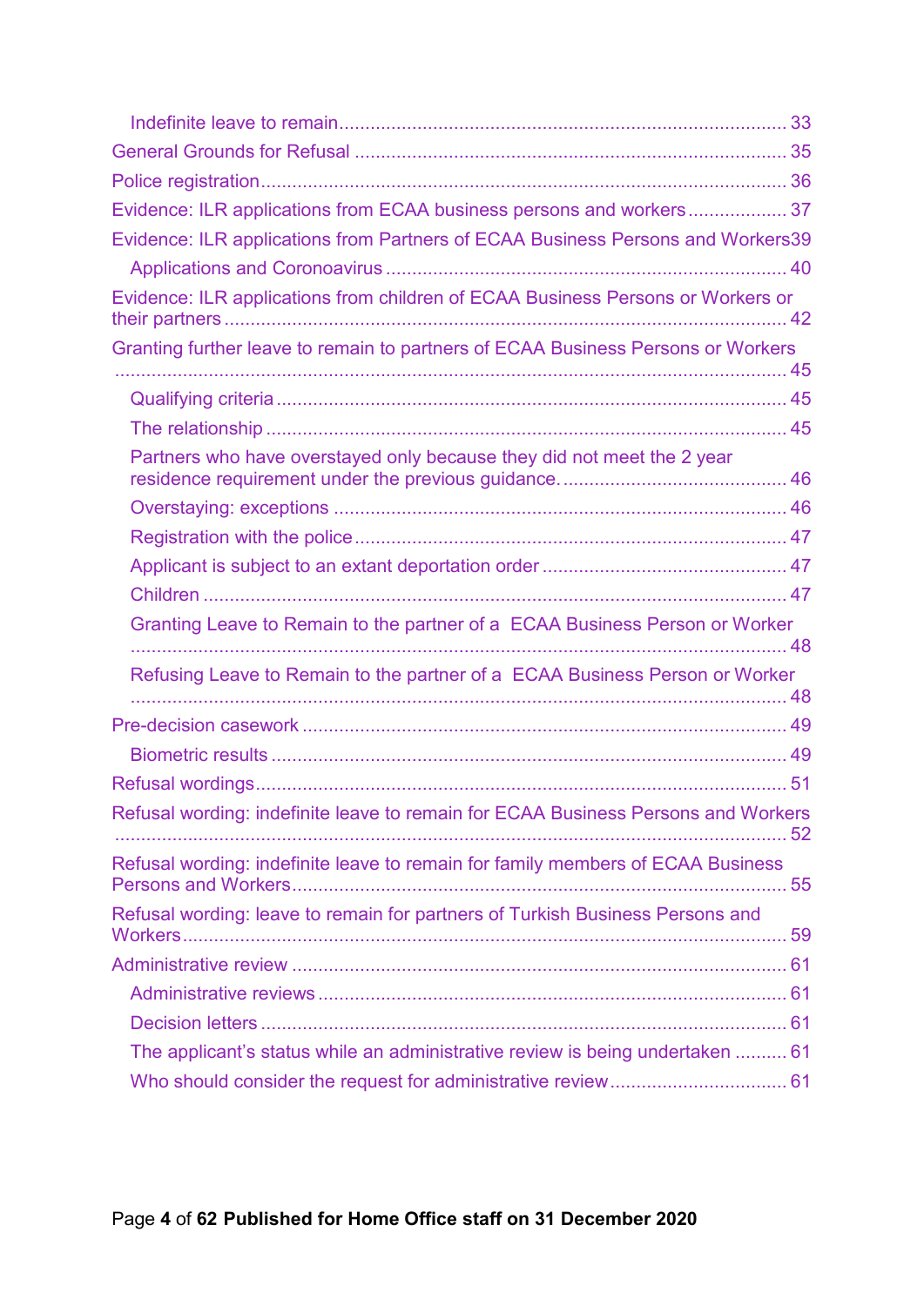- Indefinite leave to remain ..... 33

General Grounds for Refusal ..... 35

Police registration ..... 36

Evidence: ILR applications from ECAA business persons and workers ..... 37

Evidence: ILR applications from Partners of ECAA Business Persons and Workers ..... 39

- Applications and Coronavirus ..... 40

Evidence: ILR applications from children of ECAA Business Persons or Workers or their partners ..... 42

Granting further leave to remain to partners of ECAA Business Persons or Workers ..... 45

- Qualifying criteria ..... 45
- The relationship ..... 45
- Partners who have overstayed only because they did not meet the 2 year residence requirement under the previous guidance. ..... 46
- Overstaying: exceptions ..... 46
- Registration with the police ..... 47
- Applicant is subject to an extant deportation order ..... 47
- Children ..... 47
- Granting Leave to Remain to the partner of a ECAA Business Person or Worker ..... 48
- Refusing Leave to Remain to the partner of a ECAA Business Person or Worker ..... 48

Pre-decision casework ..... 49

- Biometric results ..... 49

Refusal wordings ..... 51

Refusal wording: indefinite leave to remain for ECAA Business Persons and Workers ..... 52

Refusal wording: indefinite leave to remain for family members of ECAA Business Persons and Workers ..... 55

Refusal wording: leave to remain for partners of Turkish Business Persons and Workers ..... 59

Administrative review ..... 61

- Administrative reviews ..... 61
- Decision letters ..... 61
- The applicant's status while an administrative review is being undertaken ..... 61
- Who should consider the request for administrative review ..... 61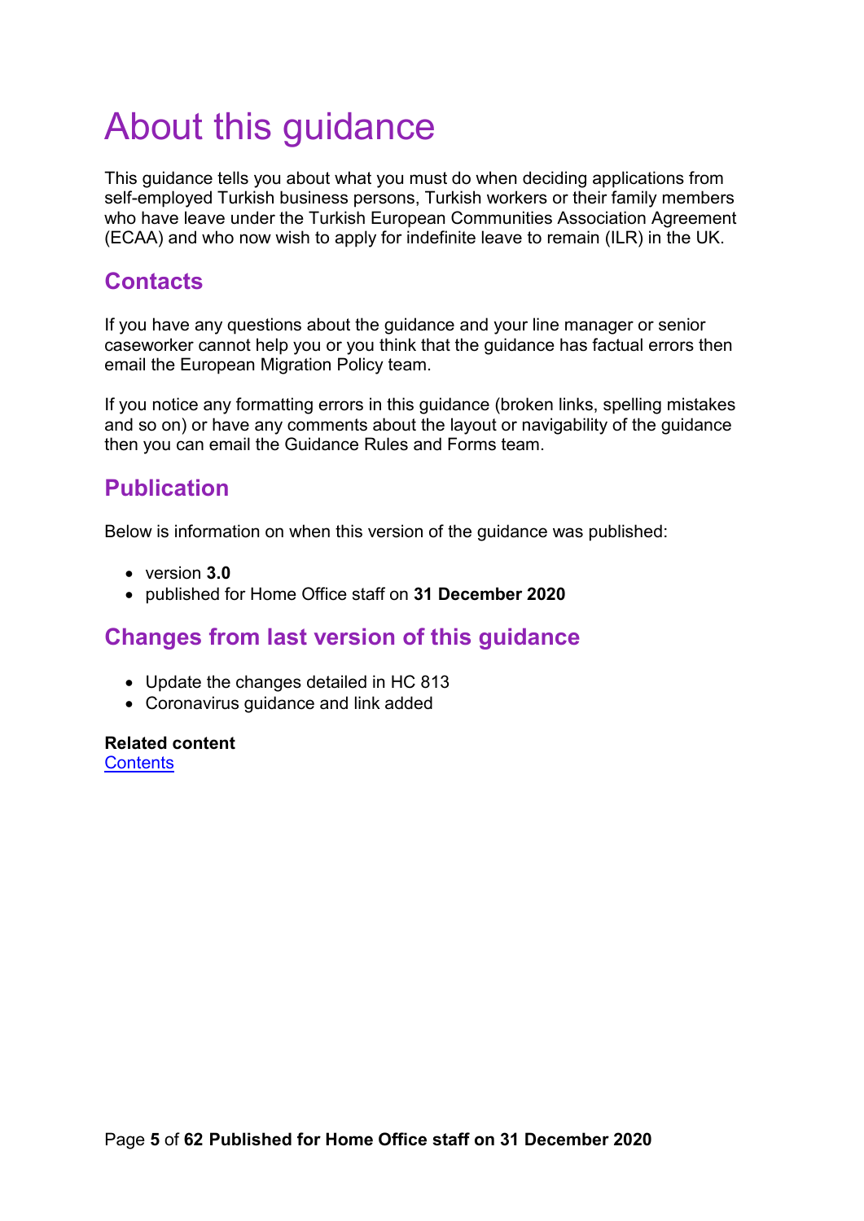# About this guidance

This guidance tells you about what you must do when deciding applications from self-employed Turkish business persons, Turkish workers or their family members who have leave under the Turkish European Communities Association Agreement (ECAA) and who now wish to apply for indefinite leave to remain (ILR) in the UK.

## Contacts

If you have any questions about the guidance and your line manager or senior caseworker cannot help you or you think that the guidance has factual errors then email the European Migration Policy team.

If you notice any formatting errors in this guidance (broken links, spelling mistakes and so on) or have any comments about the layout or navigability of the guidance then you can email the Guidance Rules and Forms team.

## Publication

Below is information on when this version of the guidance was published:

- version **3.0**
- published for Home Office staff on **31 December 2020**

## Changes from last version of this guidance

- Update the changes detailed in HC 813
- Coronavirus guidance and link added

**Related content**
Contents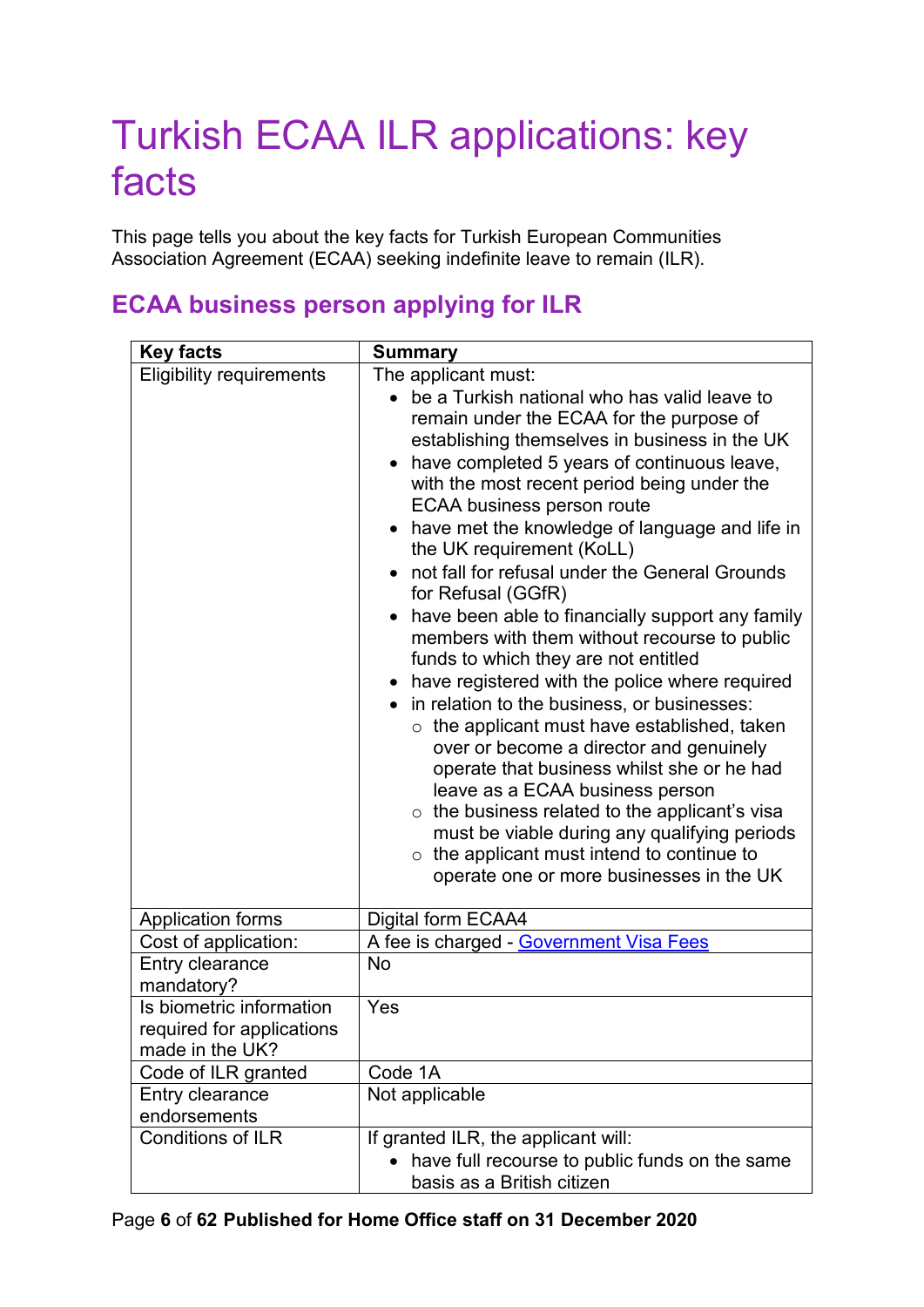# Turkish ECAA ILR applications: key facts

This page tells you about the key facts for Turkish European Communities Association Agreement (ECAA) seeking indefinite leave to remain (ILR).

## ECAA business person applying for ILR

| Key facts | Summary |
|---|---|
| Eligibility requirements | The applicant must:<br>• be a Turkish national who has valid leave to remain under the ECAA for the purpose of establishing themselves in business in the UK<br>• have completed 5 years of continuous leave, with the most recent period being under the ECAA business person route<br>• have met the knowledge of language and life in the UK requirement (KoLL)<br>• not fall for refusal under the General Grounds for Refusal (GGfR)<br>• have been able to financially support any family members with them without recourse to public funds to which they are not entitled<br>• have registered with the police where required<br>• in relation to the business, or businesses:<br>&nbsp;&nbsp;○ the applicant must have established, taken over or become a director and genuinely operate that business whilst she or he had leave as a ECAA business person<br>&nbsp;&nbsp;○ the business related to the applicant's visa must be viable during any qualifying periods<br>&nbsp;&nbsp;○ the applicant must intend to continue to operate one or more businesses in the UK |
| Application forms | Digital form ECAA4 |
| Cost of application: | A fee is charged - [Government Visa Fees](#) |
| Entry clearance mandatory? | No |
| Is biometric information required for applications made in the UK? | Yes |
| Code of ILR granted | Code 1A |
| Entry clearance endorsements | Not applicable |
| Conditions of ILR | If granted ILR, the applicant will:<br>• have full recourse to public funds on the same basis as a British citizen |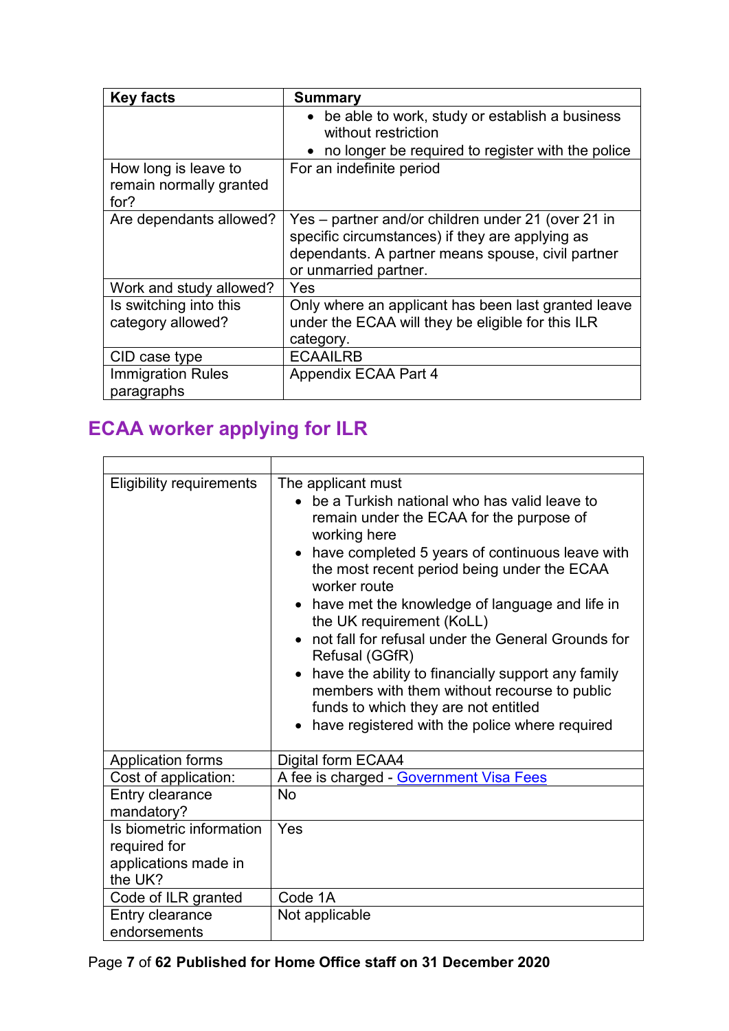| Key facts | Summary |
|---|---|
| | <ul><li>be able to work, study or establish a business without restriction</li><li>no longer be required to register with the police</li></ul> |
| How long is leave to remain normally granted for? | For an indefinite period |
| Are dependants allowed? | Yes – partner and/or children under 21 (over 21 in specific circumstances) if they are applying as dependants. A partner means spouse, civil partner or unmarried partner. |
| Work and study allowed? | Yes |
| Is switching into this category allowed? | Only where an applicant has been last granted leave under the ECAA will they be eligible for this ILR category. |
| CID case type | ECAAILRB |
| Immigration Rules paragraphs | Appendix ECAA Part 4 |

## ECAA worker applying for ILR

| | |
|---|---|
| Eligibility requirements | The applicant must<ul><li>be a Turkish national who has valid leave to remain under the ECAA for the purpose of working here</li><li>have completed 5 years of continuous leave with the most recent period being under the ECAA worker route</li><li>have met the knowledge of language and life in the UK requirement (KoLL)</li><li>not fall for refusal under the General Grounds for Refusal (GGfR)</li><li>have the ability to financially support any family members with them without recourse to public funds to which they are not entitled</li><li>have registered with the police where required</li></ul> |
| Application forms | Digital form ECAA4 |
| Cost of application: | A fee is charged - [Government Visa Fees](https://www.gov.uk/government/publications/visa-regulations-revised-table) |
| Entry clearance mandatory? | No |
| Is biometric information required for applications made in the UK? | Yes |
| Code of ILR granted | Code 1A |
| Entry clearance endorsements | Not applicable |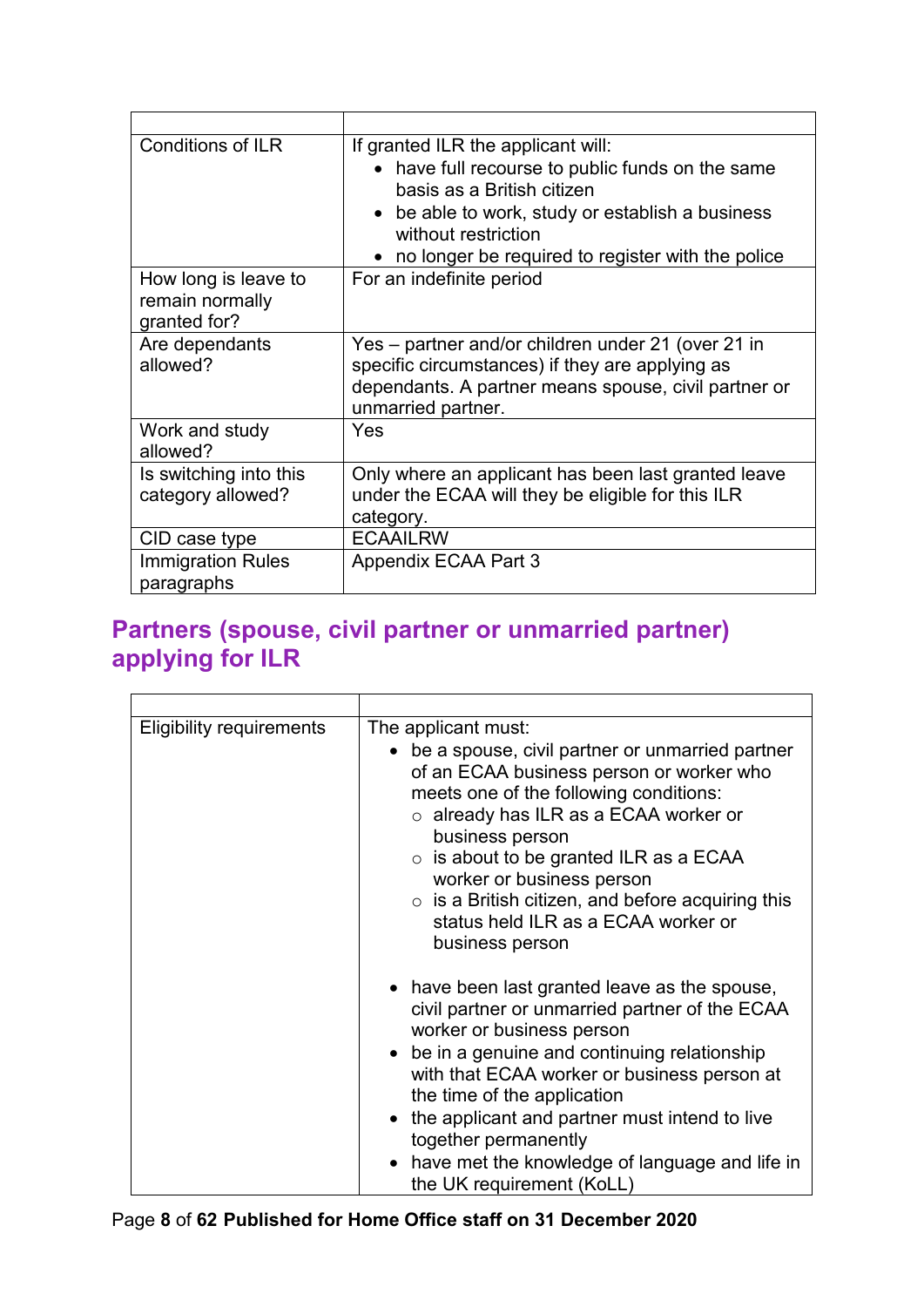| | |
|---|---|
| Conditions of ILR | If granted ILR the applicant will:<br>• have full recourse to public funds on the same basis as a British citizen<br>• be able to work, study or establish a business without restriction<br>• no longer be required to register with the police |
| How long is leave to remain normally granted for? | For an indefinite period |
| Are dependants allowed? | Yes – partner and/or children under 21 (over 21 in specific circumstances) if they are applying as dependants. A partner means spouse, civil partner or unmarried partner. |
| Work and study allowed? | Yes |
| Is switching into this category allowed? | Only where an applicant has been last granted leave under the ECAA will they be eligible for this ILR category. |
| CID case type | ECAAILRW |
| Immigration Rules paragraphs | Appendix ECAA Part 3 |

## Partners (spouse, civil partner or unmarried partner) applying for ILR

| | |
|---|---|
| Eligibility requirements | The applicant must:<br>• be a spouse, civil partner or unmarried partner of an ECAA business person or worker who meets one of the following conditions:<br>  ○ already has ILR as a ECAA worker or business person<br>  ○ is about to be granted ILR as a ECAA worker or business person<br>  ○ is a British citizen, and before acquiring this status held ILR as a ECAA worker or business person<br><br>• have been last granted leave as the spouse, civil partner or unmarried partner of the ECAA worker or business person<br>• be in a genuine and continuing relationship with that ECAA worker or business person at the time of the application<br>• the applicant and partner must intend to live together permanently<br>• have met the knowledge of language and life in the UK requirement (KoLL) |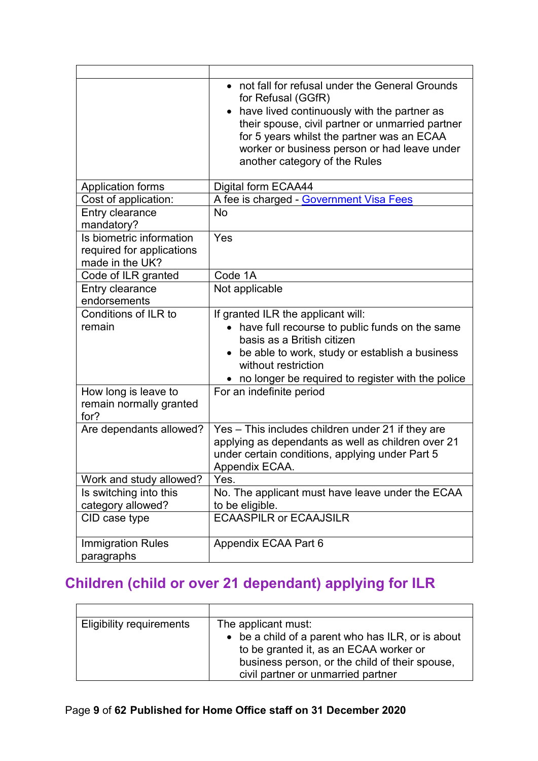| | |
|---|---|
| | <ul><li>not fall for refusal under the General Grounds for Refusal (GGfR)</li><li>have lived continuously with the partner as their spouse, civil partner or unmarried partner for 5 years whilst the partner was an ECAA worker or business person or had leave under another category of the Rules</li></ul> |
| Application forms | Digital form ECAA44 |
| Cost of application: | A fee is charged - Government Visa Fees |
| Entry clearance mandatory? | No |
| Is biometric information required for applications made in the UK? | Yes |
| Code of ILR granted | Code 1A |
| Entry clearance endorsements | Not applicable |
| Conditions of ILR to remain | If granted ILR the applicant will:<ul><li>have full recourse to public funds on the same basis as a British citizen</li><li>be able to work, study or establish a business without restriction</li><li>no longer be required to register with the police</li></ul> |
| How long is leave to remain normally granted for? | For an indefinite period |
| Are dependants allowed? | Yes – This includes children under 21 if they are applying as dependants as well as children over 21 under certain conditions, applying under Part 5 Appendix ECAA. |
| Work and study allowed? | Yes. |
| Is switching into this category allowed? | No. The applicant must have leave under the ECAA to be eligible. |
| CID case type | ECAASPILR or ECAAJSILR |
| Immigration Rules paragraphs | Appendix ECAA Part 6 |

## Children (child or over 21 dependant) applying for ILR

| | |
|---|---|
| Eligibility requirements | The applicant must:<ul><li>be a child of a parent who has ILR, or is about to be granted it, as an ECAA worker or business person, or the child of their spouse, civil partner or unmarried partner</li></ul> |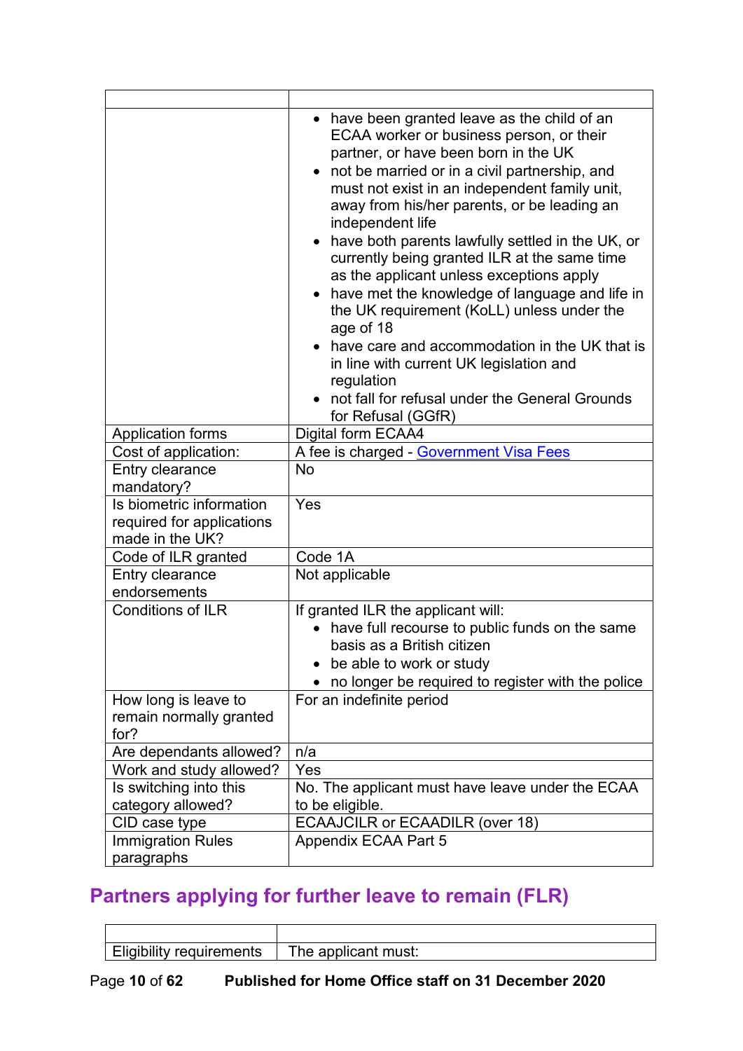| | |
|---|---|
| | <ul><li>have been granted leave as the child of an ECAA worker or business person, or their partner, or have been born in the UK</li><li>not be married or in a civil partnership, and must not exist in an independent family unit, away from his/her parents, or be leading an independent life</li><li>have both parents lawfully settled in the UK, or currently being granted ILR at the same time as the applicant unless exceptions apply</li><li>have met the knowledge of language and life in the UK requirement (KoLL) unless under the age of 18</li><li>have care and accommodation in the UK that is in line with current UK legislation and regulation</li><li>not fall for refusal under the General Grounds for Refusal (GGfR)</li></ul> |
| Application forms | Digital form ECAA4 |
| Cost of application: | A fee is charged - [Government Visa Fees](#) |
| Entry clearance mandatory? | No |
| Is biometric information required for applications made in the UK? | Yes |
| Code of ILR granted | Code 1A |
| Entry clearance endorsements | Not applicable |
| Conditions of ILR | If granted ILR the applicant will:<ul><li>have full recourse to public funds on the same basis as a British citizen</li><li>be able to work or study</li><li>no longer be required to register with the police</li></ul> |
| How long is leave to remain normally granted for? | For an indefinite period |
| Are dependants allowed? | n/a |
| Work and study allowed? | Yes |
| Is switching into this category allowed? | No. The applicant must have leave under the ECAA to be eligible. |
| CID case type | ECAAJCILR or ECAADILR (over 18) |
| Immigration Rules paragraphs | Appendix ECAA Part 5 |

## Partners applying for further leave to remain (FLR)

| | |
|---|---|
| Eligibility requirements | The applicant must: |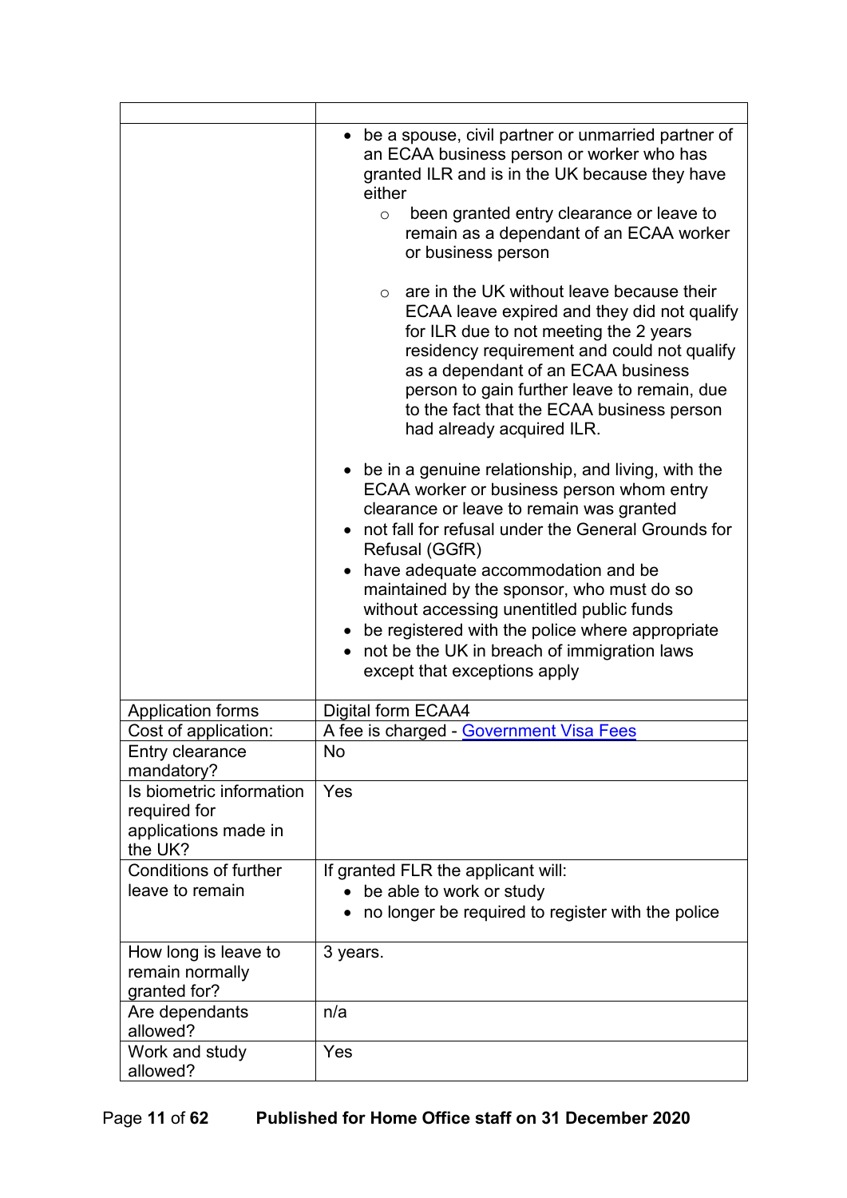| | |
|---|---|
| | <ul><li>be a spouse, civil partner or unmarried partner of an ECAA business person or worker who has granted ILR and is in the UK because they have either<ul><li>been granted entry clearance or leave to remain as a dependant of an ECAA worker or business person</li><li>are in the UK without leave because their ECAA leave expired and they did not qualify for ILR due to not meeting the 2 years residency requirement and could not qualify as a dependant of an ECAA business person to gain further leave to remain, due to the fact that the ECAA business person had already acquired ILR.</li></ul></li><li>be in a genuine relationship, and living, with the ECAA worker or business person whom entry clearance or leave to remain was granted</li><li>not fall for refusal under the General Grounds for Refusal (GGfR)</li><li>have adequate accommodation and be maintained by the sponsor, who must do so without accessing unentitled public funds</li><li>be registered with the police where appropriate</li><li>not be the UK in breach of immigration laws except that exceptions apply</li></ul> |
| Application forms | Digital form ECAA4 |
| Cost of application: | A fee is charged - Government Visa Fees |
| Entry clearance mandatory? | No |
| Is biometric information required for applications made in the UK? | Yes |
| Conditions of further leave to remain | If granted FLR the applicant will:<ul><li>be able to work or study</li><li>no longer be required to register with the police</li></ul> |
| How long is leave to remain normally granted for? | 3 years. |
| Are dependants allowed? | n/a |
| Work and study allowed? | Yes |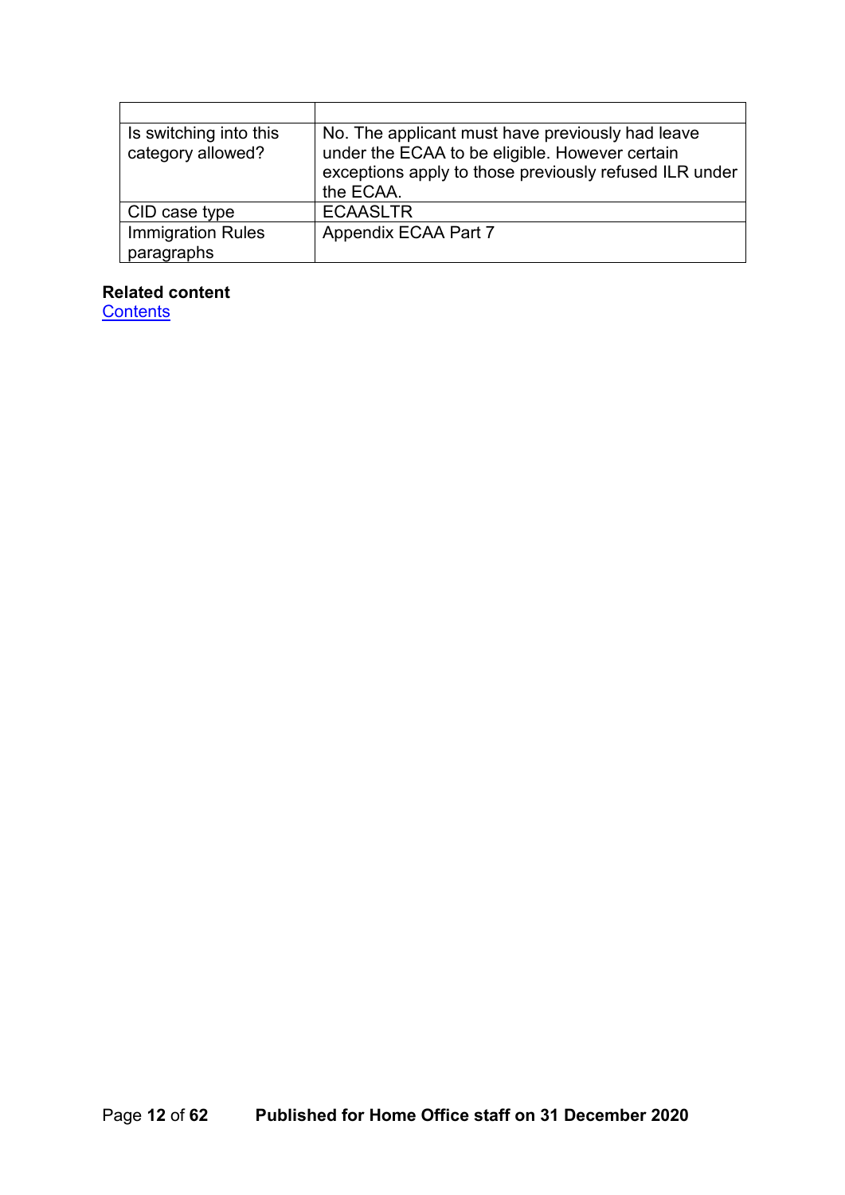| | |
|---|---|
| Is switching into this category allowed? | No. The applicant must have previously had leave under the ECAA to be eligible. However certain exceptions apply to those previously refused ILR under the ECAA. |
| CID case type | ECAASLTR |
| Immigration Rules paragraphs | Appendix ECAA Part 7 |

**Related content**
Contents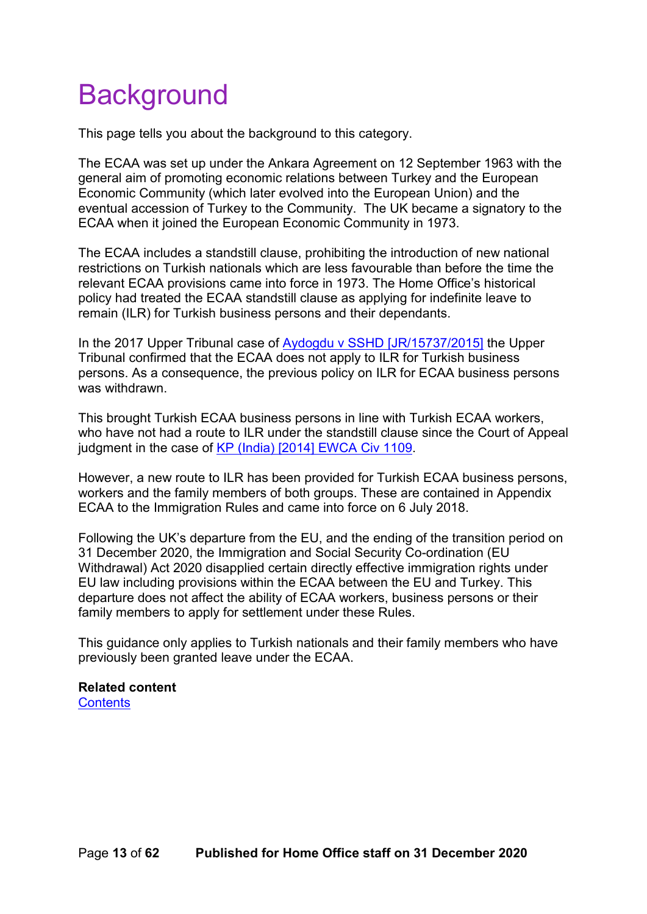# Background

This page tells you about the background to this category.

The ECAA was set up under the Ankara Agreement on 12 September 1963 with the general aim of promoting economic relations between Turkey and the European Economic Community (which later evolved into the European Union) and the eventual accession of Turkey to the Community. The UK became a signatory to the ECAA when it joined the European Economic Community in 1973.

The ECAA includes a standstill clause, prohibiting the introduction of new national restrictions on Turkish nationals which are less favourable than before the time the relevant ECAA provisions came into force in 1973. The Home Office's historical policy had treated the ECAA standstill clause as applying for indefinite leave to remain (ILR) for Turkish business persons and their dependants.

In the 2017 Upper Tribunal case of [Aydogdu v SSHD [JR/15737/2015]] the Upper Tribunal confirmed that the ECAA does not apply to ILR for Turkish business persons. As a consequence, the previous policy on ILR for ECAA business persons was withdrawn.

This brought Turkish ECAA business persons in line with Turkish ECAA workers, who have not had a route to ILR under the standstill clause since the Court of Appeal judgment in the case of [KP (India) [2014] EWCA Civ 1109].

However, a new route to ILR has been provided for Turkish ECAA business persons, workers and the family members of both groups. These are contained in Appendix ECAA to the Immigration Rules and came into force on 6 July 2018.

Following the UK's departure from the EU, and the ending of the transition period on 31 December 2020, the Immigration and Social Security Co-ordination (EU Withdrawal) Act 2020 disapplied certain directly effective immigration rights under EU law including provisions within the ECAA between the EU and Turkey. This departure does not affect the ability of ECAA workers, business persons or their family members to apply for settlement under these Rules.

This guidance only applies to Turkish nationals and their family members who have previously been granted leave under the ECAA.

**Related content**
Contents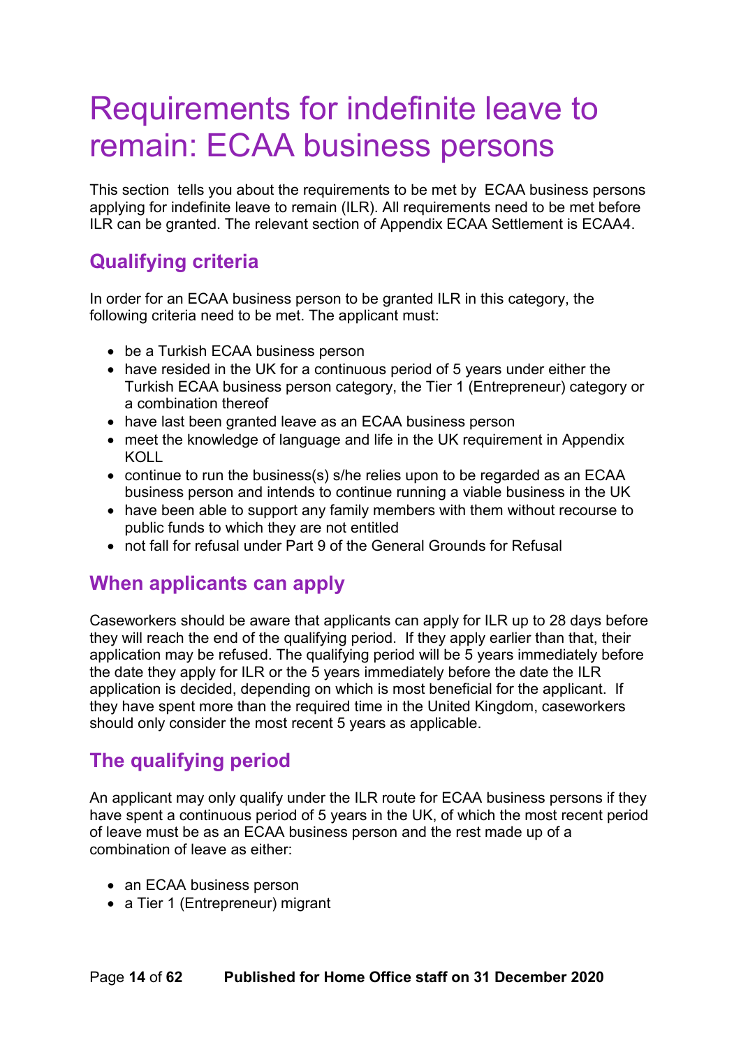# Requirements for indefinite leave to remain: ECAA business persons

This section tells you about the requirements to be met by ECAA business persons applying for indefinite leave to remain (ILR). All requirements need to be met before ILR can be granted. The relevant section of Appendix ECAA Settlement is ECAA4.

## Qualifying criteria

In order for an ECAA business person to be granted ILR in this category, the following criteria need to be met. The applicant must:

- be a Turkish ECAA business person
- have resided in the UK for a continuous period of 5 years under either the Turkish ECAA business person category, the Tier 1 (Entrepreneur) category or a combination thereof
- have last been granted leave as an ECAA business person
- meet the knowledge of language and life in the UK requirement in Appendix KOLL
- continue to run the business(s) s/he relies upon to be regarded as an ECAA business person and intends to continue running a viable business in the UK
- have been able to support any family members with them without recourse to public funds to which they are not entitled
- not fall for refusal under Part 9 of the General Grounds for Refusal

## When applicants can apply

Caseworkers should be aware that applicants can apply for ILR up to 28 days before they will reach the end of the qualifying period. If they apply earlier than that, their application may be refused. The qualifying period will be 5 years immediately before the date they apply for ILR or the 5 years immediately before the date the ILR application is decided, depending on which is most beneficial for the applicant. If they have spent more than the required time in the United Kingdom, caseworkers should only consider the most recent 5 years as applicable.

## The qualifying period

An applicant may only qualify under the ILR route for ECAA business persons if they have spent a continuous period of 5 years in the UK, of which the most recent period of leave must be as an ECAA business person and the rest made up of a combination of leave as either:

- an ECAA business person
- a Tier 1 (Entrepreneur) migrant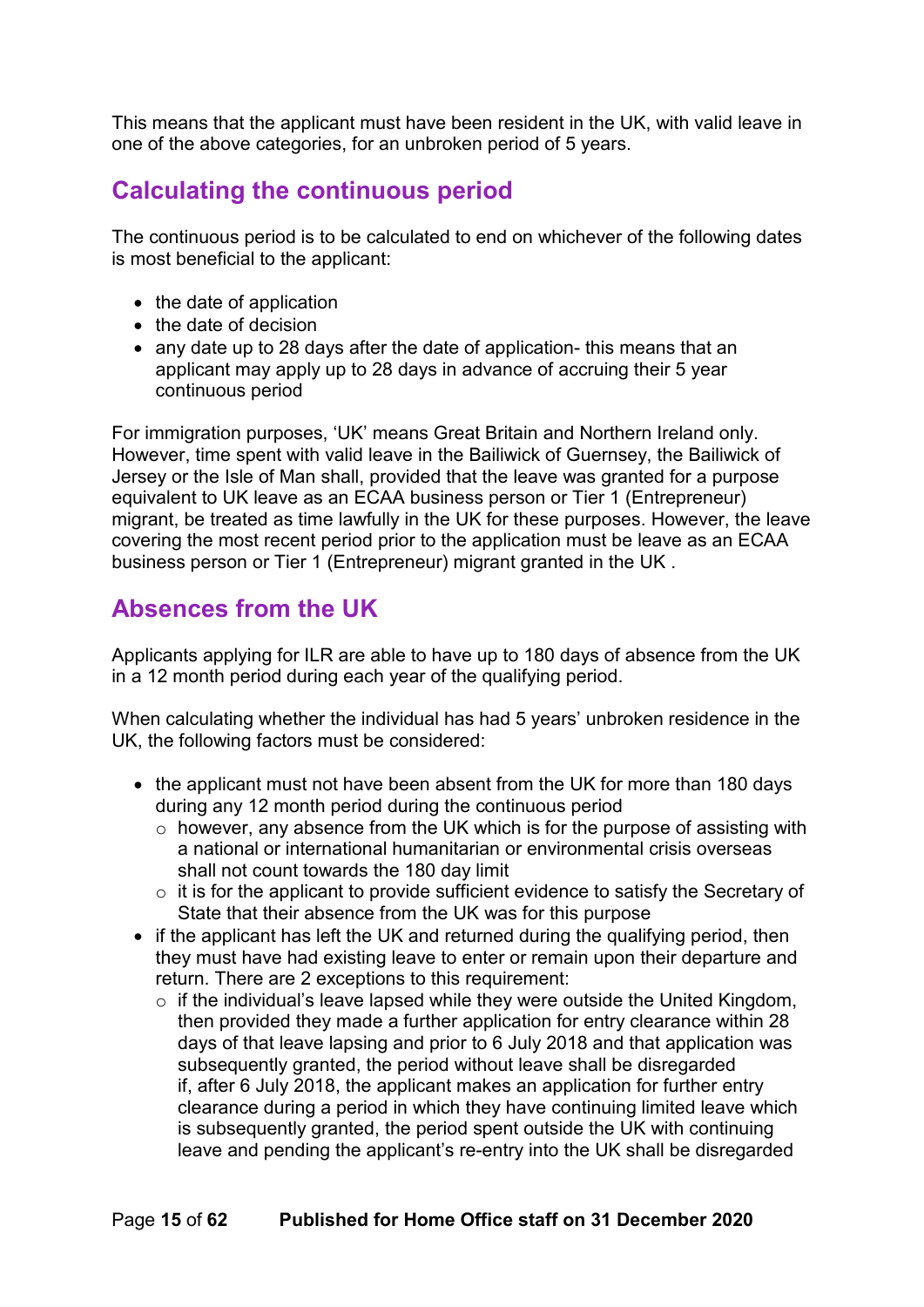This means that the applicant must have been resident in the UK, with valid leave in one of the above categories, for an unbroken period of 5 years.

## Calculating the continuous period

The continuous period is to be calculated to end on whichever of the following dates is most beneficial to the applicant:

- the date of application
- the date of decision
- any date up to 28 days after the date of application- this means that an applicant may apply up to 28 days in advance of accruing their 5 year continuous period

For immigration purposes, 'UK' means Great Britain and Northern Ireland only. However, time spent with valid leave in the Bailiwick of Guernsey, the Bailiwick of Jersey or the Isle of Man shall, provided that the leave was granted for a purpose equivalent to UK leave as an ECAA business person or Tier 1 (Entrepreneur) migrant, be treated as time lawfully in the UK for these purposes. However, the leave covering the most recent period prior to the application must be leave as an ECAA business person or Tier 1 (Entrepreneur) migrant granted in the UK .

## Absences from the UK

Applicants applying for ILR are able to have up to 180 days of absence from the UK in a 12 month period during each year of the qualifying period.

When calculating whether the individual has had 5 years' unbroken residence in the UK, the following factors must be considered:

- the applicant must not have been absent from the UK for more than 180 days during any 12 month period during the continuous period
  - however, any absence from the UK which is for the purpose of assisting with a national or international humanitarian or environmental crisis overseas shall not count towards the 180 day limit
  - it is for the applicant to provide sufficient evidence to satisfy the Secretary of State that their absence from the UK was for this purpose
- if the applicant has left the UK and returned during the qualifying period, then they must have had existing leave to enter or remain upon their departure and return. There are 2 exceptions to this requirement:
  - if the individual's leave lapsed while they were outside the United Kingdom, then provided they made a further application for entry clearance within 28 days of that leave lapsing and prior to 6 July 2018 and that application was subsequently granted, the period without leave shall be disregarded if, after 6 July 2018, the applicant makes an application for further entry clearance during a period in which they have continuing limited leave which is subsequently granted, the period spent outside the UK with continuing leave and pending the applicant's re-entry into the UK shall be disregarded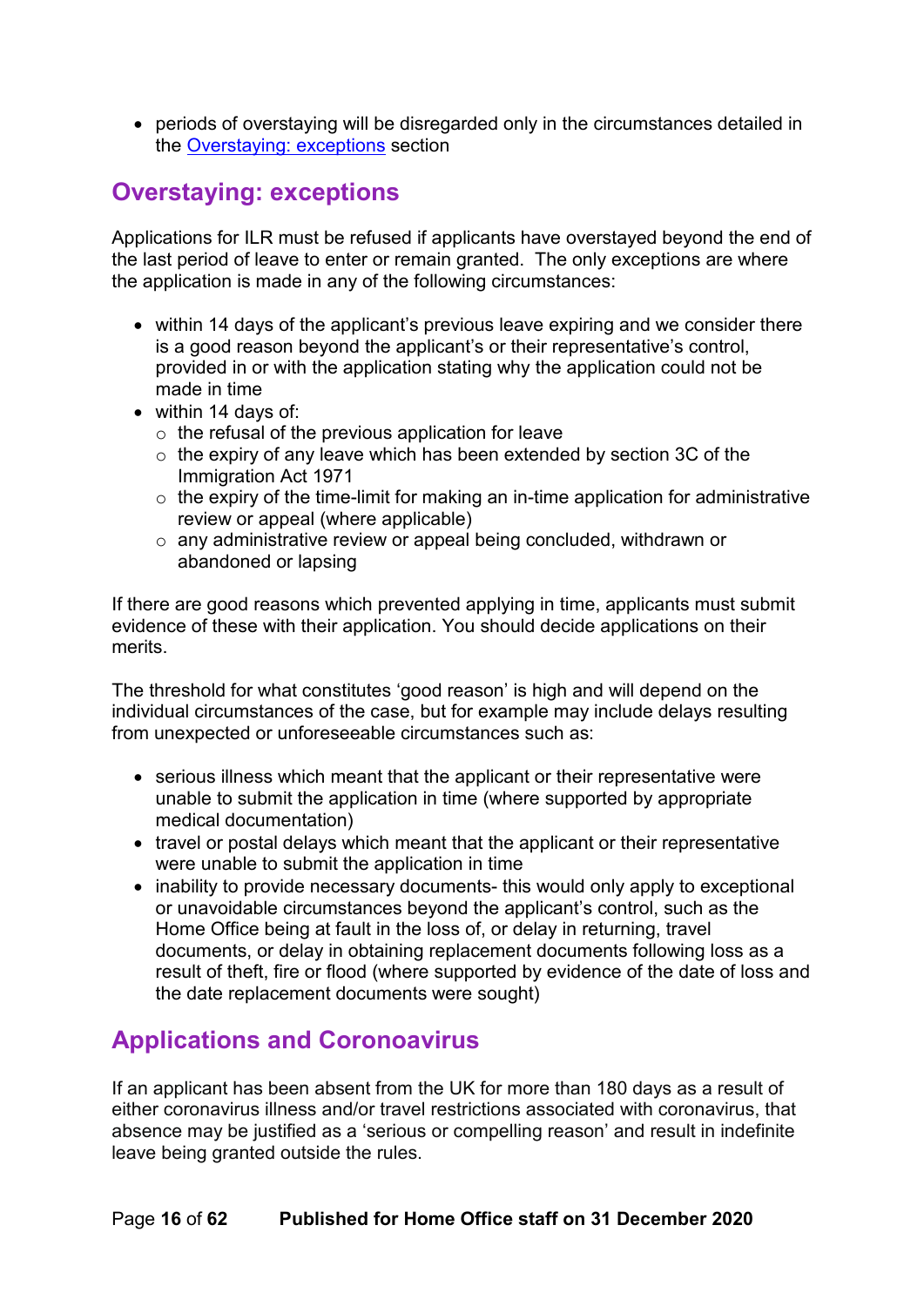- periods of overstaying will be disregarded only in the circumstances detailed in the [Overstaying: exceptions](#) section

## Overstaying: exceptions

Applications for ILR must be refused if applicants have overstayed beyond the end of the last period of leave to enter or remain granted. The only exceptions are where the application is made in any of the following circumstances:

- within 14 days of the applicant's previous leave expiring and we consider there is a good reason beyond the applicant's or their representative's control, provided in or with the application stating why the application could not be made in time
- within 14 days of:
  - the refusal of the previous application for leave
  - the expiry of any leave which has been extended by section 3C of the Immigration Act 1971
  - the expiry of the time-limit for making an in-time application for administrative review or appeal (where applicable)
  - any administrative review or appeal being concluded, withdrawn or abandoned or lapsing

If there are good reasons which prevented applying in time, applicants must submit evidence of these with their application. You should decide applications on their merits.

The threshold for what constitutes 'good reason' is high and will depend on the individual circumstances of the case, but for example may include delays resulting from unexpected or unforeseeable circumstances such as:

- serious illness which meant that the applicant or their representative were unable to submit the application in time (where supported by appropriate medical documentation)
- travel or postal delays which meant that the applicant or their representative were unable to submit the application in time
- inability to provide necessary documents- this would only apply to exceptional or unavoidable circumstances beyond the applicant's control, such as the Home Office being at fault in the loss of, or delay in returning, travel documents, or delay in obtaining replacement documents following loss as a result of theft, fire or flood (where supported by evidence of the date of loss and the date replacement documents were sought)

## Applications and Coronoavirus

If an applicant has been absent from the UK for more than 180 days as a result of either coronavirus illness and/or travel restrictions associated with coronavirus, that absence may be justified as a 'serious or compelling reason' and result in indefinite leave being granted outside the rules.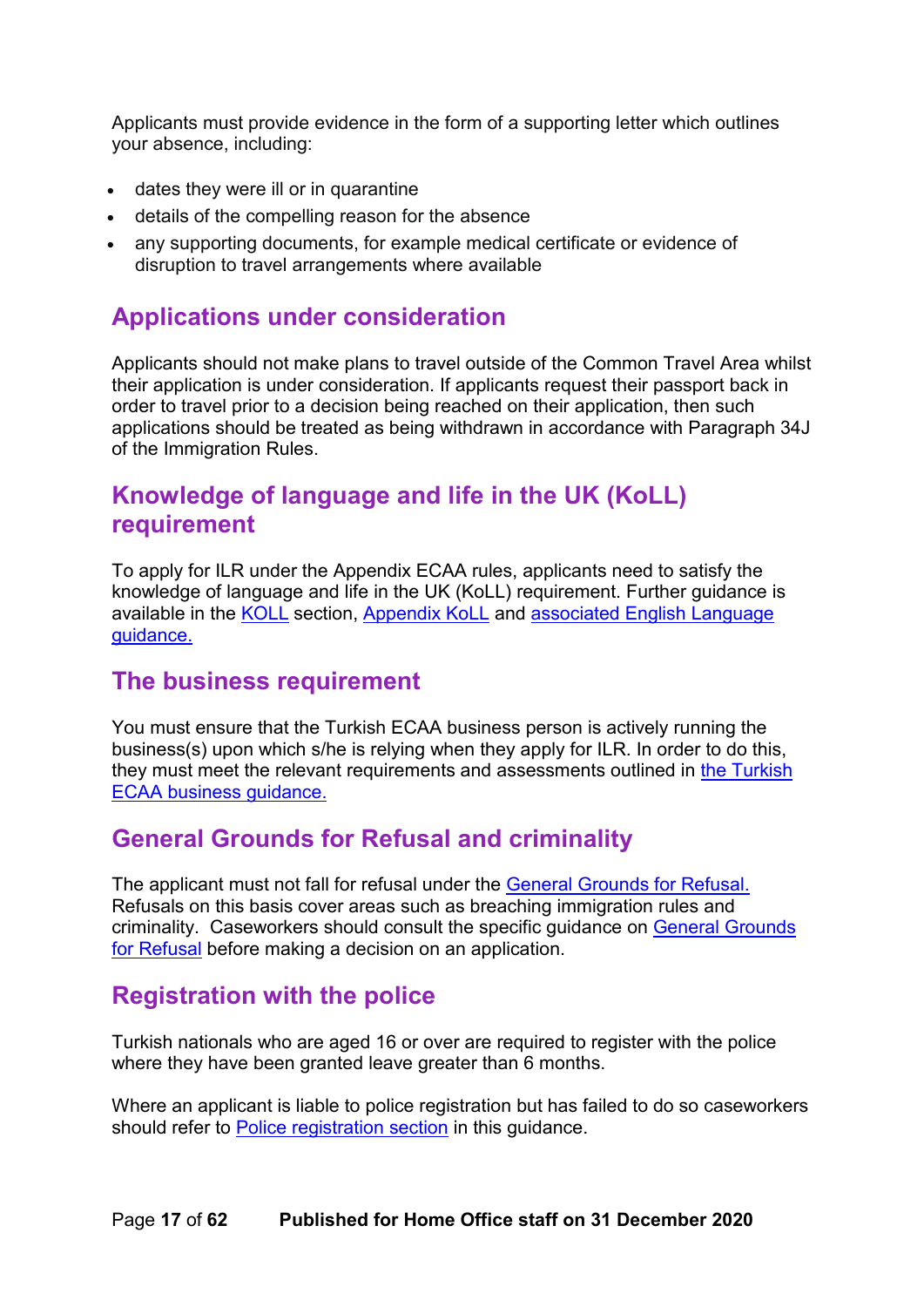Applicants must provide evidence in the form of a supporting letter which outlines your absence, including:

- dates they were ill or in quarantine
- details of the compelling reason for the absence
- any supporting documents, for example medical certificate or evidence of disruption to travel arrangements where available

## Applications under consideration

Applicants should not make plans to travel outside of the Common Travel Area whilst their application is under consideration. If applicants request their passport back in order to travel prior to a decision being reached on their application, then such applications should be treated as being withdrawn in accordance with Paragraph 34J of the Immigration Rules.

## Knowledge of language and life in the UK (KoLL) requirement

To apply for ILR under the Appendix ECAA rules, applicants need to satisfy the knowledge of language and life in the UK (KoLL) requirement. Further guidance is available in the KOLL section, Appendix KoLL and associated English Language guidance.

## The business requirement

You must ensure that the Turkish ECAA business person is actively running the business(s) upon which s/he is relying when they apply for ILR. In order to do this, they must meet the relevant requirements and assessments outlined in the Turkish ECAA business guidance.

## General Grounds for Refusal and criminality

The applicant must not fall for refusal under the General Grounds for Refusal. Refusals on this basis cover areas such as breaching immigration rules and criminality. Caseworkers should consult the specific guidance on General Grounds for Refusal before making a decision on an application.

## Registration with the police

Turkish nationals who are aged 16 or over are required to register with the police where they have been granted leave greater than 6 months.

Where an applicant is liable to police registration but has failed to do so caseworkers should refer to Police registration section in this guidance.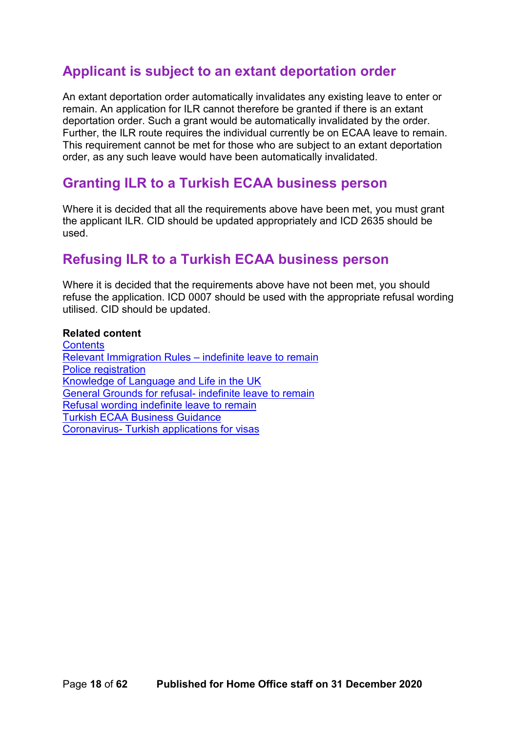## Applicant is subject to an extant deportation order

An extant deportation order automatically invalidates any existing leave to enter or remain. An application for ILR cannot therefore be granted if there is an extant deportation order. Such a grant would be automatically invalidated by the order. Further, the ILR route requires the individual currently be on ECAA leave to remain. This requirement cannot be met for those who are subject to an extant deportation order, as any such leave would have been automatically invalidated.

## Granting ILR to a Turkish ECAA business person

Where it is decided that all the requirements above have been met, you must grant the applicant ILR. CID should be updated appropriately and ICD 2635 should be used.

## Refusing ILR to a Turkish ECAA business person

Where it is decided that the requirements above have not been met, you should refuse the application. ICD 0007 should be used with the appropriate refusal wording utilised. CID should be updated.

**Related content**
Contents
Relevant Immigration Rules – indefinite leave to remain
Police registration
Knowledge of Language and Life in the UK
General Grounds for refusal- indefinite leave to remain
Refusal wording indefinite leave to remain
Turkish ECAA Business Guidance
Coronavirus- Turkish applications for visas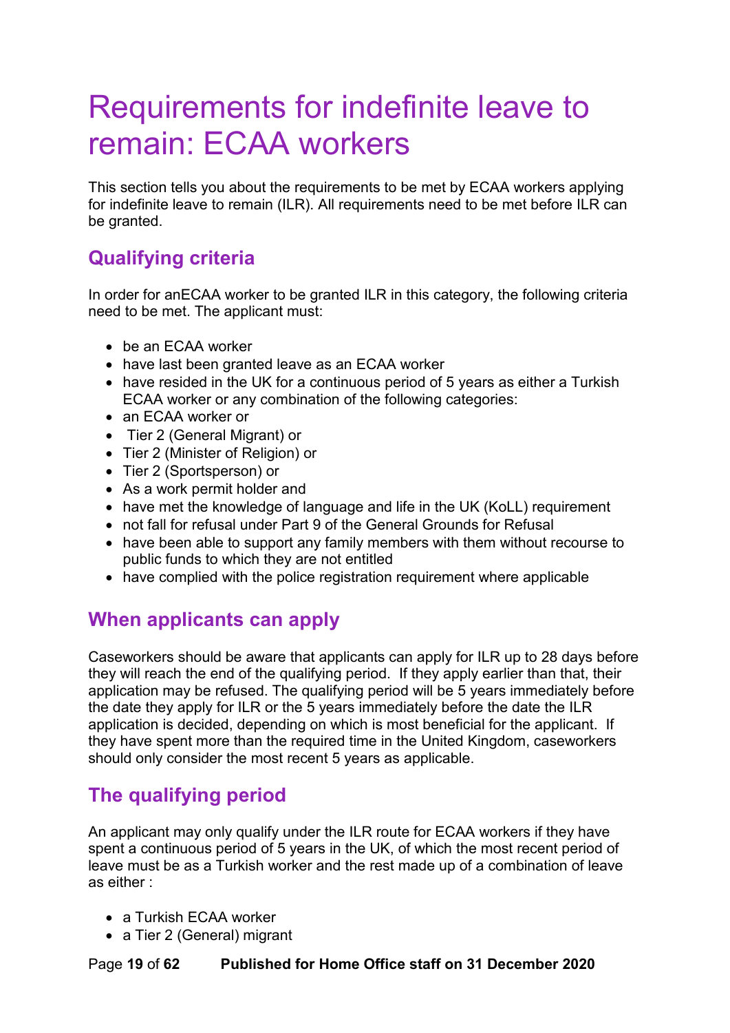# Requirements for indefinite leave to remain: ECAA workers

This section tells you about the requirements to be met by ECAA workers applying for indefinite leave to remain (ILR). All requirements need to be met before ILR can be granted.

## Qualifying criteria

In order for anECAA worker to be granted ILR in this category, the following criteria need to be met. The applicant must:

- be an ECAA worker
- have last been granted leave as an ECAA worker
- have resided in the UK for a continuous period of 5 years as either a Turkish ECAA worker or any combination of the following categories:
- an ECAA worker or
- Tier 2 (General Migrant) or
- Tier 2 (Minister of Religion) or
- Tier 2 (Sportsperson) or
- As a work permit holder and
- have met the knowledge of language and life in the UK (KoLL) requirement
- not fall for refusal under Part 9 of the General Grounds for Refusal
- have been able to support any family members with them without recourse to public funds to which they are not entitled
- have complied with the police registration requirement where applicable

## When applicants can apply

Caseworkers should be aware that applicants can apply for ILR up to 28 days before they will reach the end of the qualifying period. If they apply earlier than that, their application may be refused. The qualifying period will be 5 years immediately before the date they apply for ILR or the 5 years immediately before the date the ILR application is decided, depending on which is most beneficial for the applicant. If they have spent more than the required time in the United Kingdom, caseworkers should only consider the most recent 5 years as applicable.

## The qualifying period

An applicant may only qualify under the ILR route for ECAA workers if they have spent a continuous period of 5 years in the UK, of which the most recent period of leave must be as a Turkish worker and the rest made up of a combination of leave as either :

- a Turkish ECAA worker
- a Tier 2 (General) migrant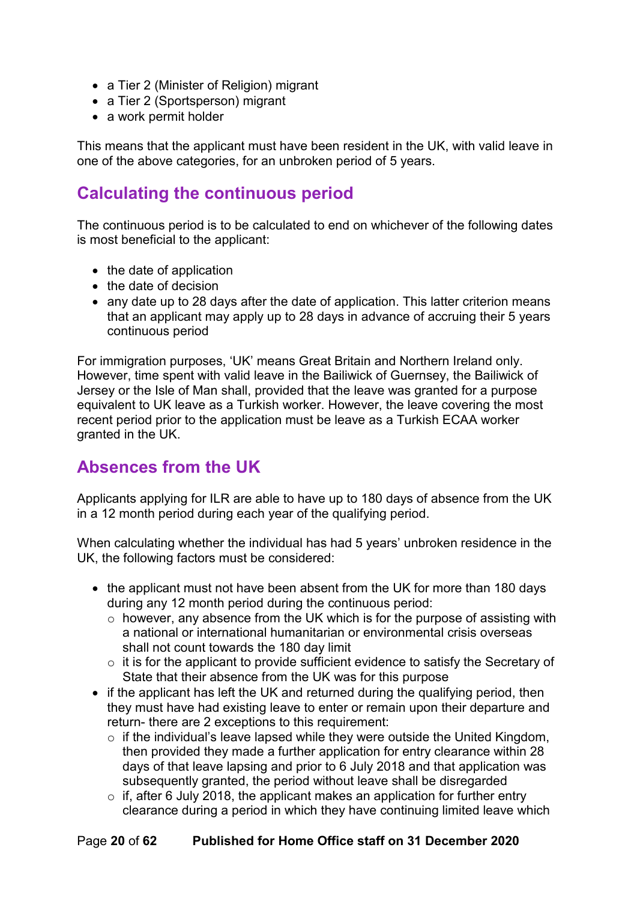- a Tier 2 (Minister of Religion) migrant
- a Tier 2 (Sportsperson) migrant
- a work permit holder

This means that the applicant must have been resident in the UK, with valid leave in one of the above categories, for an unbroken period of 5 years.

## Calculating the continuous period

The continuous period is to be calculated to end on whichever of the following dates is most beneficial to the applicant:

- the date of application
- the date of decision
- any date up to 28 days after the date of application. This latter criterion means that an applicant may apply up to 28 days in advance of accruing their 5 years continuous period

For immigration purposes, 'UK' means Great Britain and Northern Ireland only. However, time spent with valid leave in the Bailiwick of Guernsey, the Bailiwick of Jersey or the Isle of Man shall, provided that the leave was granted for a purpose equivalent to UK leave as a Turkish worker. However, the leave covering the most recent period prior to the application must be leave as a Turkish ECAA worker granted in the UK.

## Absences from the UK

Applicants applying for ILR are able to have up to 180 days of absence from the UK in a 12 month period during each year of the qualifying period.

When calculating whether the individual has had 5 years' unbroken residence in the UK, the following factors must be considered:

- the applicant must not have been absent from the UK for more than 180 days during any 12 month period during the continuous period:
  - however, any absence from the UK which is for the purpose of assisting with a national or international humanitarian or environmental crisis overseas shall not count towards the 180 day limit
  - it is for the applicant to provide sufficient evidence to satisfy the Secretary of State that their absence from the UK was for this purpose
- if the applicant has left the UK and returned during the qualifying period, then they must have had existing leave to enter or remain upon their departure and return- there are 2 exceptions to this requirement:
  - if the individual's leave lapsed while they were outside the United Kingdom, then provided they made a further application for entry clearance within 28 days of that leave lapsing and prior to 6 July 2018 and that application was subsequently granted, the period without leave shall be disregarded
  - if, after 6 July 2018, the applicant makes an application for further entry clearance during a period in which they have continuing limited leave which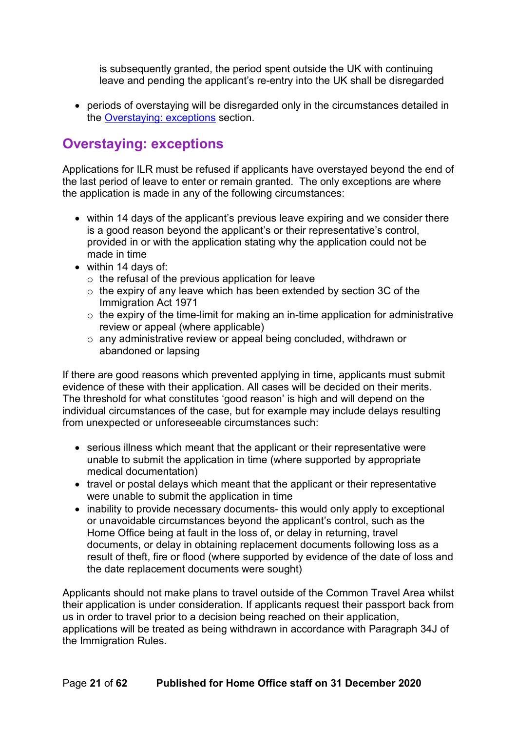is subsequently granted, the period spent outside the UK with continuing leave and pending the applicant's re-entry into the UK shall be disregarded

- periods of overstaying will be disregarded only in the circumstances detailed in the [Overstaying: exceptions](#) section.

## Overstaying: exceptions

Applications for ILR must be refused if applicants have overstayed beyond the end of the last period of leave to enter or remain granted. The only exceptions are where the application is made in any of the following circumstances:

- within 14 days of the applicant's previous leave expiring and we consider there is a good reason beyond the applicant's or their representative's control, provided in or with the application stating why the application could not be made in time
- within 14 days of:
  - the refusal of the previous application for leave
  - the expiry of any leave which has been extended by section 3C of the Immigration Act 1971
  - the expiry of the time-limit for making an in-time application for administrative review or appeal (where applicable)
  - any administrative review or appeal being concluded, withdrawn or abandoned or lapsing

If there are good reasons which prevented applying in time, applicants must submit evidence of these with their application. All cases will be decided on their merits. The threshold for what constitutes 'good reason' is high and will depend on the individual circumstances of the case, but for example may include delays resulting from unexpected or unforeseeable circumstances such:

- serious illness which meant that the applicant or their representative were unable to submit the application in time (where supported by appropriate medical documentation)
- travel or postal delays which meant that the applicant or their representative were unable to submit the application in time
- inability to provide necessary documents- this would only apply to exceptional or unavoidable circumstances beyond the applicant's control, such as the Home Office being at fault in the loss of, or delay in returning, travel documents, or delay in obtaining replacement documents following loss as a result of theft, fire or flood (where supported by evidence of the date of loss and the date replacement documents were sought)

Applicants should not make plans to travel outside of the Common Travel Area whilst their application is under consideration. If applicants request their passport back from us in order to travel prior to a decision being reached on their application, applications will be treated as being withdrawn in accordance with Paragraph 34J of the Immigration Rules.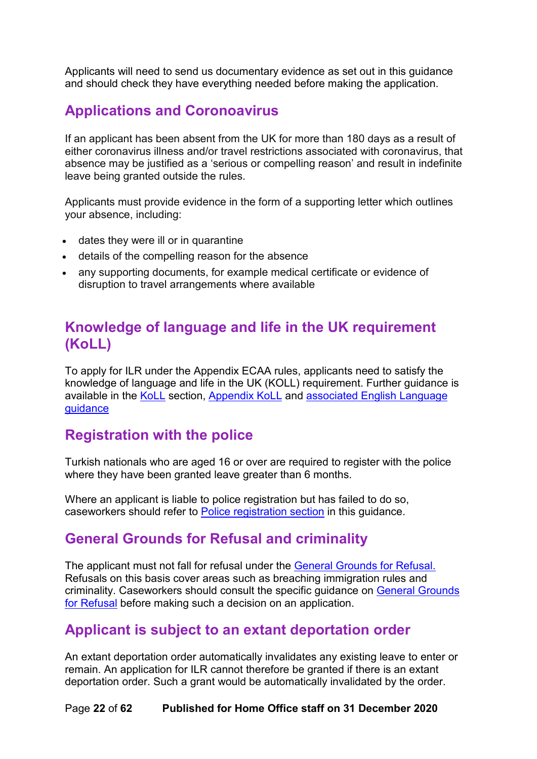Applicants will need to send us documentary evidence as set out in this guidance and should check they have everything needed before making the application.

## Applications and Coronoavirus

If an applicant has been absent from the UK for more than 180 days as a result of either coronavirus illness and/or travel restrictions associated with coronavirus, that absence may be justified as a 'serious or compelling reason' and result in indefinite leave being granted outside the rules.

Applicants must provide evidence in the form of a supporting letter which outlines your absence, including:

- dates they were ill or in quarantine
- details of the compelling reason for the absence
- any supporting documents, for example medical certificate or evidence of disruption to travel arrangements where available

## Knowledge of language and life in the UK requirement (KoLL)

To apply for ILR under the Appendix ECAA rules, applicants need to satisfy the knowledge of language and life in the UK (KOLL) requirement. Further guidance is available in the KoLL section, Appendix KoLL and associated English Language guidance

## Registration with the police

Turkish nationals who are aged 16 or over are required to register with the police where they have been granted leave greater than 6 months.

Where an applicant is liable to police registration but has failed to do so, caseworkers should refer to Police registration section in this guidance.

## General Grounds for Refusal and criminality

The applicant must not fall for refusal under the General Grounds for Refusal. Refusals on this basis cover areas such as breaching immigration rules and criminality. Caseworkers should consult the specific guidance on General Grounds for Refusal before making such a decision on an application.

## Applicant is subject to an extant deportation order

An extant deportation order automatically invalidates any existing leave to enter or remain. An application for ILR cannot therefore be granted if there is an extant deportation order. Such a grant would be automatically invalidated by the order.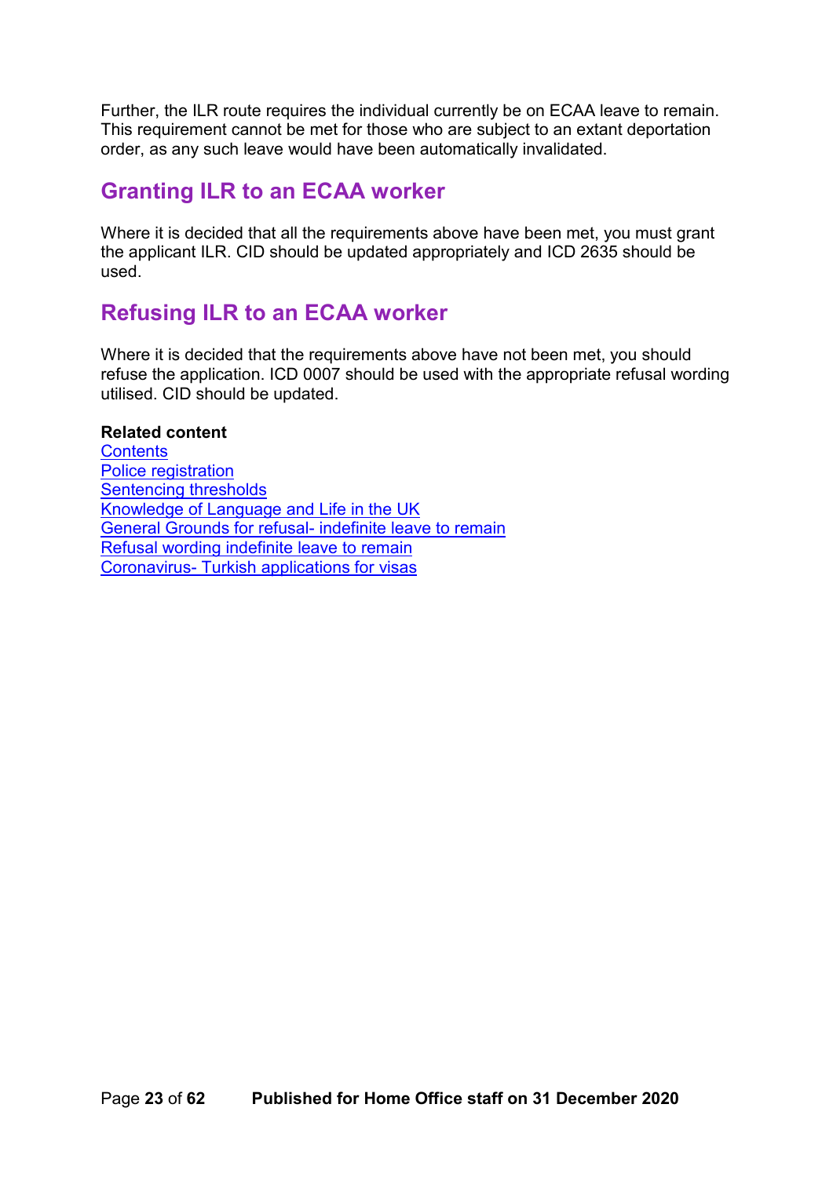Further, the ILR route requires the individual currently be on ECAA leave to remain. This requirement cannot be met for those who are subject to an extant deportation order, as any such leave would have been automatically invalidated.

## Granting ILR to an ECAA worker

Where it is decided that all the requirements above have been met, you must grant the applicant ILR. CID should be updated appropriately and ICD 2635 should be used.

## Refusing ILR to an ECAA worker

Where it is decided that the requirements above have not been met, you should refuse the application. ICD 0007 should be used with the appropriate refusal wording utilised. CID should be updated.

**Related content**
Contents
Police registration
Sentencing thresholds
Knowledge of Language and Life in the UK
General Grounds for refusal- indefinite leave to remain
Refusal wording indefinite leave to remain
Coronavirus- Turkish applications for visas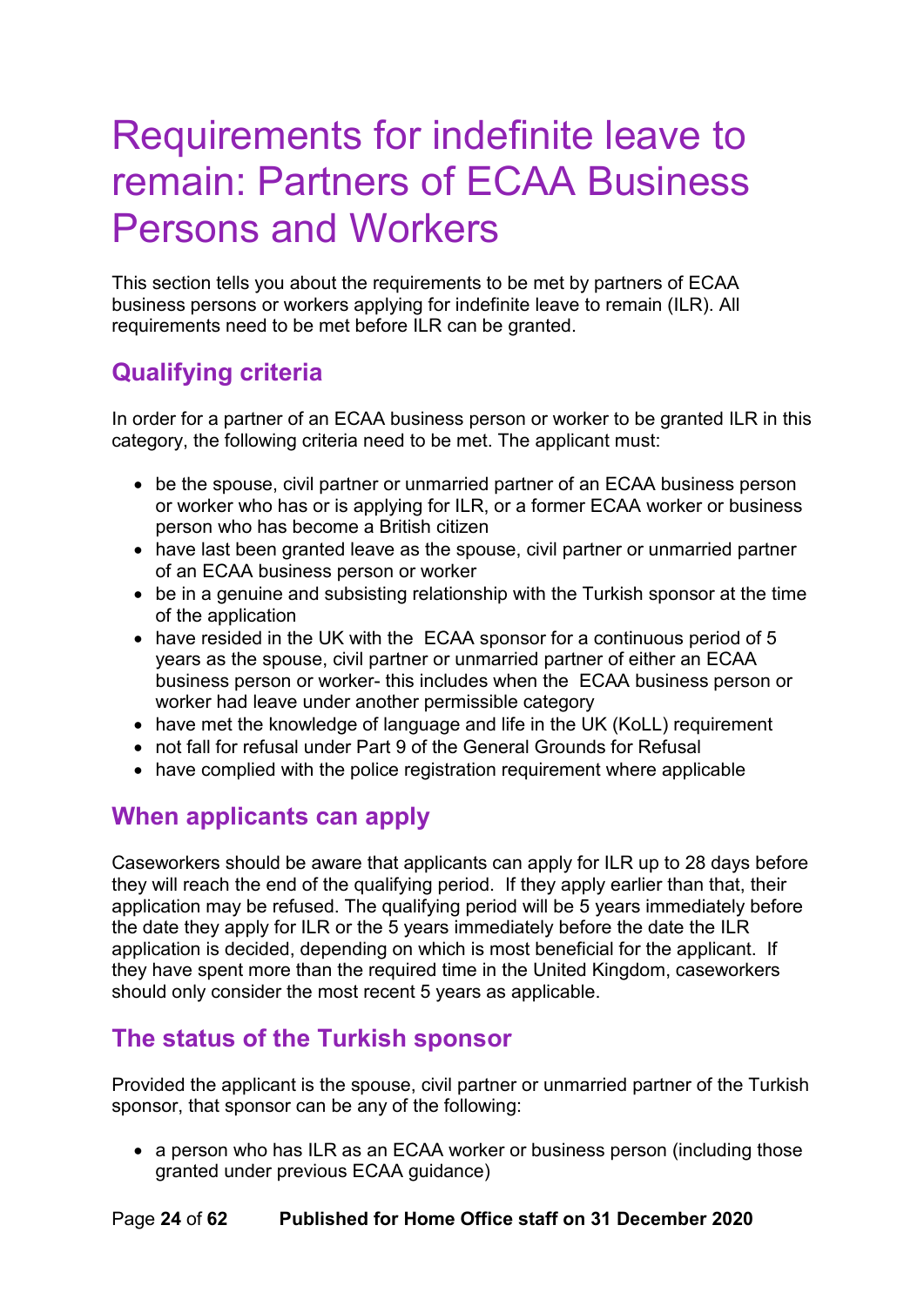# Requirements for indefinite leave to remain: Partners of ECAA Business Persons and Workers

This section tells you about the requirements to be met by partners of ECAA business persons or workers applying for indefinite leave to remain (ILR). All requirements need to be met before ILR can be granted.

## Qualifying criteria

In order for a partner of an ECAA business person or worker to be granted ILR in this category, the following criteria need to be met. The applicant must:

- be the spouse, civil partner or unmarried partner of an ECAA business person or worker who has or is applying for ILR, or a former ECAA worker or business person who has become a British citizen
- have last been granted leave as the spouse, civil partner or unmarried partner of an ECAA business person or worker
- be in a genuine and subsisting relationship with the Turkish sponsor at the time of the application
- have resided in the UK with the ECAA sponsor for a continuous period of 5 years as the spouse, civil partner or unmarried partner of either an ECAA business person or worker- this includes when the ECAA business person or worker had leave under another permissible category
- have met the knowledge of language and life in the UK (KoLL) requirement
- not fall for refusal under Part 9 of the General Grounds for Refusal
- have complied with the police registration requirement where applicable

## When applicants can apply

Caseworkers should be aware that applicants can apply for ILR up to 28 days before they will reach the end of the qualifying period. If they apply earlier than that, their application may be refused. The qualifying period will be 5 years immediately before the date they apply for ILR or the 5 years immediately before the date the ILR application is decided, depending on which is most beneficial for the applicant. If they have spent more than the required time in the United Kingdom, caseworkers should only consider the most recent 5 years as applicable.

## The status of the Turkish sponsor

Provided the applicant is the spouse, civil partner or unmarried partner of the Turkish sponsor, that sponsor can be any of the following:

- a person who has ILR as an ECAA worker or business person (including those granted under previous ECAA guidance)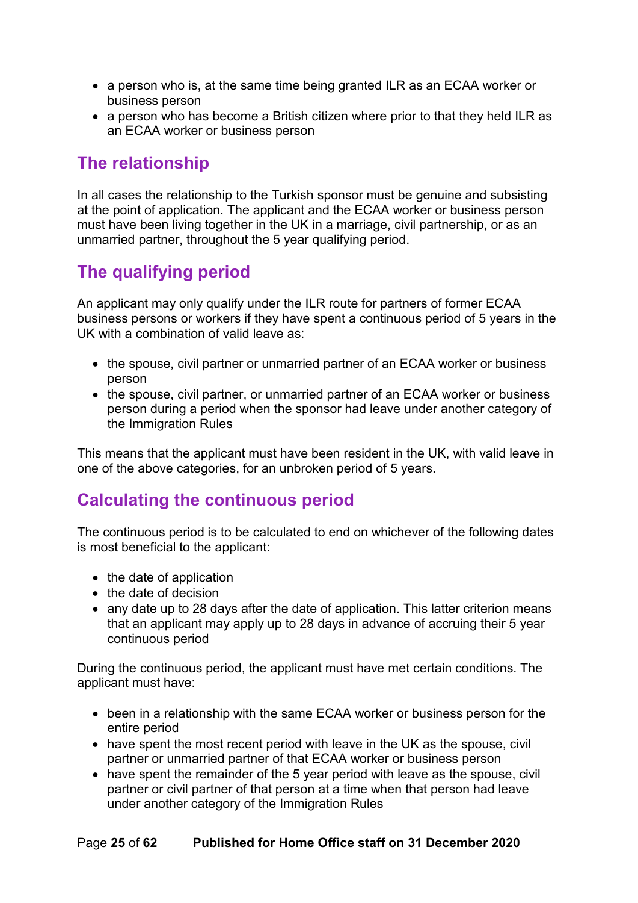- a person who is, at the same time being granted ILR as an ECAA worker or business person
- a person who has become a British citizen where prior to that they held ILR as an ECAA worker or business person

## The relationship

In all cases the relationship to the Turkish sponsor must be genuine and subsisting at the point of application. The applicant and the ECAA worker or business person must have been living together in the UK in a marriage, civil partnership, or as an unmarried partner, throughout the 5 year qualifying period.

## The qualifying period

An applicant may only qualify under the ILR route for partners of former ECAA business persons or workers if they have spent a continuous period of 5 years in the UK with a combination of valid leave as:

- the spouse, civil partner or unmarried partner of an ECAA worker or business person
- the spouse, civil partner, or unmarried partner of an ECAA worker or business person during a period when the sponsor had leave under another category of the Immigration Rules

This means that the applicant must have been resident in the UK, with valid leave in one of the above categories, for an unbroken period of 5 years.

## Calculating the continuous period

The continuous period is to be calculated to end on whichever of the following dates is most beneficial to the applicant:

- the date of application
- the date of decision
- any date up to 28 days after the date of application. This latter criterion means that an applicant may apply up to 28 days in advance of accruing their 5 year continuous period

During the continuous period, the applicant must have met certain conditions. The applicant must have:

- been in a relationship with the same ECAA worker or business person for the entire period
- have spent the most recent period with leave in the UK as the spouse, civil partner or unmarried partner of that ECAA worker or business person
- have spent the remainder of the 5 year period with leave as the spouse, civil partner or civil partner of that person at a time when that person had leave under another category of the Immigration Rules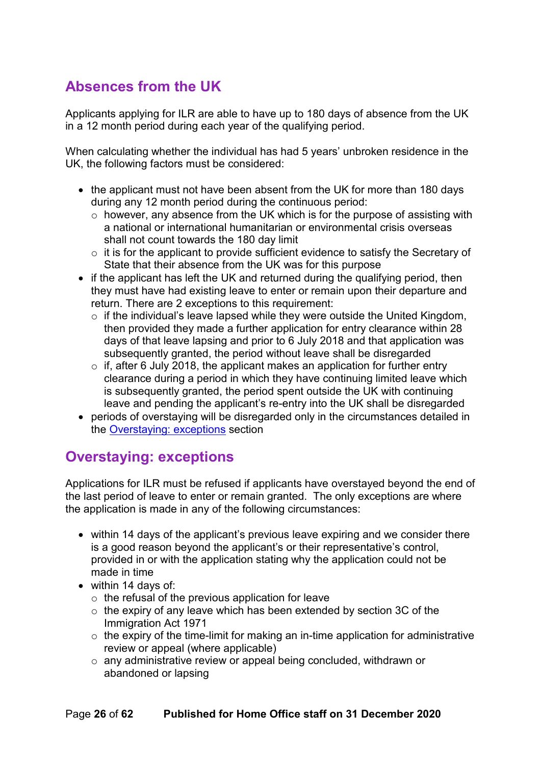## Absences from the UK

Applicants applying for ILR are able to have up to 180 days of absence from the UK in a 12 month period during each year of the qualifying period.

When calculating whether the individual has had 5 years' unbroken residence in the UK, the following factors must be considered:

- the applicant must not have been absent from the UK for more than 180 days during any 12 month period during the continuous period:
  - however, any absence from the UK which is for the purpose of assisting with a national or international humanitarian or environmental crisis overseas shall not count towards the 180 day limit
  - it is for the applicant to provide sufficient evidence to satisfy the Secretary of State that their absence from the UK was for this purpose
- if the applicant has left the UK and returned during the qualifying period, then they must have had existing leave to enter or remain upon their departure and return. There are 2 exceptions to this requirement:
  - if the individual's leave lapsed while they were outside the United Kingdom, then provided they made a further application for entry clearance within 28 days of that leave lapsing and prior to 6 July 2018 and that application was subsequently granted, the period without leave shall be disregarded
  - if, after 6 July 2018, the applicant makes an application for further entry clearance during a period in which they have continuing limited leave which is subsequently granted, the period spent outside the UK with continuing leave and pending the applicant's re-entry into the UK shall be disregarded
- periods of overstaying will be disregarded only in the circumstances detailed in the Overstaying: exceptions section

## Overstaying: exceptions

Applications for ILR must be refused if applicants have overstayed beyond the end of the last period of leave to enter or remain granted. The only exceptions are where the application is made in any of the following circumstances:

- within 14 days of the applicant's previous leave expiring and we consider there is a good reason beyond the applicant's or their representative's control, provided in or with the application stating why the application could not be made in time
- within 14 days of:
  - the refusal of the previous application for leave
  - the expiry of any leave which has been extended by section 3C of the Immigration Act 1971
  - the expiry of the time-limit for making an in-time application for administrative review or appeal (where applicable)
  - any administrative review or appeal being concluded, withdrawn or abandoned or lapsing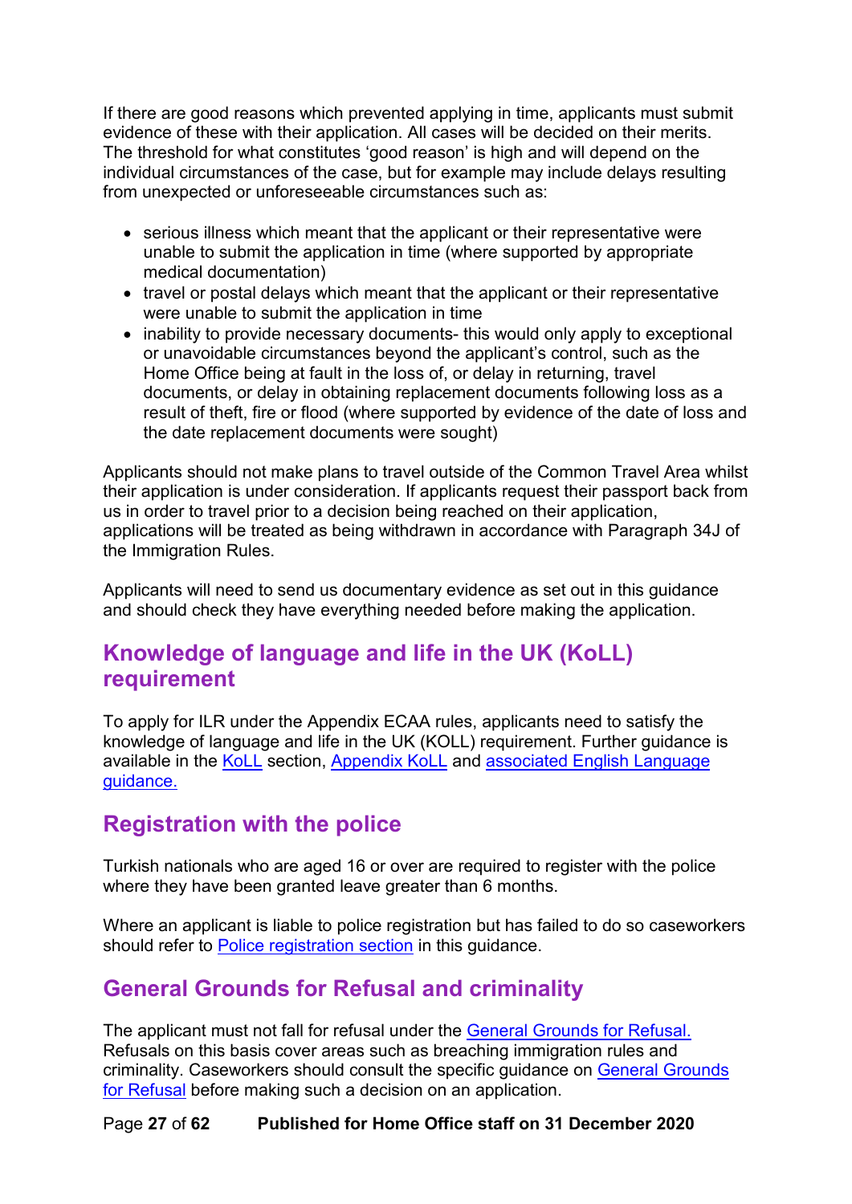If there are good reasons which prevented applying in time, applicants must submit evidence of these with their application. All cases will be decided on their merits. The threshold for what constitutes 'good reason' is high and will depend on the individual circumstances of the case, but for example may include delays resulting from unexpected or unforeseeable circumstances such as:

- serious illness which meant that the applicant or their representative were unable to submit the application in time (where supported by appropriate medical documentation)
- travel or postal delays which meant that the applicant or their representative were unable to submit the application in time
- inability to provide necessary documents- this would only apply to exceptional or unavoidable circumstances beyond the applicant's control, such as the Home Office being at fault in the loss of, or delay in returning, travel documents, or delay in obtaining replacement documents following loss as a result of theft, fire or flood (where supported by evidence of the date of loss and the date replacement documents were sought)

Applicants should not make plans to travel outside of the Common Travel Area whilst their application is under consideration. If applicants request their passport back from us in order to travel prior to a decision being reached on their application, applications will be treated as being withdrawn in accordance with Paragraph 34J of the Immigration Rules.

Applicants will need to send us documentary evidence as set out in this guidance and should check they have everything needed before making the application.

## Knowledge of language and life in the UK (KoLL) requirement

To apply for ILR under the Appendix ECAA rules, applicants need to satisfy the knowledge of language and life in the UK (KOLL) requirement. Further guidance is available in the KoLL section, Appendix KoLL and associated English Language guidance.

## Registration with the police

Turkish nationals who are aged 16 or over are required to register with the police where they have been granted leave greater than 6 months.

Where an applicant is liable to police registration but has failed to do so caseworkers should refer to Police registration section in this guidance.

## General Grounds for Refusal and criminality

The applicant must not fall for refusal under the General Grounds for Refusal. Refusals on this basis cover areas such as breaching immigration rules and criminality. Caseworkers should consult the specific guidance on General Grounds for Refusal before making such a decision on an application.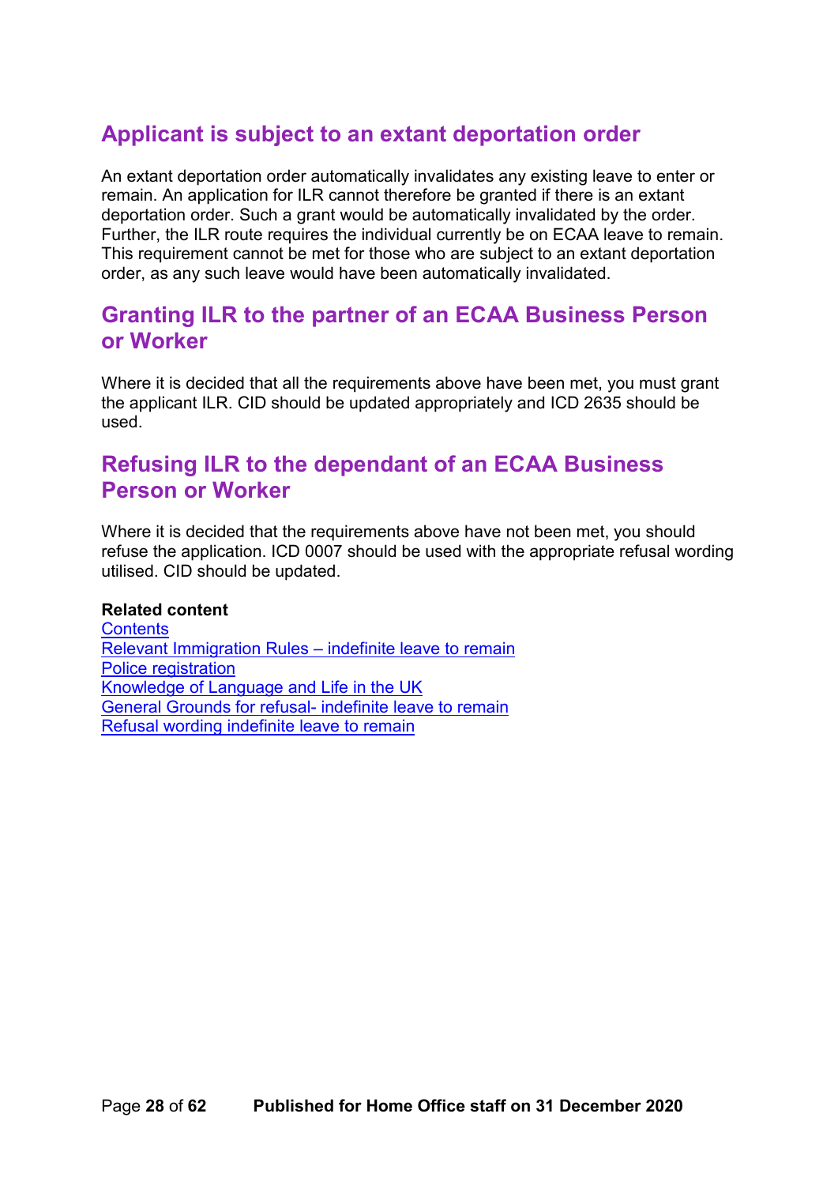## Applicant is subject to an extant deportation order

An extant deportation order automatically invalidates any existing leave to enter or remain. An application for ILR cannot therefore be granted if there is an extant deportation order. Such a grant would be automatically invalidated by the order. Further, the ILR route requires the individual currently be on ECAA leave to remain. This requirement cannot be met for those who are subject to an extant deportation order, as any such leave would have been automatically invalidated.

## Granting ILR to the partner of an ECAA Business Person or Worker

Where it is decided that all the requirements above have been met, you must grant the applicant ILR. CID should be updated appropriately and ICD 2635 should be used.

## Refusing ILR to the dependant of an ECAA Business Person or Worker

Where it is decided that the requirements above have not been met, you should refuse the application. ICD 0007 should be used with the appropriate refusal wording utilised. CID should be updated.

**Related content**
Contents
Relevant Immigration Rules – indefinite leave to remain
Police registration
Knowledge of Language and Life in the UK
General Grounds for refusal- indefinite leave to remain
Refusal wording indefinite leave to remain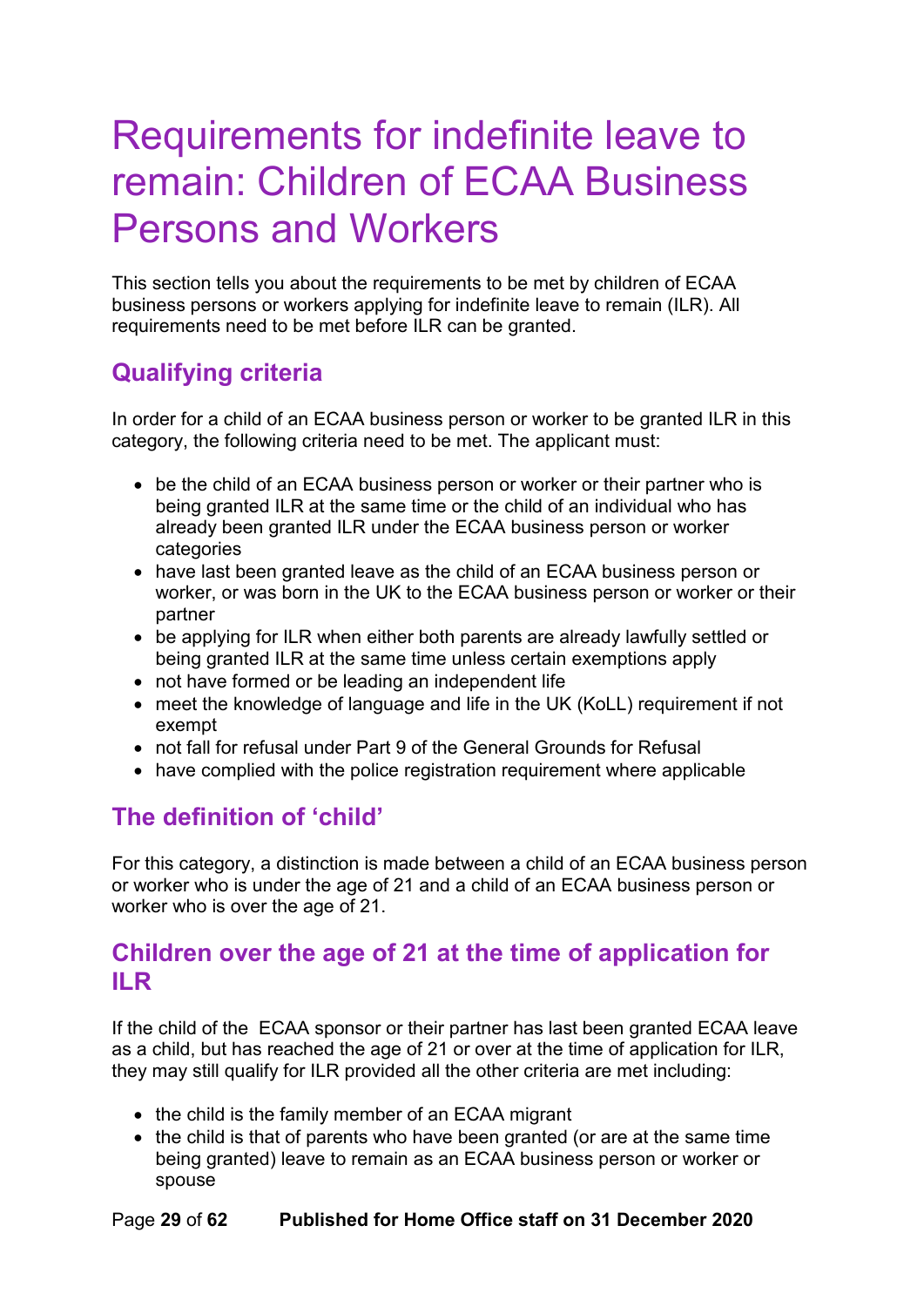# Requirements for indefinite leave to remain: Children of ECAA Business Persons and Workers

This section tells you about the requirements to be met by children of ECAA business persons or workers applying for indefinite leave to remain (ILR). All requirements need to be met before ILR can be granted.

## Qualifying criteria

In order for a child of an ECAA business person or worker to be granted ILR in this category, the following criteria need to be met. The applicant must:

- be the child of an ECAA business person or worker or their partner who is being granted ILR at the same time or the child of an individual who has already been granted ILR under the ECAA business person or worker categories
- have last been granted leave as the child of an ECAA business person or worker, or was born in the UK to the ECAA business person or worker or their partner
- be applying for ILR when either both parents are already lawfully settled or being granted ILR at the same time unless certain exemptions apply
- not have formed or be leading an independent life
- meet the knowledge of language and life in the UK (KoLL) requirement if not exempt
- not fall for refusal under Part 9 of the General Grounds for Refusal
- have complied with the police registration requirement where applicable

## The definition of 'child'

For this category, a distinction is made between a child of an ECAA business person or worker who is under the age of 21 and a child of an ECAA business person or worker who is over the age of 21.

## Children over the age of 21 at the time of application for ILR

If the child of the ECAA sponsor or their partner has last been granted ECAA leave as a child, but has reached the age of 21 or over at the time of application for ILR, they may still qualify for ILR provided all the other criteria are met including:

- the child is the family member of an ECAA migrant
- the child is that of parents who have been granted (or are at the same time being granted) leave to remain as an ECAA business person or worker or spouse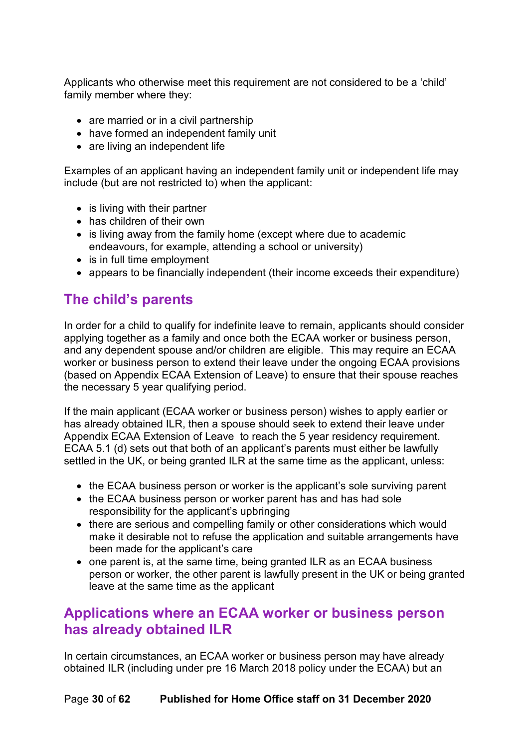Applicants who otherwise meet this requirement are not considered to be a 'child' family member where they:

- are married or in a civil partnership
- have formed an independent family unit
- are living an independent life

Examples of an applicant having an independent family unit or independent life may include (but are not restricted to) when the applicant:

- is living with their partner
- has children of their own
- is living away from the family home (except where due to academic endeavours, for example, attending a school or university)
- is in full time employment
- appears to be financially independent (their income exceeds their expenditure)

## The child's parents

In order for a child to qualify for indefinite leave to remain, applicants should consider applying together as a family and once both the ECAA worker or business person, and any dependent spouse and/or children are eligible. This may require an ECAA worker or business person to extend their leave under the ongoing ECAA provisions (based on Appendix ECAA Extension of Leave) to ensure that their spouse reaches the necessary 5 year qualifying period.

If the main applicant (ECAA worker or business person) wishes to apply earlier or has already obtained ILR, then a spouse should seek to extend their leave under Appendix ECAA Extension of Leave to reach the 5 year residency requirement. ECAA 5.1 (d) sets out that both of an applicant's parents must either be lawfully settled in the UK, or being granted ILR at the same time as the applicant, unless:

- the ECAA business person or worker is the applicant's sole surviving parent
- the ECAA business person or worker parent has and has had sole responsibility for the applicant's upbringing
- there are serious and compelling family or other considerations which would make it desirable not to refuse the application and suitable arrangements have been made for the applicant's care
- one parent is, at the same time, being granted ILR as an ECAA business person or worker, the other parent is lawfully present in the UK or being granted leave at the same time as the applicant

## Applications where an ECAA worker or business person has already obtained ILR

In certain circumstances, an ECAA worker or business person may have already obtained ILR (including under pre 16 March 2018 policy under the ECAA) but an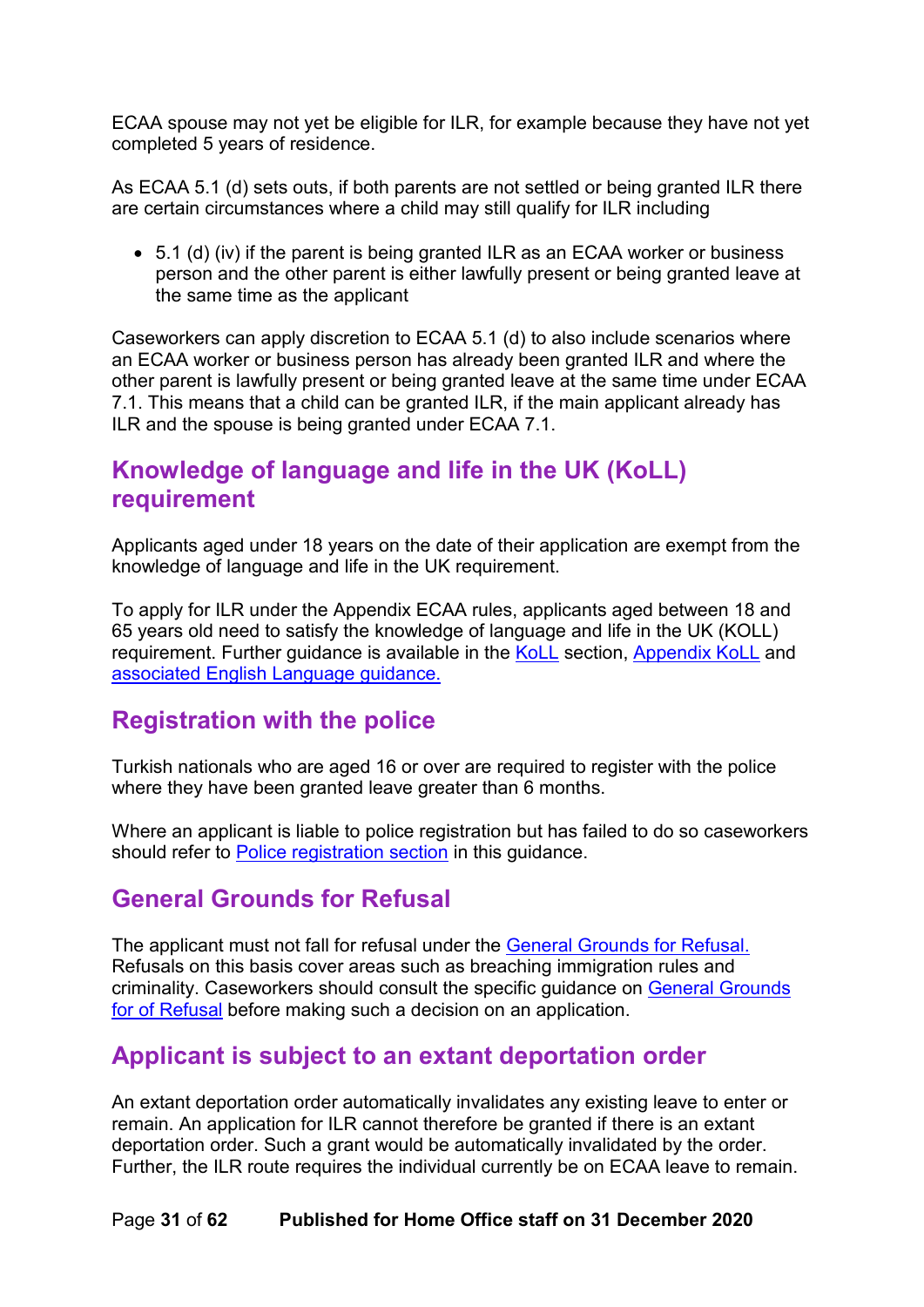ECAA spouse may not yet be eligible for ILR, for example because they have not yet completed 5 years of residence.

As ECAA 5.1 (d) sets outs, if both parents are not settled or being granted ILR there are certain circumstances where a child may still qualify for ILR including

- 5.1 (d) (iv) if the parent is being granted ILR as an ECAA worker or business person and the other parent is either lawfully present or being granted leave at the same time as the applicant

Caseworkers can apply discretion to ECAA 5.1 (d) to also include scenarios where an ECAA worker or business person has already been granted ILR and where the other parent is lawfully present or being granted leave at the same time under ECAA 7.1. This means that a child can be granted ILR, if the main applicant already has ILR and the spouse is being granted under ECAA 7.1.

## Knowledge of language and life in the UK (KoLL) requirement

Applicants aged under 18 years on the date of their application are exempt from the knowledge of language and life in the UK requirement.

To apply for ILR under the Appendix ECAA rules, applicants aged between 18 and 65 years old need to satisfy the knowledge of language and life in the UK (KOLL) requirement. Further guidance is available in the KoLL section, Appendix KoLL and associated English Language guidance.

## Registration with the police

Turkish nationals who are aged 16 or over are required to register with the police where they have been granted leave greater than 6 months.

Where an applicant is liable to police registration but has failed to do so caseworkers should refer to Police registration section in this guidance.

## General Grounds for Refusal

The applicant must not fall for refusal under the General Grounds for Refusal. Refusals on this basis cover areas such as breaching immigration rules and criminality. Caseworkers should consult the specific guidance on General Grounds for of Refusal before making such a decision on an application.

## Applicant is subject to an extant deportation order

An extant deportation order automatically invalidates any existing leave to enter or remain. An application for ILR cannot therefore be granted if there is an extant deportation order. Such a grant would be automatically invalidated by the order. Further, the ILR route requires the individual currently be on ECAA leave to remain.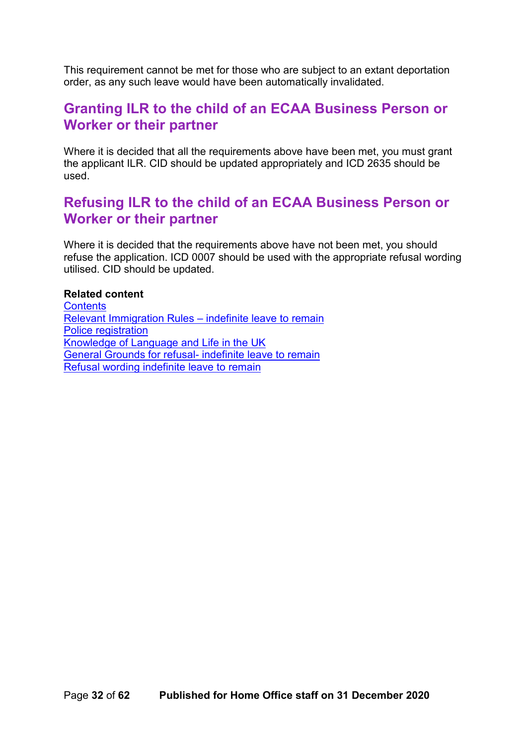This requirement cannot be met for those who are subject to an extant deportation order, as any such leave would have been automatically invalidated.

## Granting ILR to the child of an ECAA Business Person or Worker or their partner

Where it is decided that all the requirements above have been met, you must grant the applicant ILR. CID should be updated appropriately and ICD 2635 should be used.

## Refusing ILR to the child of an ECAA Business Person or Worker or their partner

Where it is decided that the requirements above have not been met, you should refuse the application. ICD 0007 should be used with the appropriate refusal wording utilised. CID should be updated.

**Related content**
Contents
Relevant Immigration Rules – indefinite leave to remain
Police registration
Knowledge of Language and Life in the UK
General Grounds for refusal- indefinite leave to remain
Refusal wording indefinite leave to remain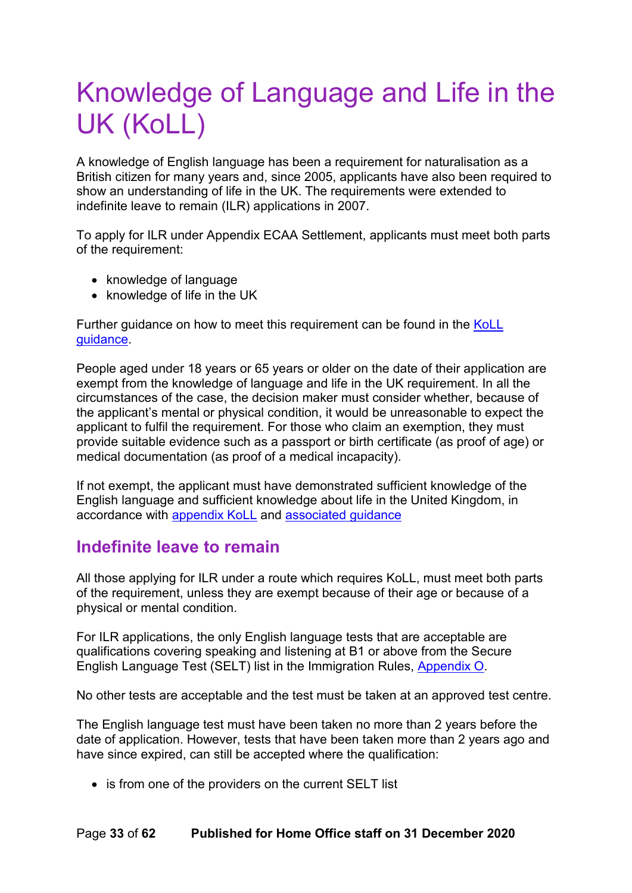# Knowledge of Language and Life in the UK (KoLL)

A knowledge of English language has been a requirement for naturalisation as a British citizen for many years and, since 2005, applicants have also been required to show an understanding of life in the UK. The requirements were extended to indefinite leave to remain (ILR) applications in 2007.

To apply for ILR under Appendix ECAA Settlement, applicants must meet both parts of the requirement:

- knowledge of language
- knowledge of life in the UK

Further guidance on how to meet this requirement can be found in the KoLL guidance.

People aged under 18 years or 65 years or older on the date of their application are exempt from the knowledge of language and life in the UK requirement. In all the circumstances of the case, the decision maker must consider whether, because of the applicant's mental or physical condition, it would be unreasonable to expect the applicant to fulfil the requirement. For those who claim an exemption, they must provide suitable evidence such as a passport or birth certificate (as proof of age) or medical documentation (as proof of a medical incapacity).

If not exempt, the applicant must have demonstrated sufficient knowledge of the English language and sufficient knowledge about life in the United Kingdom, in accordance with appendix KoLL and associated guidance

## Indefinite leave to remain

All those applying for ILR under a route which requires KoLL, must meet both parts of the requirement, unless they are exempt because of their age or because of a physical or mental condition.

For ILR applications, the only English language tests that are acceptable are qualifications covering speaking and listening at B1 or above from the Secure English Language Test (SELT) list in the Immigration Rules, Appendix O.

No other tests are acceptable and the test must be taken at an approved test centre.

The English language test must have been taken no more than 2 years before the date of application. However, tests that have been taken more than 2 years ago and have since expired, can still be accepted where the qualification:

- is from one of the providers on the current SELT list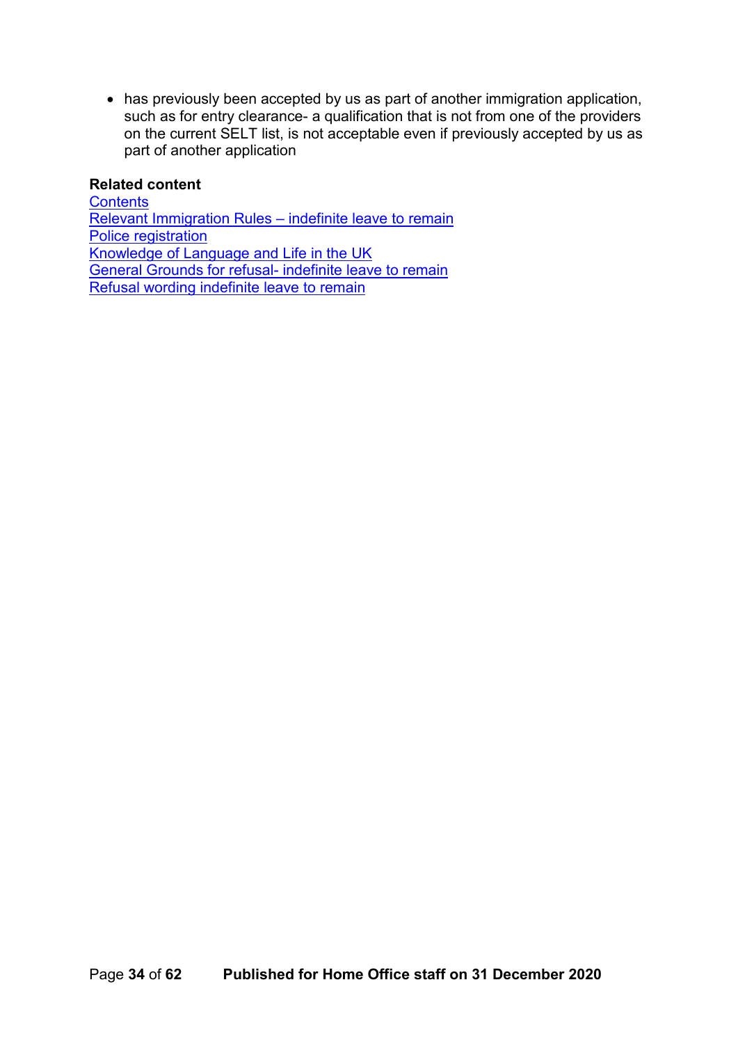- has previously been accepted by us as part of another immigration application, such as for entry clearance- a qualification that is not from one of the providers on the current SELT list, is not acceptable even if previously accepted by us as part of another application

**Related content**
Contents
Relevant Immigration Rules – indefinite leave to remain
Police registration
Knowledge of Language and Life in the UK
General Grounds for refusal- indefinite leave to remain
Refusal wording indefinite leave to remain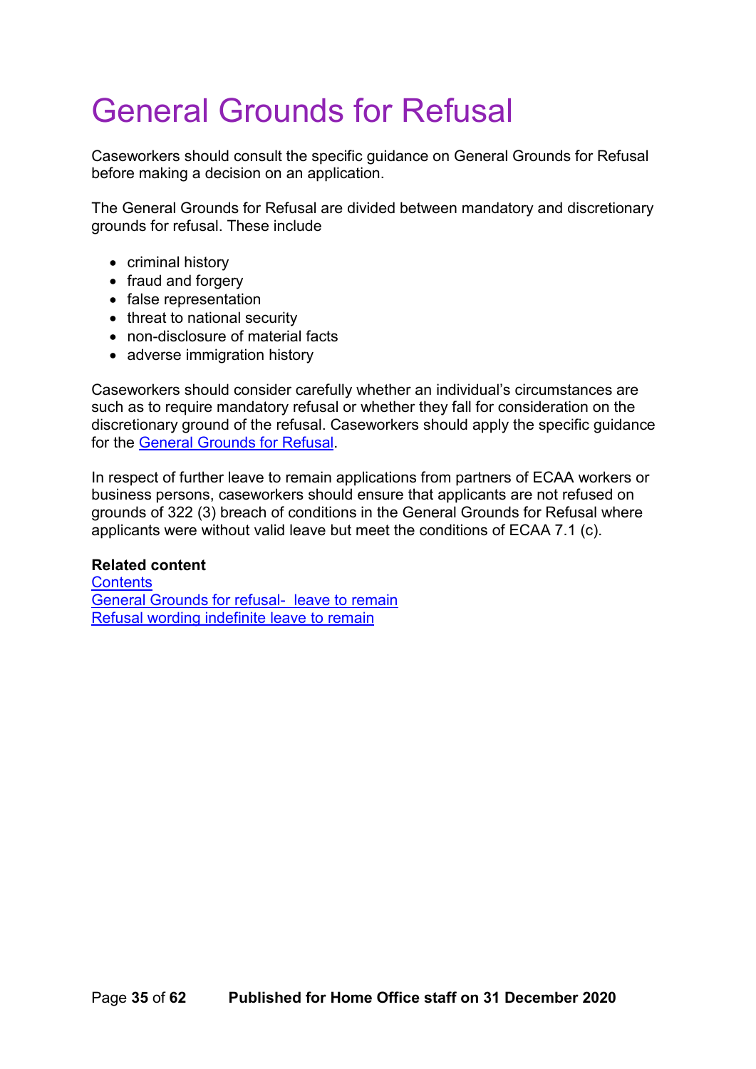# General Grounds for Refusal

Caseworkers should consult the specific guidance on General Grounds for Refusal before making a decision on an application.

The General Grounds for Refusal are divided between mandatory and discretionary grounds for refusal. These include

- criminal history
- fraud and forgery
- false representation
- threat to national security
- non-disclosure of material facts
- adverse immigration history

Caseworkers should consider carefully whether an individual's circumstances are such as to require mandatory refusal or whether they fall for consideration on the discretionary ground of the refusal. Caseworkers should apply the specific guidance for the General Grounds for Refusal.

In respect of further leave to remain applications from partners of ECAA workers or business persons, caseworkers should ensure that applicants are not refused on grounds of 322 (3) breach of conditions in the General Grounds for Refusal where applicants were without valid leave but meet the conditions of ECAA 7.1 (c).

**Related content**
Contents
General Grounds for refusal- leave to remain
Refusal wording indefinite leave to remain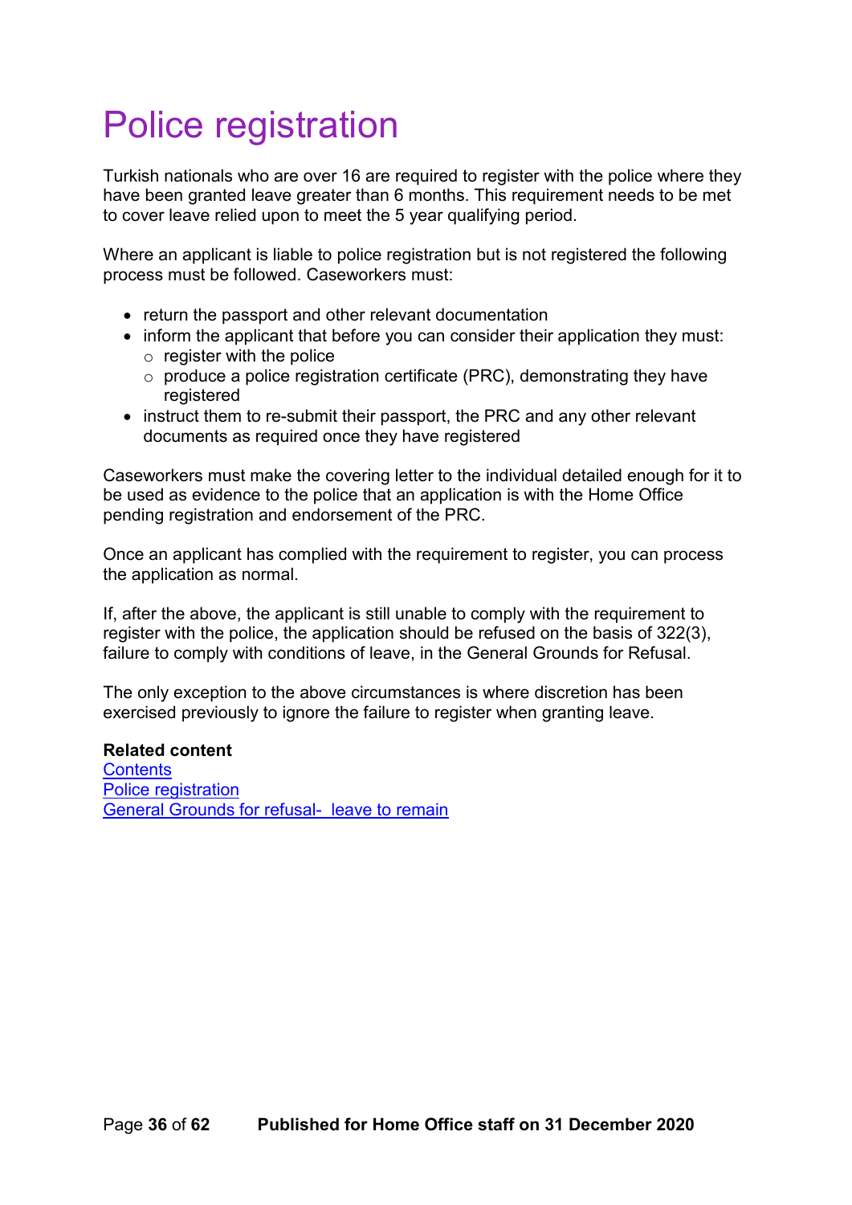# Police registration

Turkish nationals who are over 16 are required to register with the police where they have been granted leave greater than 6 months. This requirement needs to be met to cover leave relied upon to meet the 5 year qualifying period.

Where an applicant is liable to police registration but is not registered the following process must be followed. Caseworkers must:

- return the passport and other relevant documentation
- inform the applicant that before you can consider their application they must:
  - register with the police
  - produce a police registration certificate (PRC), demonstrating they have registered
- instruct them to re-submit their passport, the PRC and any other relevant documents as required once they have registered

Caseworkers must make the covering letter to the individual detailed enough for it to be used as evidence to the police that an application is with the Home Office pending registration and endorsement of the PRC.

Once an applicant has complied with the requirement to register, you can process the application as normal.

If, after the above, the applicant is still unable to comply with the requirement to register with the police, the application should be refused on the basis of 322(3), failure to comply with conditions of leave, in the General Grounds for Refusal.

The only exception to the above circumstances is where discretion has been exercised previously to ignore the failure to register when granting leave.

**Related content**
Contents
Police registration
General Grounds for refusal- leave to remain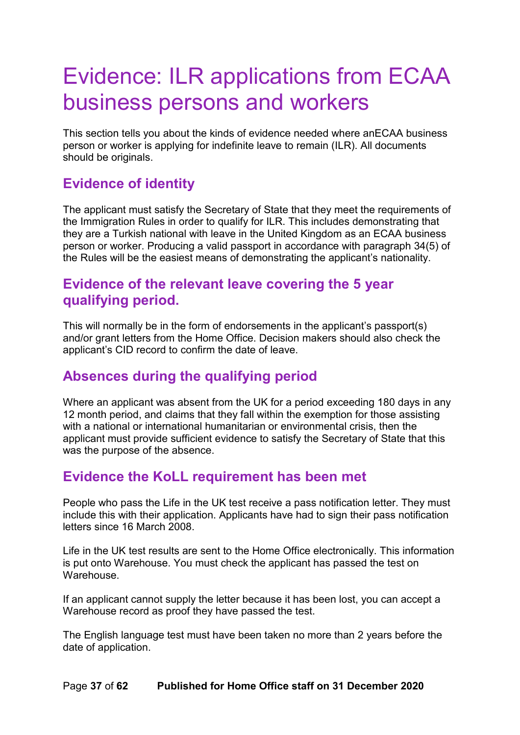# Evidence: ILR applications from ECAA business persons and workers

This section tells you about the kinds of evidence needed where anECAA business person or worker is applying for indefinite leave to remain (ILR). All documents should be originals.

## Evidence of identity

The applicant must satisfy the Secretary of State that they meet the requirements of the Immigration Rules in order to qualify for ILR. This includes demonstrating that they are a Turkish national with leave in the United Kingdom as an ECAA business person or worker. Producing a valid passport in accordance with paragraph 34(5) of the Rules will be the easiest means of demonstrating the applicant's nationality.

## Evidence of the relevant leave covering the 5 year qualifying period.

This will normally be in the form of endorsements in the applicant's passport(s) and/or grant letters from the Home Office. Decision makers should also check the applicant's CID record to confirm the date of leave.

## Absences during the qualifying period

Where an applicant was absent from the UK for a period exceeding 180 days in any 12 month period, and claims that they fall within the exemption for those assisting with a national or international humanitarian or environmental crisis, then the applicant must provide sufficient evidence to satisfy the Secretary of State that this was the purpose of the absence.

## Evidence the KoLL requirement has been met

People who pass the Life in the UK test receive a pass notification letter. They must include this with their application. Applicants have had to sign their pass notification letters since 16 March 2008.

Life in the UK test results are sent to the Home Office electronically. This information is put onto Warehouse. You must check the applicant has passed the test on Warehouse.

If an applicant cannot supply the letter because it has been lost, you can accept a Warehouse record as proof they have passed the test.

The English language test must have been taken no more than 2 years before the date of application.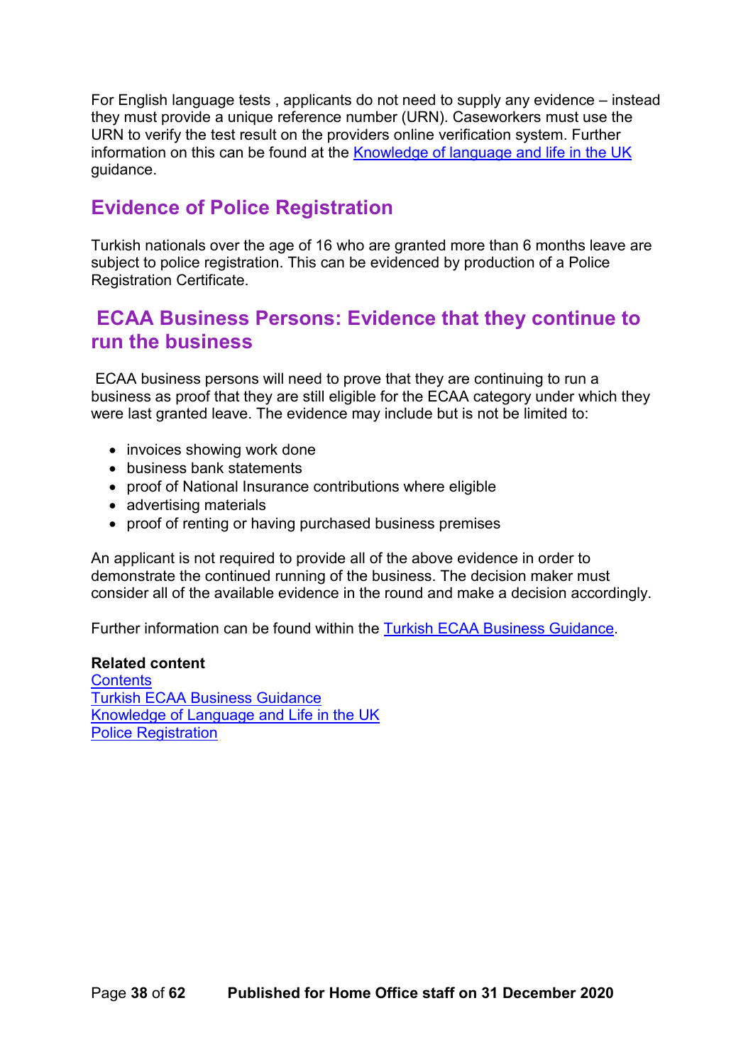For English language tests , applicants do not need to supply any evidence – instead they must provide a unique reference number (URN). Caseworkers must use the URN to verify the test result on the providers online verification system. Further information on this can be found at the [Knowledge of language and life in the UK](#) guidance.

## Evidence of Police Registration

Turkish nationals over the age of 16 who are granted more than 6 months leave are subject to police registration. This can be evidenced by production of a Police Registration Certificate.

## ECAA Business Persons: Evidence that they continue to run the business

ECAA business persons will need to prove that they are continuing to run a business as proof that they are still eligible for the ECAA category under which they were last granted leave. The evidence may include but is not be limited to:

- invoices showing work done
- business bank statements
- proof of National Insurance contributions where eligible
- advertising materials
- proof of renting or having purchased business premises

An applicant is not required to provide all of the above evidence in order to demonstrate the continued running of the business. The decision maker must consider all of the available evidence in the round and make a decision accordingly.

Further information can be found within the [Turkish ECAA Business Guidance](#).

**Related content**
[Contents](#)
[Turkish ECAA Business Guidance](#)
[Knowledge of Language and Life in the UK](#)
[Police Registration](#)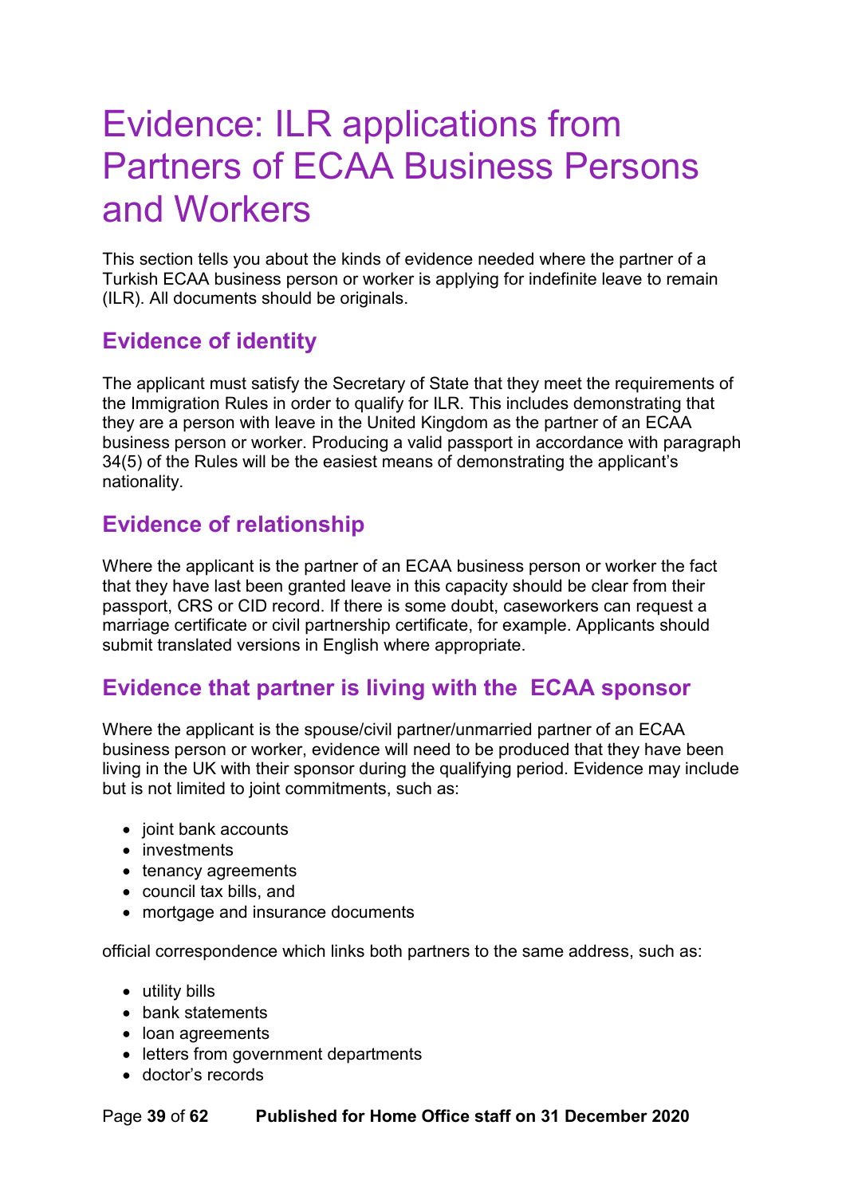# Evidence: ILR applications from Partners of ECAA Business Persons and Workers

This section tells you about the kinds of evidence needed where the partner of a Turkish ECAA business person or worker is applying for indefinite leave to remain (ILR). All documents should be originals.

## Evidence of identity

The applicant must satisfy the Secretary of State that they meet the requirements of the Immigration Rules in order to qualify for ILR. This includes demonstrating that they are a person with leave in the United Kingdom as the partner of an ECAA business person or worker. Producing a valid passport in accordance with paragraph 34(5) of the Rules will be the easiest means of demonstrating the applicant's nationality.

## Evidence of relationship

Where the applicant is the partner of an ECAA business person or worker the fact that they have last been granted leave in this capacity should be clear from their passport, CRS or CID record. If there is some doubt, caseworkers can request a marriage certificate or civil partnership certificate, for example. Applicants should submit translated versions in English where appropriate.

## Evidence that partner is living with the ECAA sponsor

Where the applicant is the spouse/civil partner/unmarried partner of an ECAA business person or worker, evidence will need to be produced that they have been living in the UK with their sponsor during the qualifying period. Evidence may include but is not limited to joint commitments, such as:

- joint bank accounts
- investments
- tenancy agreements
- council tax bills, and
- mortgage and insurance documents

official correspondence which links both partners to the same address, such as:

- utility bills
- bank statements
- loan agreements
- letters from government departments
- doctor's records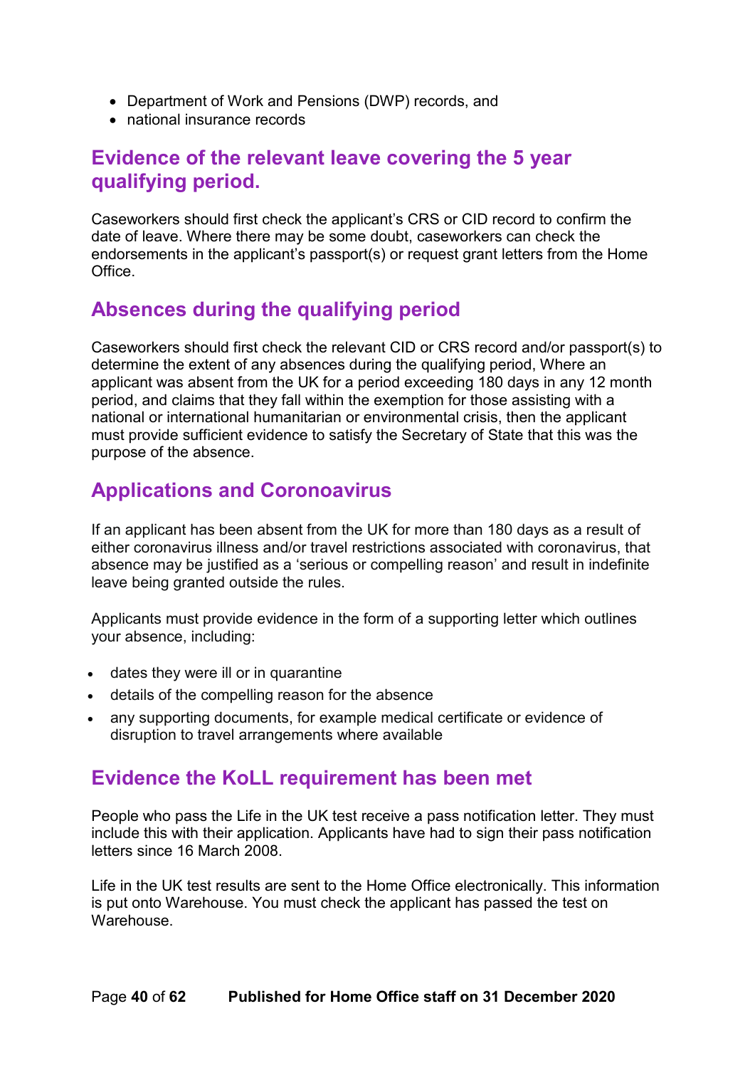- Department of Work and Pensions (DWP) records, and
- national insurance records

## Evidence of the relevant leave covering the 5 year qualifying period.

Caseworkers should first check the applicant's CRS or CID record to confirm the date of leave. Where there may be some doubt, caseworkers can check the endorsements in the applicant's passport(s) or request grant letters from the Home Office.

## Absences during the qualifying period

Caseworkers should first check the relevant CID or CRS record and/or passport(s) to determine the extent of any absences during the qualifying period, Where an applicant was absent from the UK for a period exceeding 180 days in any 12 month period, and claims that they fall within the exemption for those assisting with a national or international humanitarian or environmental crisis, then the applicant must provide sufficient evidence to satisfy the Secretary of State that this was the purpose of the absence.

## Applications and Coronoavirus

If an applicant has been absent from the UK for more than 180 days as a result of either coronavirus illness and/or travel restrictions associated with coronavirus, that absence may be justified as a 'serious or compelling reason' and result in indefinite leave being granted outside the rules.

Applicants must provide evidence in the form of a supporting letter which outlines your absence, including:

- dates they were ill or in quarantine
- details of the compelling reason for the absence
- any supporting documents, for example medical certificate or evidence of disruption to travel arrangements where available

## Evidence the KoLL requirement has been met

People who pass the Life in the UK test receive a pass notification letter. They must include this with their application. Applicants have had to sign their pass notification letters since 16 March 2008.

Life in the UK test results are sent to the Home Office electronically. This information is put onto Warehouse. You must check the applicant has passed the test on Warehouse.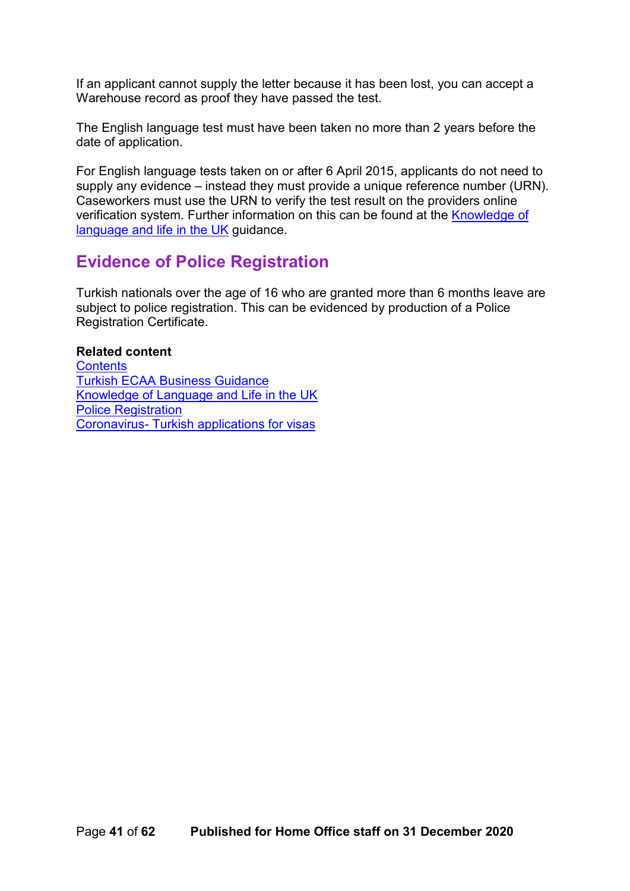If an applicant cannot supply the letter because it has been lost, you can accept a Warehouse record as proof they have passed the test.

The English language test must have been taken no more than 2 years before the date of application.

For English language tests taken on or after 6 April 2015, applicants do not need to supply any evidence – instead they must provide a unique reference number (URN). Caseworkers must use the URN to verify the test result on the providers online verification system. Further information on this can be found at the Knowledge of language and life in the UK guidance.

## Evidence of Police Registration

Turkish nationals over the age of 16 who are granted more than 6 months leave are subject to police registration. This can be evidenced by production of a Police Registration Certificate.

**Related content**
Contents
Turkish ECAA Business Guidance
Knowledge of Language and Life in the UK
Police Registration
Coronavirus- Turkish applications for visas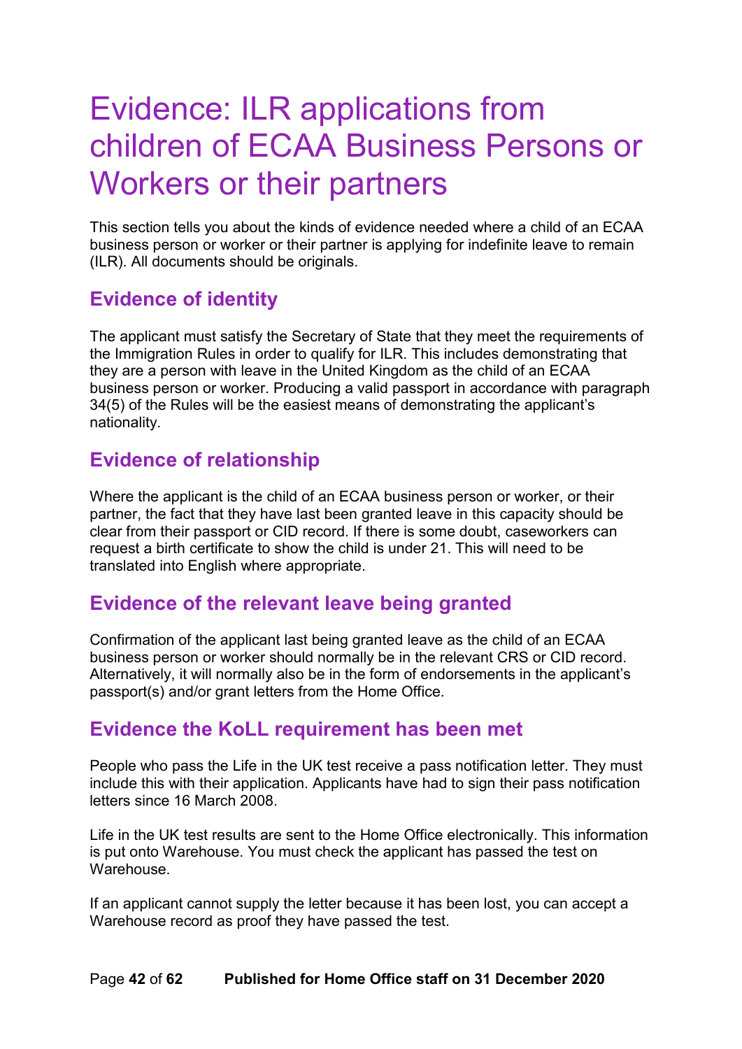# Evidence: ILR applications from children of ECAA Business Persons or Workers or their partners

This section tells you about the kinds of evidence needed where a child of an ECAA business person or worker or their partner is applying for indefinite leave to remain (ILR). All documents should be originals.

## Evidence of identity

The applicant must satisfy the Secretary of State that they meet the requirements of the Immigration Rules in order to qualify for ILR. This includes demonstrating that they are a person with leave in the United Kingdom as the child of an ECAA business person or worker. Producing a valid passport in accordance with paragraph 34(5) of the Rules will be the easiest means of demonstrating the applicant's nationality.

## Evidence of relationship

Where the applicant is the child of an ECAA business person or worker, or their partner, the fact that they have last been granted leave in this capacity should be clear from their passport or CID record. If there is some doubt, caseworkers can request a birth certificate to show the child is under 21. This will need to be translated into English where appropriate.

## Evidence of the relevant leave being granted

Confirmation of the applicant last being granted leave as the child of an ECAA business person or worker should normally be in the relevant CRS or CID record. Alternatively, it will normally also be in the form of endorsements in the applicant's passport(s) and/or grant letters from the Home Office.

## Evidence the KoLL requirement has been met

People who pass the Life in the UK test receive a pass notification letter. They must include this with their application. Applicants have had to sign their pass notification letters since 16 March 2008.

Life in the UK test results are sent to the Home Office electronically. This information is put onto Warehouse. You must check the applicant has passed the test on Warehouse.

If an applicant cannot supply the letter because it has been lost, you can accept a Warehouse record as proof they have passed the test.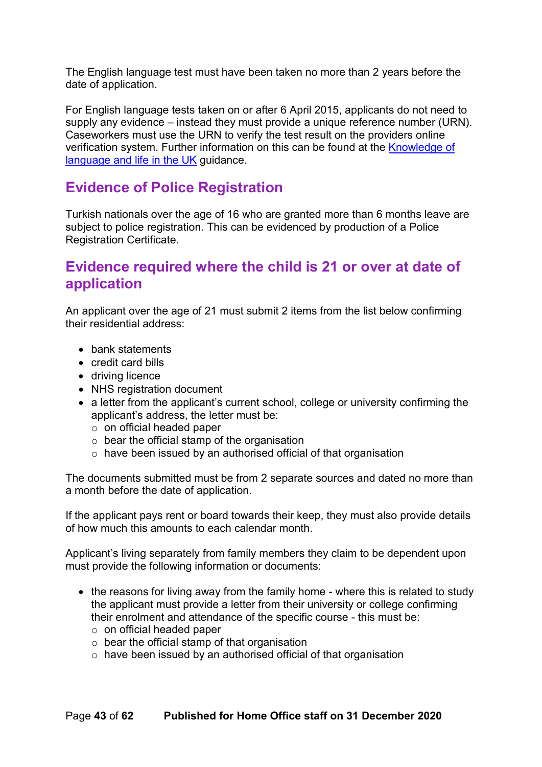The English language test must have been taken no more than 2 years before the date of application.

For English language tests taken on or after 6 April 2015, applicants do not need to supply any evidence – instead they must provide a unique reference number (URN). Caseworkers must use the URN to verify the test result on the providers online verification system. Further information on this can be found at the [Knowledge of language and life in the UK] guidance.

## Evidence of Police Registration

Turkish nationals over the age of 16 who are granted more than 6 months leave are subject to police registration. This can be evidenced by production of a Police Registration Certificate.

## Evidence required where the child is 21 or over at date of application

An applicant over the age of 21 must submit 2 items from the list below confirming their residential address:

- bank statements
- credit card bills
- driving licence
- NHS registration document
- a letter from the applicant's current school, college or university confirming the applicant's address, the letter must be:
  - on official headed paper
  - bear the official stamp of the organisation
  - have been issued by an authorised official of that organisation

The documents submitted must be from 2 separate sources and dated no more than a month before the date of application.

If the applicant pays rent or board towards their keep, they must also provide details of how much this amounts to each calendar month.

Applicant's living separately from family members they claim to be dependent upon must provide the following information or documents:

- the reasons for living away from the family home - where this is related to study the applicant must provide a letter from their university or college confirming their enrolment and attendance of the specific course - this must be:
  - on official headed paper
  - bear the official stamp of that organisation
  - have been issued by an authorised official of that organisation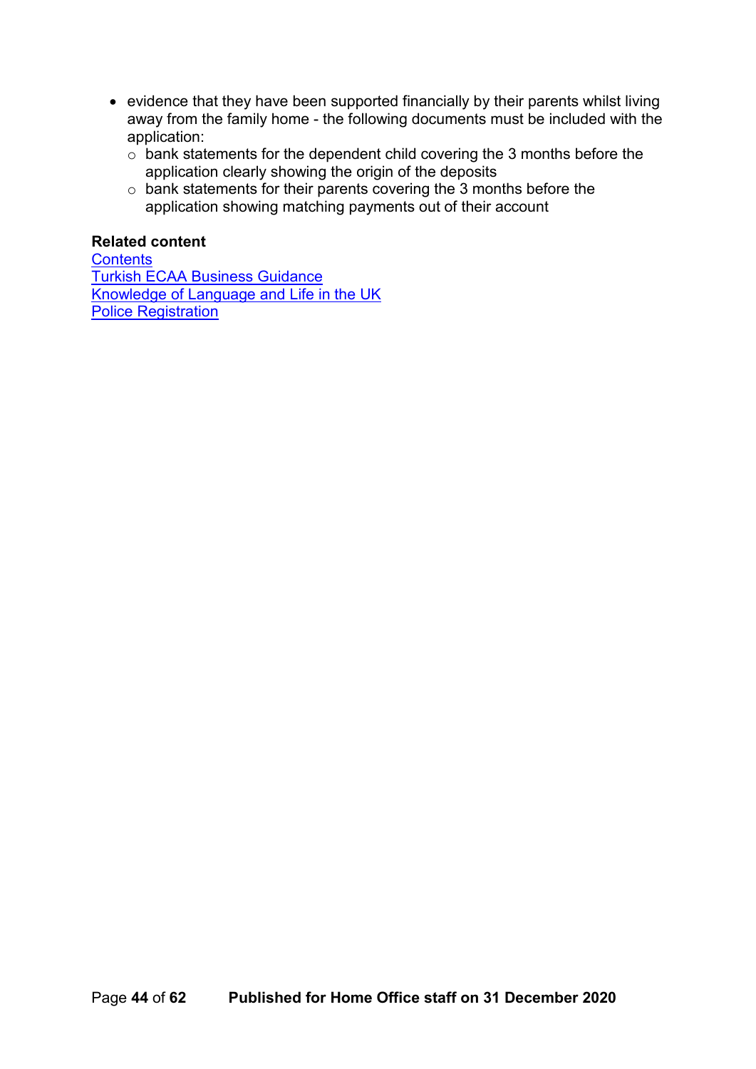- evidence that they have been supported financially by their parents whilst living away from the family home - the following documents must be included with the application:
    - bank statements for the dependent child covering the 3 months before the application clearly showing the origin of the deposits
    - bank statements for their parents covering the 3 months before the application showing matching payments out of their account

**Related content**
Contents
Turkish ECAA Business Guidance
Knowledge of Language and Life in the UK
Police Registration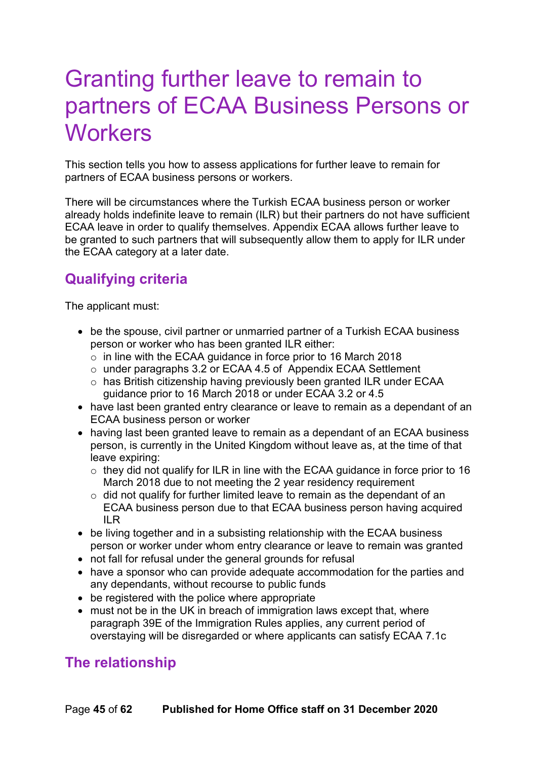# Granting further leave to remain to partners of ECAA Business Persons or Workers

This section tells you how to assess applications for further leave to remain for partners of ECAA business persons or workers.

There will be circumstances where the Turkish ECAA business person or worker already holds indefinite leave to remain (ILR) but their partners do not have sufficient ECAA leave in order to qualify themselves. Appendix ECAA allows further leave to be granted to such partners that will subsequently allow them to apply for ILR under the ECAA category at a later date.

## Qualifying criteria

The applicant must:

- be the spouse, civil partner or unmarried partner of a Turkish ECAA business person or worker who has been granted ILR either:
  - in line with the ECAA guidance in force prior to 16 March 2018
  - under paragraphs 3.2 or ECAA 4.5 of Appendix ECAA Settlement
  - has British citizenship having previously been granted ILR under ECAA guidance prior to 16 March 2018 or under ECAA 3.2 or 4.5
- have last been granted entry clearance or leave to remain as a dependant of an ECAA business person or worker
- having last been granted leave to remain as a dependant of an ECAA business person, is currently in the United Kingdom without leave as, at the time of that leave expiring:
  - they did not qualify for ILR in line with the ECAA guidance in force prior to 16 March 2018 due to not meeting the 2 year residency requirement
  - did not qualify for further limited leave to remain as the dependant of an ECAA business person due to that ECAA business person having acquired ILR
- be living together and in a subsisting relationship with the ECAA business person or worker under whom entry clearance or leave to remain was granted
- not fall for refusal under the general grounds for refusal
- have a sponsor who can provide adequate accommodation for the parties and any dependants, without recourse to public funds
- be registered with the police where appropriate
- must not be in the UK in breach of immigration laws except that, where paragraph 39E of the Immigration Rules applies, any current period of overstaying will be disregarded or where applicants can satisfy ECAA 7.1c

## The relationship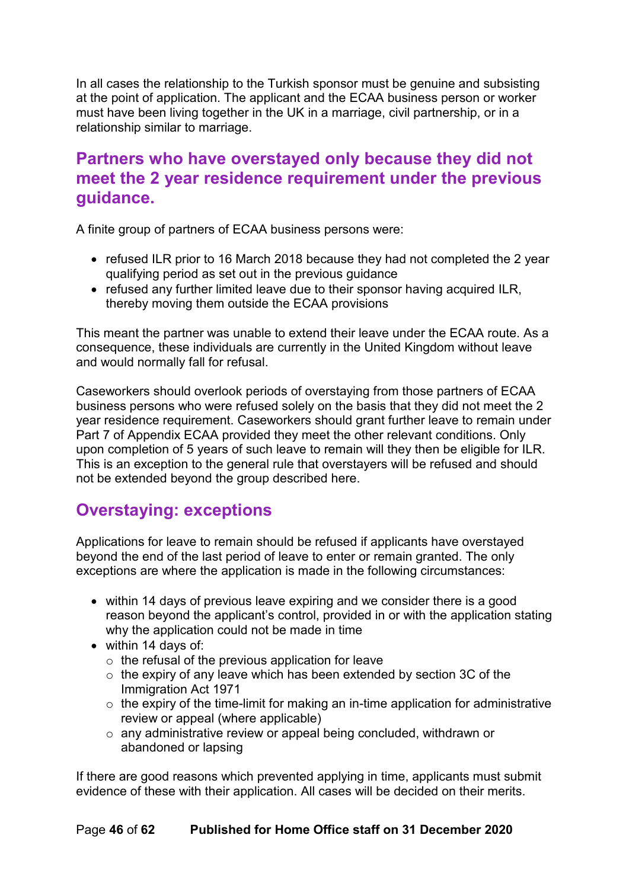In all cases the relationship to the Turkish sponsor must be genuine and subsisting at the point of application. The applicant and the ECAA business person or worker must have been living together in the UK in a marriage, civil partnership, or in a relationship similar to marriage.

## Partners who have overstayed only because they did not meet the 2 year residence requirement under the previous guidance.

A finite group of partners of ECAA business persons were:

- refused ILR prior to 16 March 2018 because they had not completed the 2 year qualifying period as set out in the previous guidance
- refused any further limited leave due to their sponsor having acquired ILR, thereby moving them outside the ECAA provisions

This meant the partner was unable to extend their leave under the ECAA route. As a consequence, these individuals are currently in the United Kingdom without leave and would normally fall for refusal.

Caseworkers should overlook periods of overstaying from those partners of ECAA business persons who were refused solely on the basis that they did not meet the 2 year residence requirement. Caseworkers should grant further leave to remain under Part 7 of Appendix ECAA provided they meet the other relevant conditions. Only upon completion of 5 years of such leave to remain will they then be eligible for ILR. This is an exception to the general rule that overstayers will be refused and should not be extended beyond the group described here.

## Overstaying: exceptions

Applications for leave to remain should be refused if applicants have overstayed beyond the end of the last period of leave to enter or remain granted. The only exceptions are where the application is made in the following circumstances:

- within 14 days of previous leave expiring and we consider there is a good reason beyond the applicant's control, provided in or with the application stating why the application could not be made in time
- within 14 days of:
  - the refusal of the previous application for leave
  - the expiry of any leave which has been extended by section 3C of the Immigration Act 1971
  - the expiry of the time-limit for making an in-time application for administrative review or appeal (where applicable)
  - any administrative review or appeal being concluded, withdrawn or abandoned or lapsing

If there are good reasons which prevented applying in time, applicants must submit evidence of these with their application. All cases will be decided on their merits.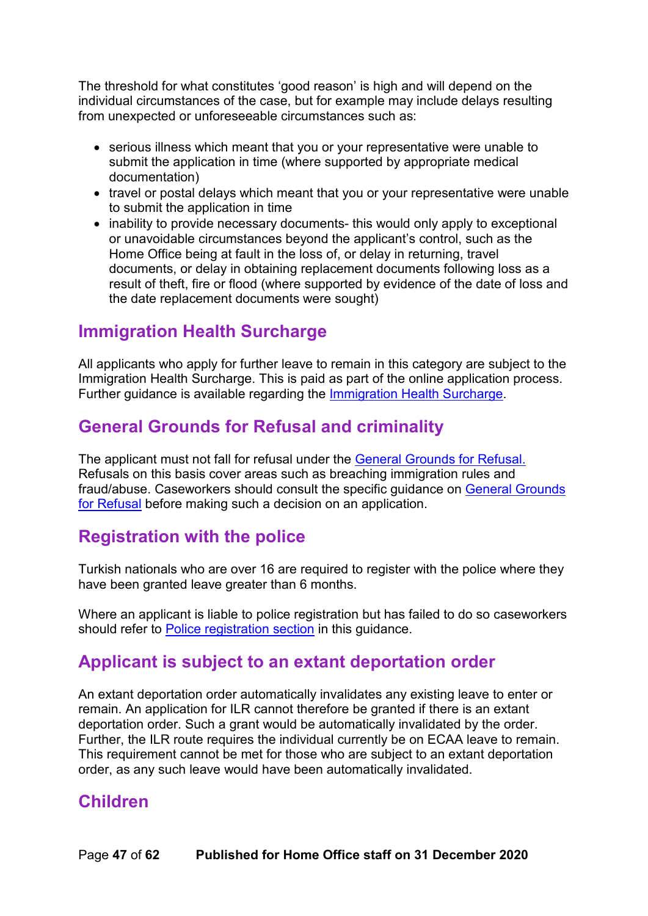The threshold for what constitutes 'good reason' is high and will depend on the individual circumstances of the case, but for example may include delays resulting from unexpected or unforeseeable circumstances such as:

- serious illness which meant that you or your representative were unable to submit the application in time (where supported by appropriate medical documentation)
- travel or postal delays which meant that you or your representative were unable to submit the application in time
- inability to provide necessary documents- this would only apply to exceptional or unavoidable circumstances beyond the applicant's control, such as the Home Office being at fault in the loss of, or delay in returning, travel documents, or delay in obtaining replacement documents following loss as a result of theft, fire or flood (where supported by evidence of the date of loss and the date replacement documents were sought)

## Immigration Health Surcharge

All applicants who apply for further leave to remain in this category are subject to the Immigration Health Surcharge. This is paid as part of the online application process. Further guidance is available regarding the Immigration Health Surcharge.

## General Grounds for Refusal and criminality

The applicant must not fall for refusal under the General Grounds for Refusal. Refusals on this basis cover areas such as breaching immigration rules and fraud/abuse. Caseworkers should consult the specific guidance on General Grounds for Refusal before making such a decision on an application.

## Registration with the police

Turkish nationals who are over 16 are required to register with the police where they have been granted leave greater than 6 months.

Where an applicant is liable to police registration but has failed to do so caseworkers should refer to Police registration section in this guidance.

## Applicant is subject to an extant deportation order

An extant deportation order automatically invalidates any existing leave to enter or remain. An application for ILR cannot therefore be granted if there is an extant deportation order. Such a grant would be automatically invalidated by the order. Further, the ILR route requires the individual currently be on ECAA leave to remain. This requirement cannot be met for those who are subject to an extant deportation order, as any such leave would have been automatically invalidated.

## Children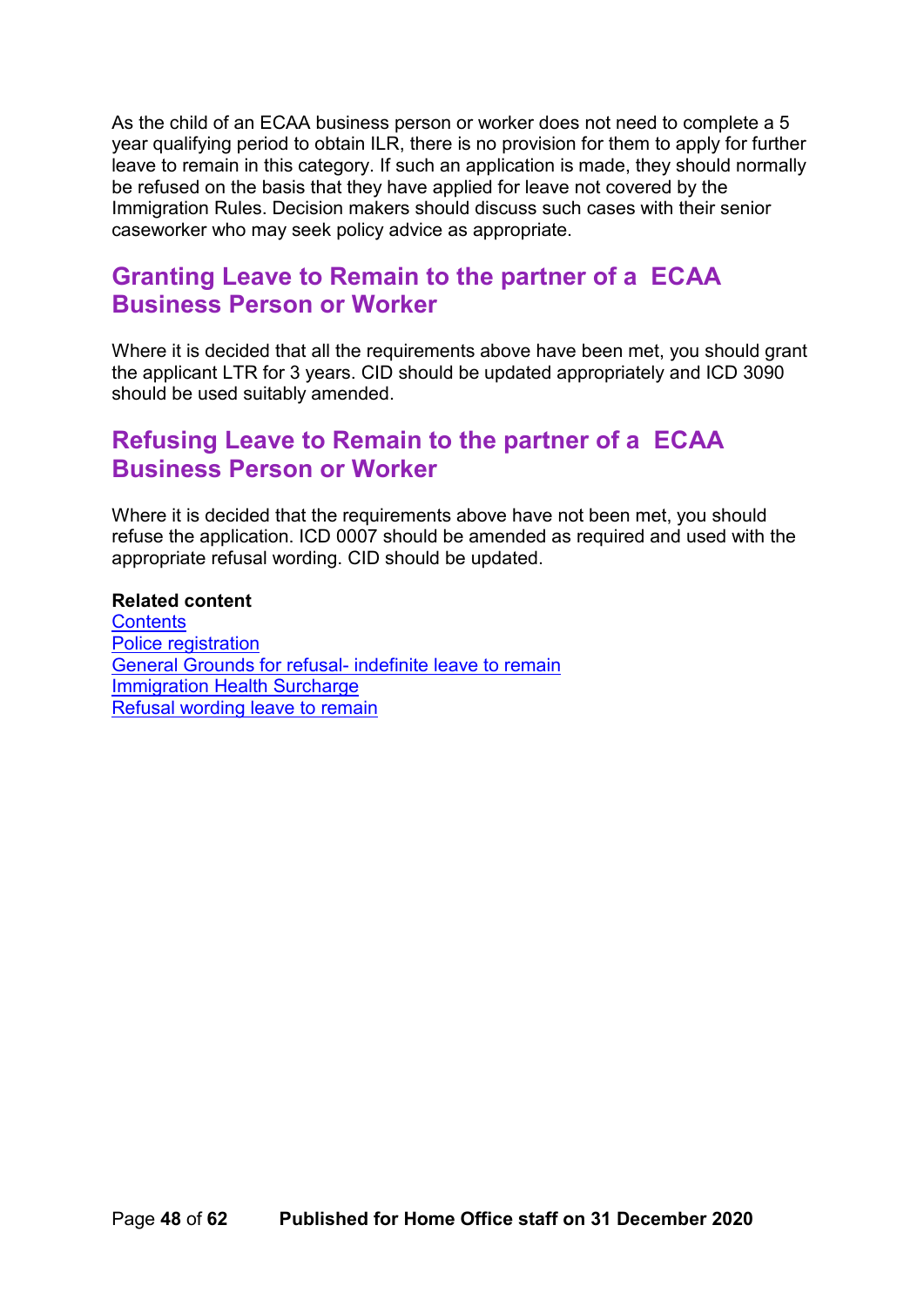As the child of an ECAA business person or worker does not need to complete a 5 year qualifying period to obtain ILR, there is no provision for them to apply for further leave to remain in this category. If such an application is made, they should normally be refused on the basis that they have applied for leave not covered by the Immigration Rules. Decision makers should discuss such cases with their senior caseworker who may seek policy advice as appropriate.

## Granting Leave to Remain to the partner of a ECAA Business Person or Worker

Where it is decided that all the requirements above have been met, you should grant the applicant LTR for 3 years. CID should be updated appropriately and ICD 3090 should be used suitably amended.

## Refusing Leave to Remain to the partner of a ECAA Business Person or Worker

Where it is decided that the requirements above have not been met, you should refuse the application. ICD 0007 should be amended as required and used with the appropriate refusal wording. CID should be updated.

**Related content**
Contents
Police registration
General Grounds for refusal- indefinite leave to remain
Immigration Health Surcharge
Refusal wording leave to remain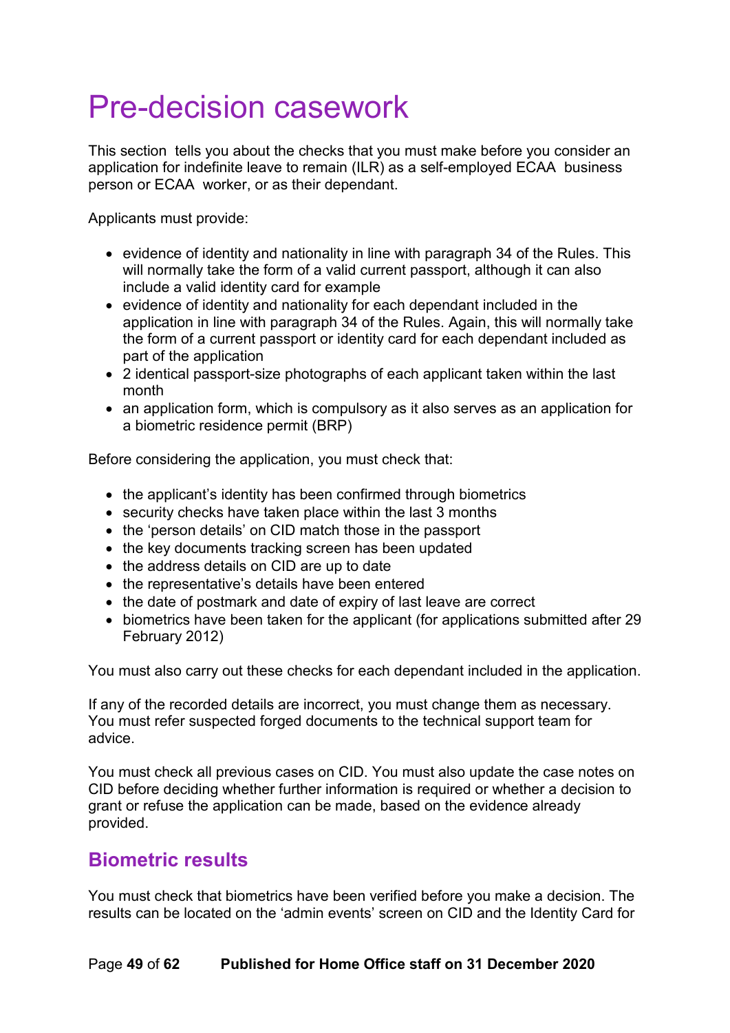# Pre-decision casework

This section tells you about the checks that you must make before you consider an application for indefinite leave to remain (ILR) as a self-employed ECAA business person or ECAA worker, or as their dependant.

Applicants must provide:

- evidence of identity and nationality in line with paragraph 34 of the Rules. This will normally take the form of a valid current passport, although it can also include a valid identity card for example
- evidence of identity and nationality for each dependant included in the application in line with paragraph 34 of the Rules. Again, this will normally take the form of a current passport or identity card for each dependant included as part of the application
- 2 identical passport-size photographs of each applicant taken within the last month
- an application form, which is compulsory as it also serves as an application for a biometric residence permit (BRP)

Before considering the application, you must check that:

- the applicant's identity has been confirmed through biometrics
- security checks have taken place within the last 3 months
- the 'person details' on CID match those in the passport
- the key documents tracking screen has been updated
- the address details on CID are up to date
- the representative's details have been entered
- the date of postmark and date of expiry of last leave are correct
- biometrics have been taken for the applicant (for applications submitted after 29 February 2012)

You must also carry out these checks for each dependant included in the application.

If any of the recorded details are incorrect, you must change them as necessary. You must refer suspected forged documents to the technical support team for advice.

You must check all previous cases on CID. You must also update the case notes on CID before deciding whether further information is required or whether a decision to grant or refuse the application can be made, based on the evidence already provided.

## Biometric results

You must check that biometrics have been verified before you make a decision. The results can be located on the 'admin events' screen on CID and the Identity Card for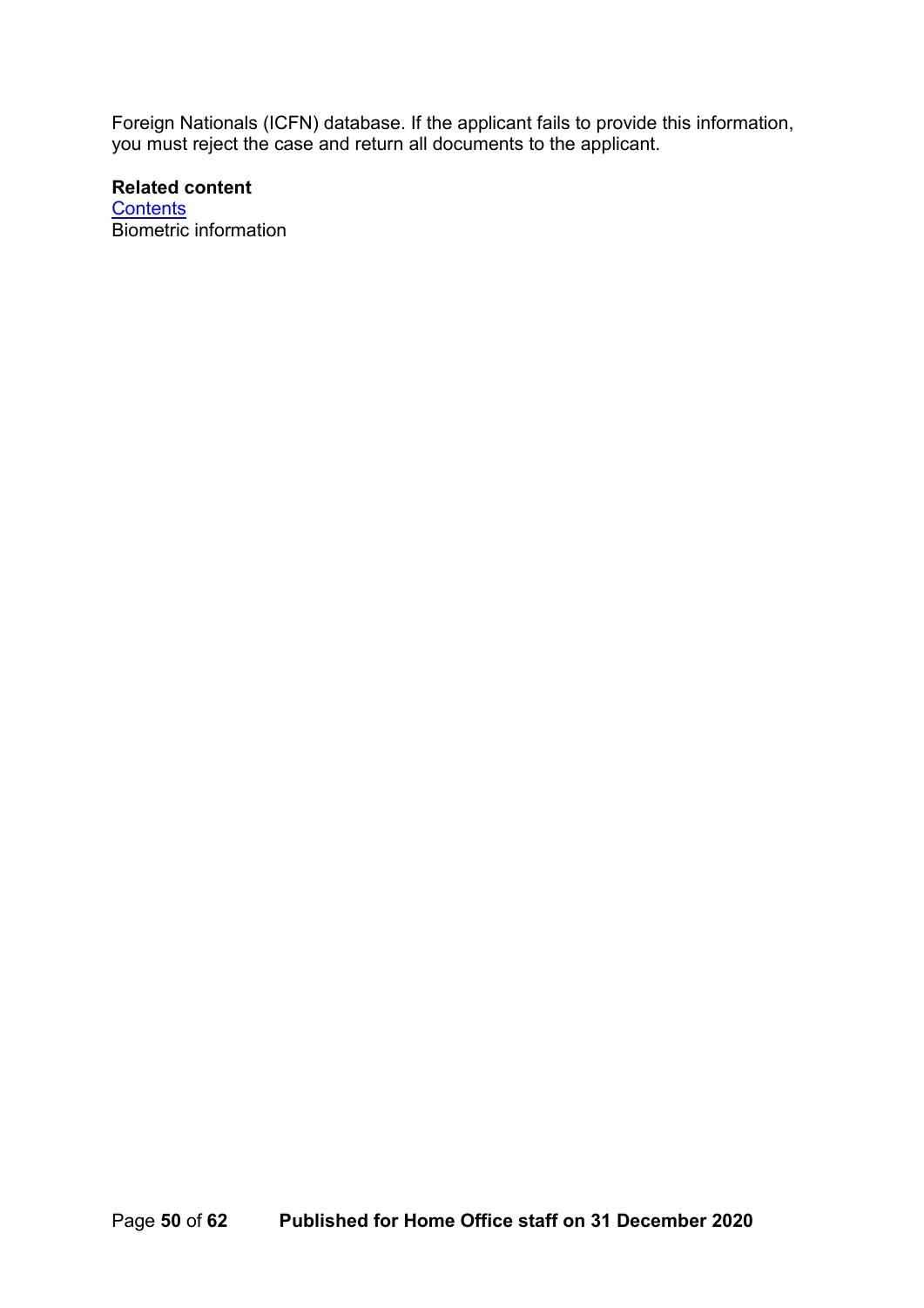Foreign Nationals (ICFN) database. If the applicant fails to provide this information, you must reject the case and return all documents to the applicant.

**Related content**
[Contents]
Biometric information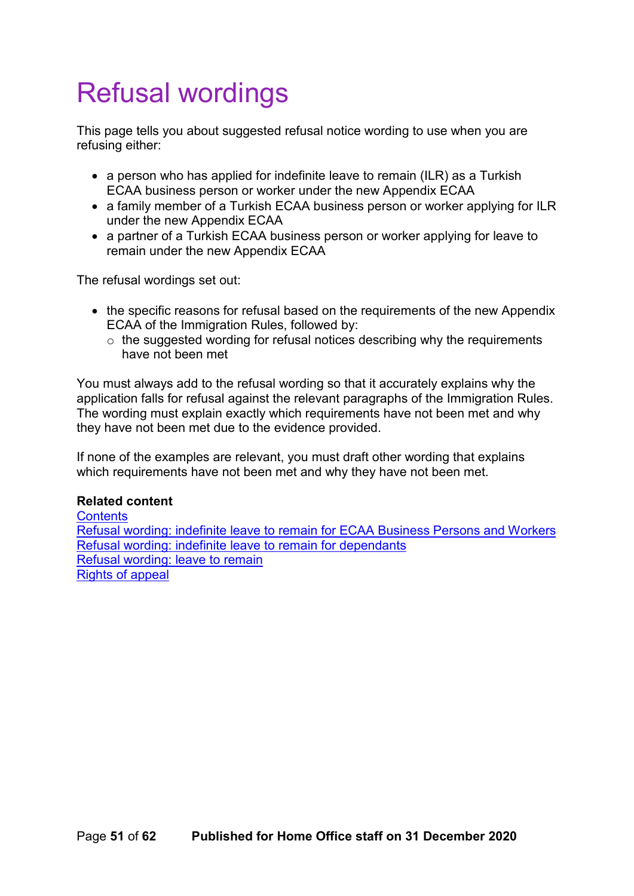# Refusal wordings

This page tells you about suggested refusal notice wording to use when you are refusing either:

- a person who has applied for indefinite leave to remain (ILR) as a Turkish ECAA business person or worker under the new Appendix ECAA
- a family member of a Turkish ECAA business person or worker applying for ILR under the new Appendix ECAA
- a partner of a Turkish ECAA business person or worker applying for leave to remain under the new Appendix ECAA

The refusal wordings set out:

- the specific reasons for refusal based on the requirements of the new Appendix ECAA of the Immigration Rules, followed by:
    - the suggested wording for refusal notices describing why the requirements have not been met

You must always add to the refusal wording so that it accurately explains why the application falls for refusal against the relevant paragraphs of the Immigration Rules. The wording must explain exactly which requirements have not been met and why they have not been met due to the evidence provided.

If none of the examples are relevant, you must draft other wording that explains which requirements have not been met and why they have not been met.

**Related content**
Contents
Refusal wording: indefinite leave to remain for ECAA Business Persons and Workers
Refusal wording: indefinite leave to remain for dependants
Refusal wording: leave to remain
Rights of appeal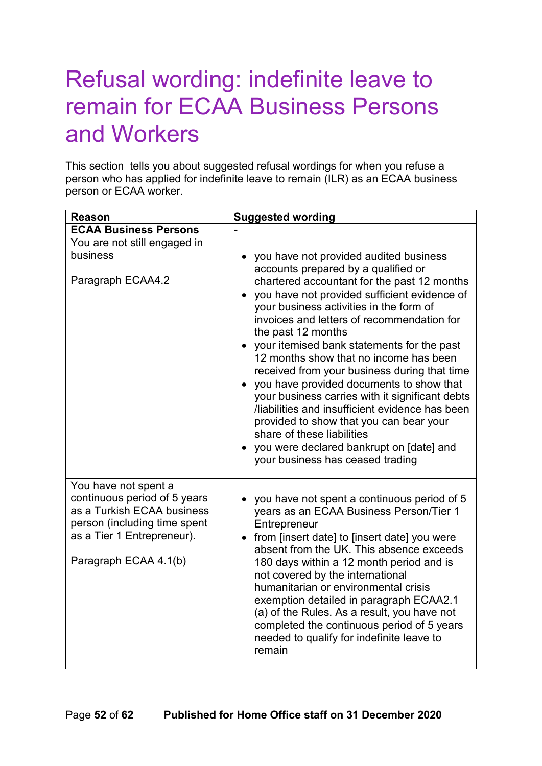# Refusal wording: indefinite leave to remain for ECAA Business Persons and Workers

This section tells you about suggested refusal wordings for when you refuse a person who has applied for indefinite leave to remain (ILR) as an ECAA business person or ECAA worker.

| Reason | Suggested wording |
|---|---|
| **ECAA Business Persons** | **-** |
| You are not still engaged in business<br><br>Paragraph ECAA4.2 | • you have not provided audited business accounts prepared by a qualified or chartered accountant for the past 12 months<br>• you have not provided sufficient evidence of your business activities in the form of invoices and letters of recommendation for the past 12 months<br>• your itemised bank statements for the past 12 months show that no income has been received from your business during that time<br>• you have provided documents to show that your business carries with it significant debts /liabilities and insufficient evidence has been provided to show that you can bear your share of these liabilities<br>• you were declared bankrupt on [date] and your business has ceased trading |
| You have not spent a continuous period of 5 years as a Turkish ECAA business person (including time spent as a Tier 1 Entrepreneur).<br><br>Paragraph ECAA 4.1(b) | • you have not spent a continuous period of 5 years as an ECAA Business Person/Tier 1 Entrepreneur<br>• from [insert date] to [insert date] you were absent from the UK. This absence exceeds 180 days within a 12 month period and is not covered by the international humanitarian or environmental crisis exemption detailed in paragraph ECAA2.1 (a) of the Rules. As a result, you have not completed the continuous period of 5 years needed to qualify for indefinite leave to remain |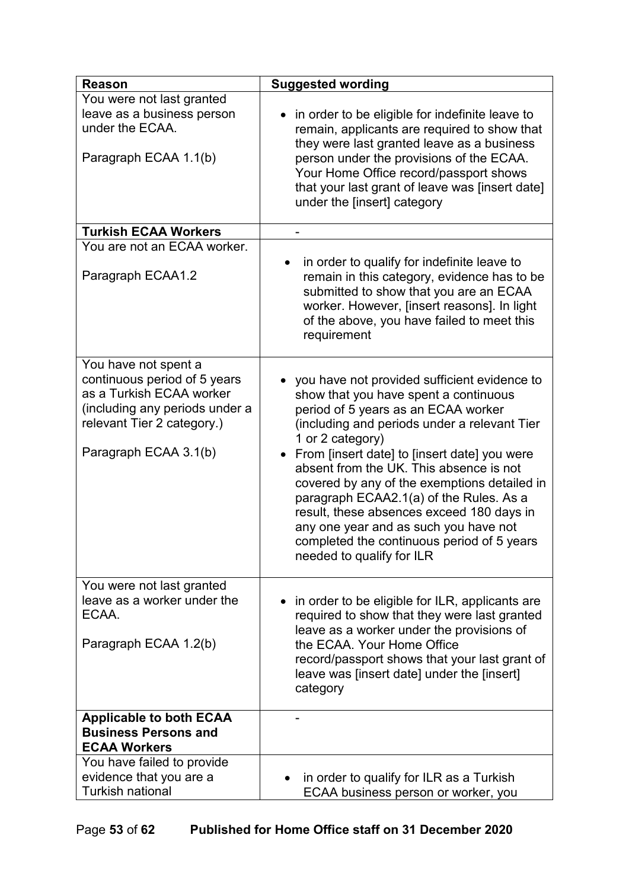| Reason | Suggested wording |
| --- | --- |
| You were not last granted leave as a business person under the ECAA.<br><br>Paragraph ECAA 1.1(b) | • in order to be eligible for indefinite leave to remain, applicants are required to show that they were last granted leave as a business person under the provisions of the ECAA. Your Home Office record/passport shows that your last grant of leave was [insert date] under the [insert] category |
| **Turkish ECAA Workers** | - |
| You are not an ECAA worker.<br><br>Paragraph ECAA1.2 | • in order to qualify for indefinite leave to remain in this category, evidence has to be submitted to show that you are an ECAA worker. However, [insert reasons]. In light of the above, you have failed to meet this requirement |
| You have not spent a continuous period of 5 years as a Turkish ECAA worker (including any periods under a relevant Tier 2 category.)<br><br>Paragraph ECAA 3.1(b) | • you have not provided sufficient evidence to show that you have spent a continuous period of 5 years as an ECAA worker (including and periods under a relevant Tier 1 or 2 category)<br>• From [insert date] to [insert date] you were absent from the UK. This absence is not covered by any of the exemptions detailed in paragraph ECAA2.1(a) of the Rules. As a result, these absences exceed 180 days in any one year and as such you have not completed the continuous period of 5 years needed to qualify for ILR |
| You were not last granted leave as a worker under the ECAA.<br><br>Paragraph ECAA 1.2(b) | • in order to be eligible for ILR, applicants are required to show that they were last granted leave as a worker under the provisions of the ECAA. Your Home Office record/passport shows that your last grant of leave was [insert date] under the [insert] category |
| **Applicable to both ECAA Business Persons and ECAA Workers** | - |
| You have failed to provide evidence that you are a Turkish national | • in order to qualify for ILR as a Turkish ECAA business person or worker, you |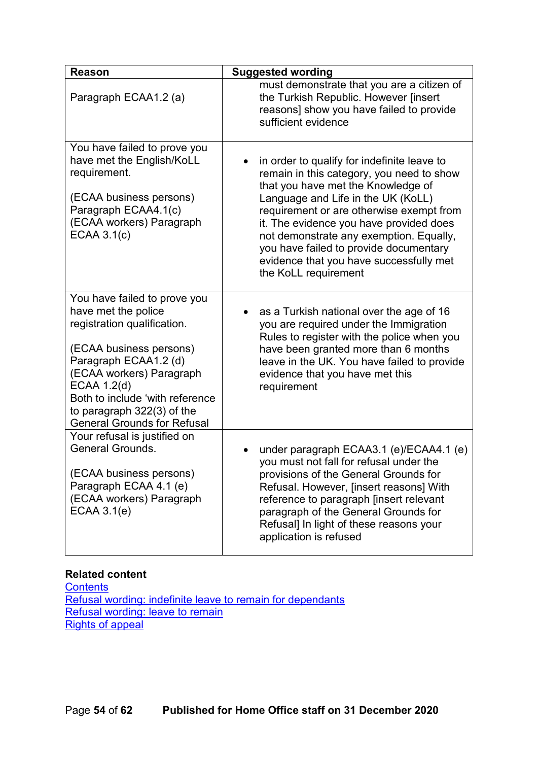| Reason | Suggested wording |
|---|---|
| Paragraph ECAA1.2 (a) | must demonstrate that you are a citizen of the Turkish Republic. However [insert reasons] show you have failed to provide sufficient evidence |
| You have failed to prove you have met the English/KoLL requirement.<br><br>(ECAA business persons) Paragraph ECAA4.1(c) (ECAA workers) Paragraph ECAA 3.1(c) | • in order to qualify for indefinite leave to remain in this category, you need to show that you have met the Knowledge of Language and Life in the UK (KoLL) requirement or are otherwise exempt from it. The evidence you have provided does not demonstrate any exemption. Equally, you have failed to provide documentary evidence that you have successfully met the KoLL requirement |
| You have failed to prove you have met the police registration qualification.<br><br>(ECAA business persons) Paragraph ECAA1.2 (d) (ECAA workers) Paragraph ECAA 1.2(d)<br>Both to include 'with reference to paragraph 322(3) of the General Grounds for Refusal | • as a Turkish national over the age of 16 you are required under the Immigration Rules to register with the police when you have been granted more than 6 months leave in the UK. You have failed to provide evidence that you have met this requirement |
| Your refusal is justified on General Grounds.<br><br>(ECAA business persons) Paragraph ECAA 4.1 (e) (ECAA workers) Paragraph ECAA 3.1(e) | • under paragraph ECAA3.1 (e)/ECAA4.1 (e) you must not fall for refusal under the provisions of the General Grounds for Refusal. However, [insert reasons] With reference to paragraph [insert relevant paragraph of the General Grounds for Refusal] In light of these reasons your application is refused |

**Related content**

[Contents]

[Refusal wording: indefinite leave to remain for dependants]

[Refusal wording: leave to remain]

[Rights of appeal]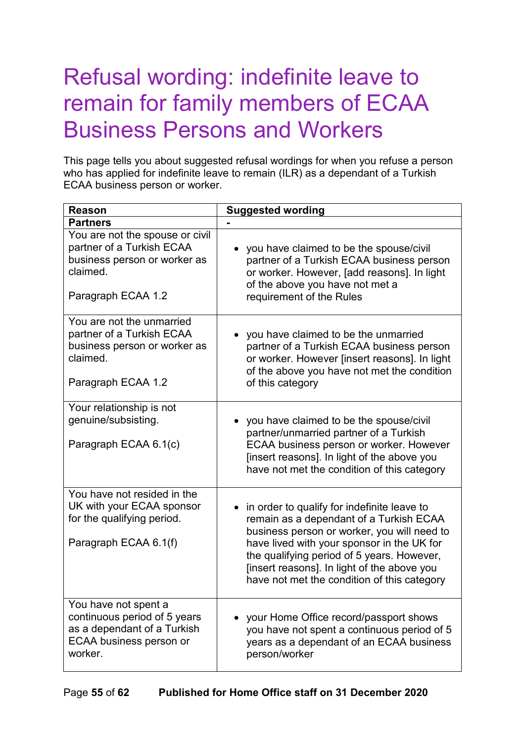# Refusal wording: indefinite leave to remain for family members of ECAA Business Persons and Workers

This page tells you about suggested refusal wordings for when you refuse a person who has applied for indefinite leave to remain (ILR) as a dependant of a Turkish ECAA business person or worker.

| Reason | Suggested wording |
|---|---|
| **Partners** | **-** |
| You are not the spouse or civil partner of a Turkish ECAA business person or worker as claimed.<br><br>Paragraph ECAA 1.2 | • you have claimed to be the spouse/civil partner of a Turkish ECAA business person or worker. However, [add reasons]. In light of the above you have not met a requirement of the Rules |
| You are not the unmarried partner of a Turkish ECAA business person or worker as claimed.<br><br>Paragraph ECAA 1.2 | • you have claimed to be the unmarried partner of a Turkish ECAA business person or worker. However [insert reasons]. In light of the above you have not met the condition of this category |
| Your relationship is not genuine/subsisting.<br><br>Paragraph ECAA 6.1(c) | • you have claimed to be the spouse/civil partner/unmarried partner of a Turkish ECAA business person or worker. However [insert reasons]. In light of the above you have not met the condition of this category |
| You have not resided in the UK with your ECAA sponsor for the qualifying period.<br><br>Paragraph ECAA 6.1(f) | • in order to qualify for indefinite leave to remain as a dependant of a Turkish ECAA business person or worker, you will need to have lived with your sponsor in the UK for the qualifying period of 5 years. However, [insert reasons]. In light of the above you have not met the condition of this category |
| You have not spent a continuous period of 5 years as a dependant of a Turkish ECAA business person or worker. | • your Home Office record/passport shows you have not spent a continuous period of 5 years as a dependant of an ECAA business person/worker |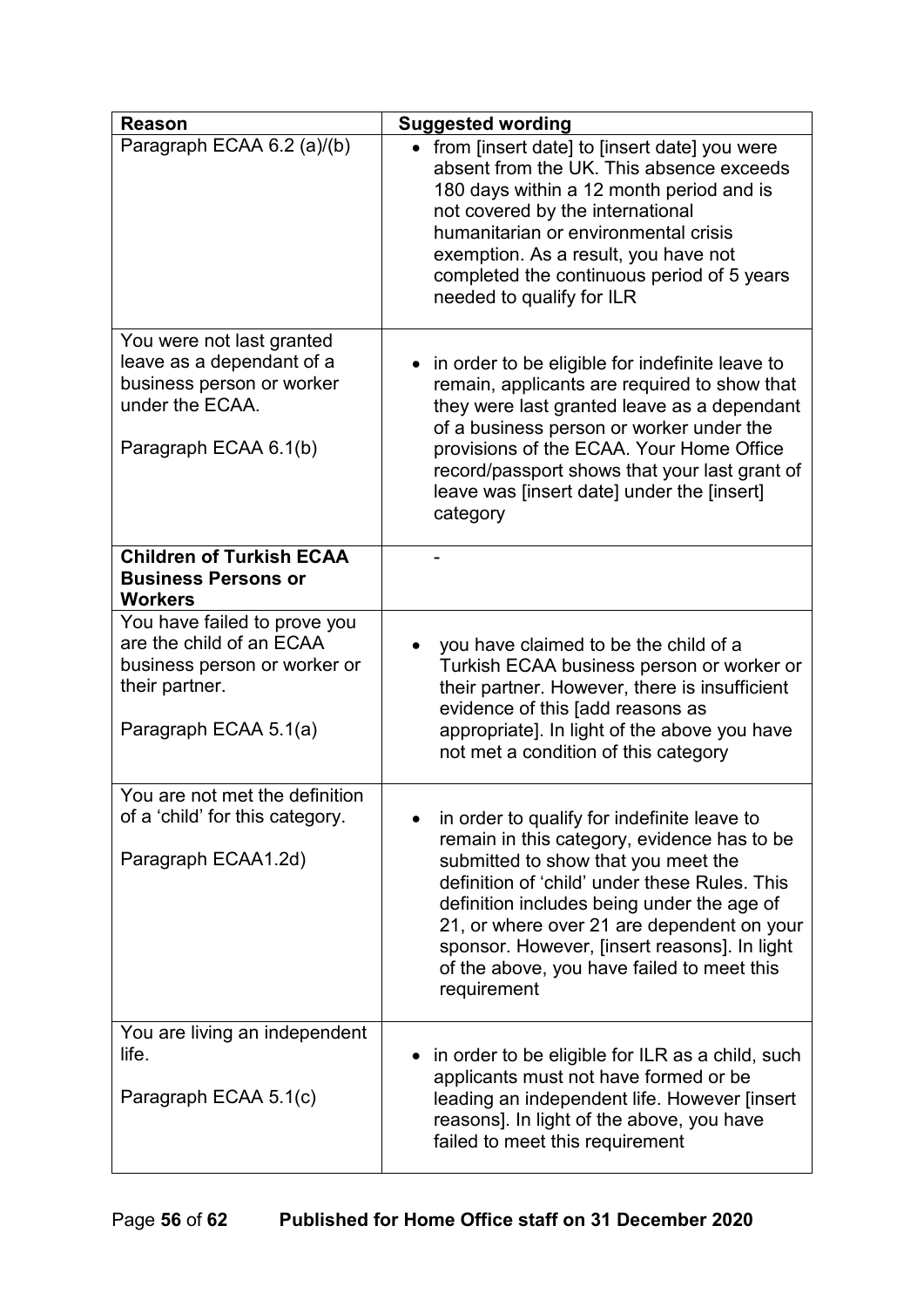| Reason | Suggested wording |
|---|---|
| Paragraph ECAA 6.2 (a)/(b) | • from [insert date] to [insert date] you were absent from the UK. This absence exceeds 180 days within a 12 month period and is not covered by the international humanitarian or environmental crisis exemption. As a result, you have not completed the continuous period of 5 years needed to qualify for ILR |
| You were not last granted leave as a dependant of a business person or worker under the ECAA.<br><br>Paragraph ECAA 6.1(b) | • in order to be eligible for indefinite leave to remain, applicants are required to show that they were last granted leave as a dependant of a business person or worker under the provisions of the ECAA. Your Home Office record/passport shows that your last grant of leave was [insert date] under the [insert] category |
| **Children of Turkish ECAA Business Persons or Workers** | - |
| You have failed to prove you are the child of an ECAA business person or worker or their partner.<br><br>Paragraph ECAA 5.1(a) | • you have claimed to be the child of a Turkish ECAA business person or worker or their partner. However, there is insufficient evidence of this [add reasons as appropriate]. In light of the above you have not met a condition of this category |
| You are not met the definition of a 'child' for this category.<br><br>Paragraph ECAA1.2d) | • in order to qualify for indefinite leave to remain in this category, evidence has to be submitted to show that you meet the definition of 'child' under these Rules. This definition includes being under the age of 21, or where over 21 are dependent on your sponsor. However, [insert reasons]. In light of the above, you have failed to meet this requirement |
| You are living an independent life.<br><br>Paragraph ECAA 5.1(c) | • in order to be eligible for ILR as a child, such applicants must not have formed or be leading an independent life. However [insert reasons]. In light of the above, you have failed to meet this requirement |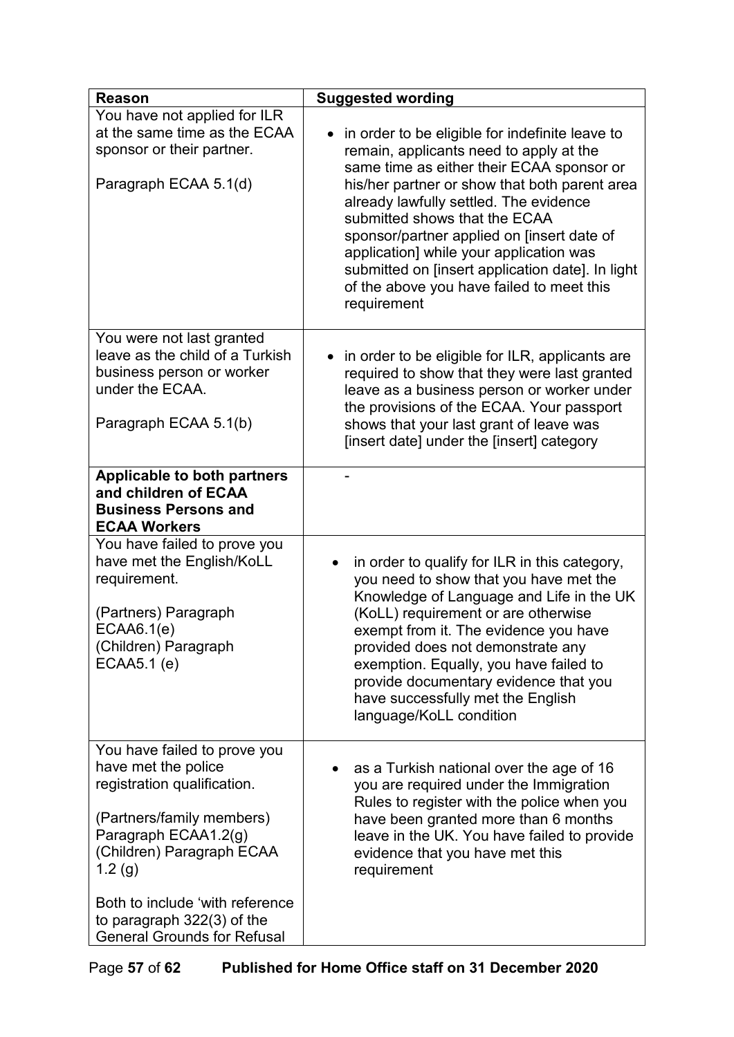| Reason | Suggested wording |
|---|---|
| You have not applied for ILR at the same time as the ECAA sponsor or their partner.<br><br>Paragraph ECAA 5.1(d) | • in order to be eligible for indefinite leave to remain, applicants need to apply at the same time as either their ECAA sponsor or his/her partner or show that both parent area already lawfully settled. The evidence submitted shows that the ECAA sponsor/partner applied on [insert date of application] while your application was submitted on [insert application date]. In light of the above you have failed to meet this requirement |
| You were not last granted leave as the child of a Turkish business person or worker under the ECAA.<br><br>Paragraph ECAA 5.1(b) | • in order to be eligible for ILR, applicants are required to show that they were last granted leave as a business person or worker under the provisions of the ECAA. Your passport shows that your last grant of leave was [insert date] under the [insert] category |
| **Applicable to both partners and children of ECAA Business Persons and ECAA Workers** | - |
| You have failed to prove you have met the English/KoLL requirement.<br><br>(Partners) Paragraph ECAA6.1(e)<br>(Children) Paragraph ECAA5.1 (e) | • in order to qualify for ILR in this category, you need to show that you have met the Knowledge of Language and Life in the UK (KoLL) requirement or are otherwise exempt from it. The evidence you have provided does not demonstrate any exemption. Equally, you have failed to provide documentary evidence that you have successfully met the English language/KoLL condition |
| You have failed to prove you have met the police registration qualification.<br><br>(Partners/family members) Paragraph ECAA1.2(g)<br>(Children) Paragraph ECAA 1.2 (g)<br><br>Both to include 'with reference to paragraph 322(3) of the General Grounds for Refusal | • as a Turkish national over the age of 16 you are required under the Immigration Rules to register with the police when you have been granted more than 6 months leave in the UK. You have failed to provide evidence that you have met this requirement |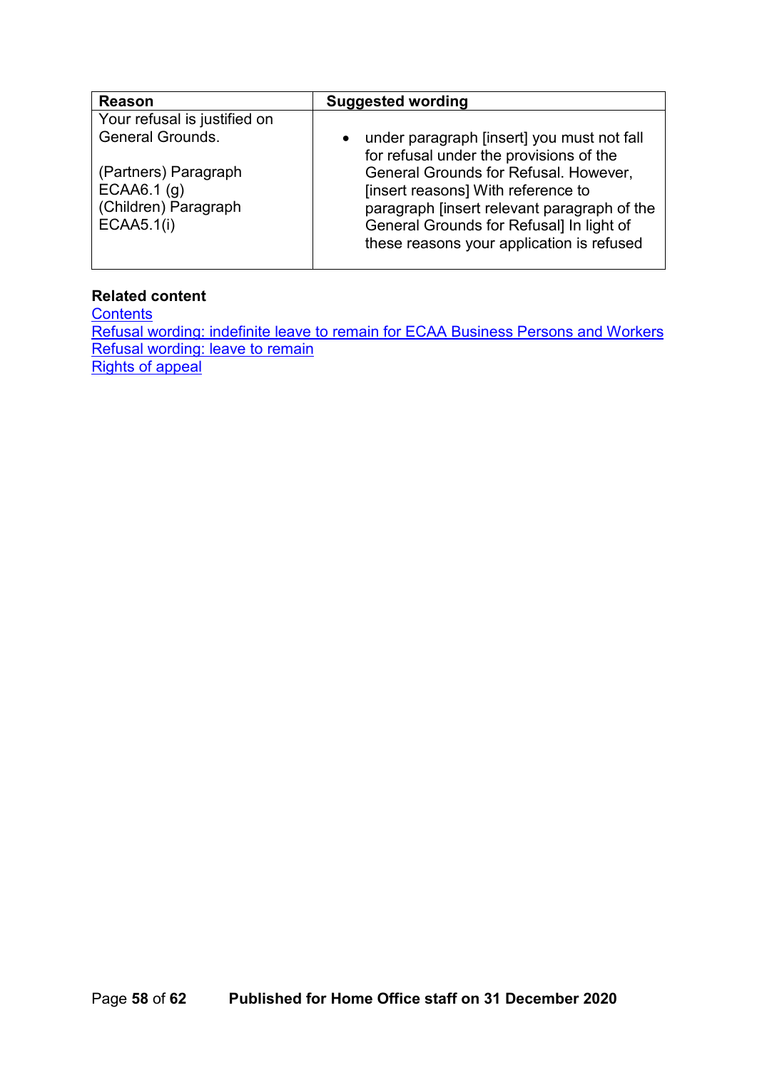| Reason | Suggested wording |
|---|---|
| Your refusal is justified on General Grounds.<br><br>(Partners) Paragraph ECAA6.1 (g)<br>(Children) Paragraph ECAA5.1(i) | • under paragraph [insert] you must not fall for refusal under the provisions of the General Grounds for Refusal. However, [insert reasons] With reference to paragraph [insert relevant paragraph of the General Grounds for Refusal] In light of these reasons your application is refused |

**Related content**

Contents
Refusal wording: indefinite leave to remain for ECAA Business Persons and Workers
Refusal wording: leave to remain
Rights of appeal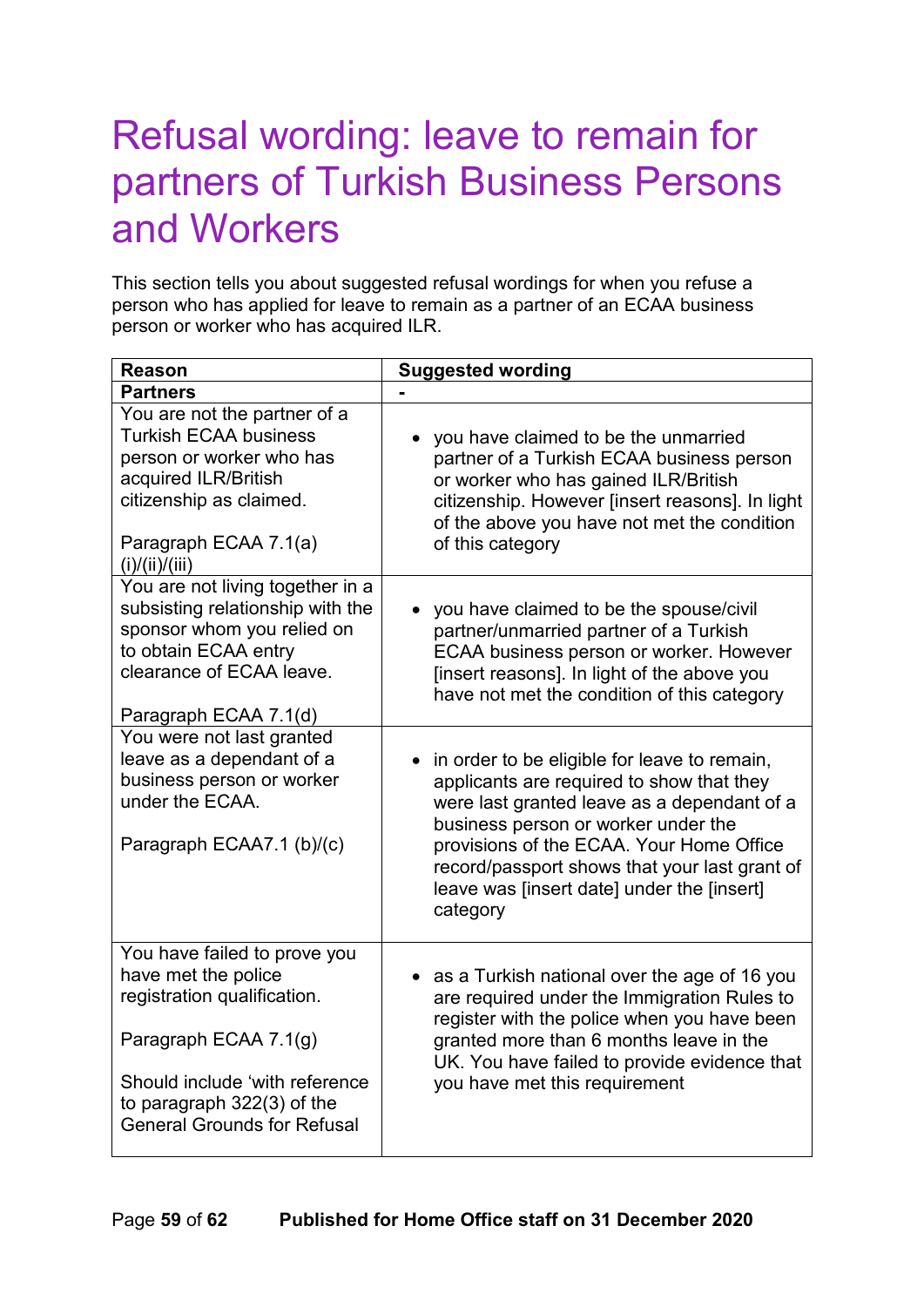# Refusal wording: leave to remain for partners of Turkish Business Persons and Workers

This section tells you about suggested refusal wordings for when you refuse a person who has applied for leave to remain as a partner of an ECAA business person or worker who has acquired ILR.

| Reason | Suggested wording |
|---|---|
| **Partners** | **-** |
| You are not the partner of a Turkish ECAA business person or worker who has acquired ILR/British citizenship as claimed.<br><br>Paragraph ECAA 7.1(a)(i)/(ii)/(iii) | • you have claimed to be the unmarried partner of a Turkish ECAA business person or worker who has gained ILR/British citizenship. However [insert reasons]. In light of the above you have not met the condition of this category |
| You are not living together in a subsisting relationship with the sponsor whom you relied on to obtain ECAA entry clearance of ECAA leave.<br><br>Paragraph ECAA 7.1(d) | • you have claimed to be the spouse/civil partner/unmarried partner of a Turkish ECAA business person or worker. However [insert reasons]. In light of the above you have not met the condition of this category |
| You were not last granted leave as a dependant of a business person or worker under the ECAA.<br><br>Paragraph ECAA7.1 (b)/(c) | • in order to be eligible for leave to remain, applicants are required to show that they were last granted leave as a dependant of a business person or worker under the provisions of the ECAA. Your Home Office record/passport shows that your last grant of leave was [insert date] under the [insert] category |
| You have failed to prove you have met the police registration qualification.<br><br>Paragraph ECAA 7.1(g)<br><br>Should include 'with reference to paragraph 322(3) of the General Grounds for Refusal | • as a Turkish national over the age of 16 you are required under the Immigration Rules to register with the police when you have been granted more than 6 months leave in the UK. You have failed to provide evidence that you have met this requirement |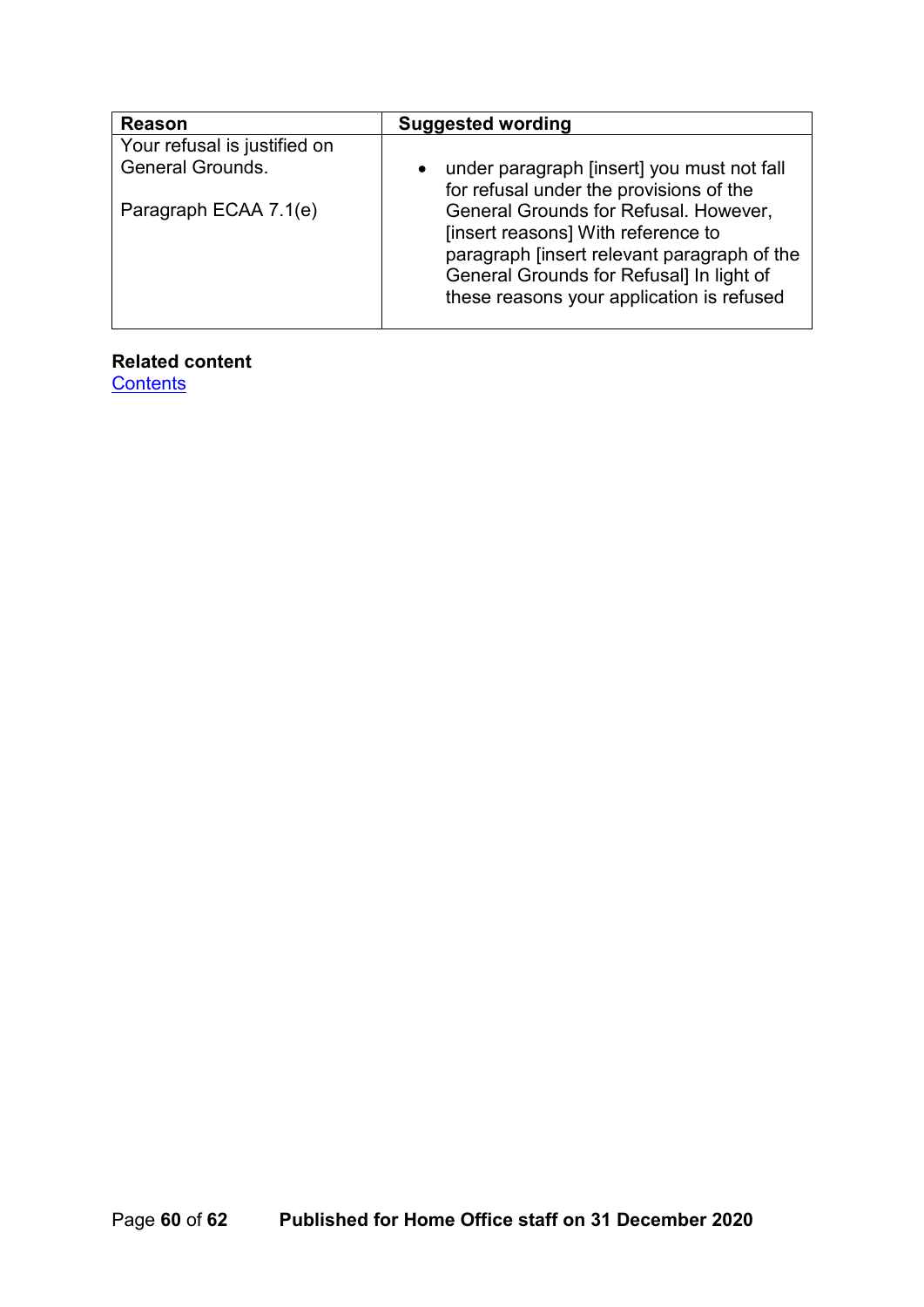| Reason | Suggested wording |
|---|---|
| Your refusal is justified on General Grounds.<br><br>Paragraph ECAA 7.1(e) | • under paragraph [insert] you must not fall for refusal under the provisions of the General Grounds for Refusal. However, [insert reasons] With reference to paragraph [insert relevant paragraph of the General Grounds for Refusal] In light of these reasons your application is refused |

**Related content**
Contents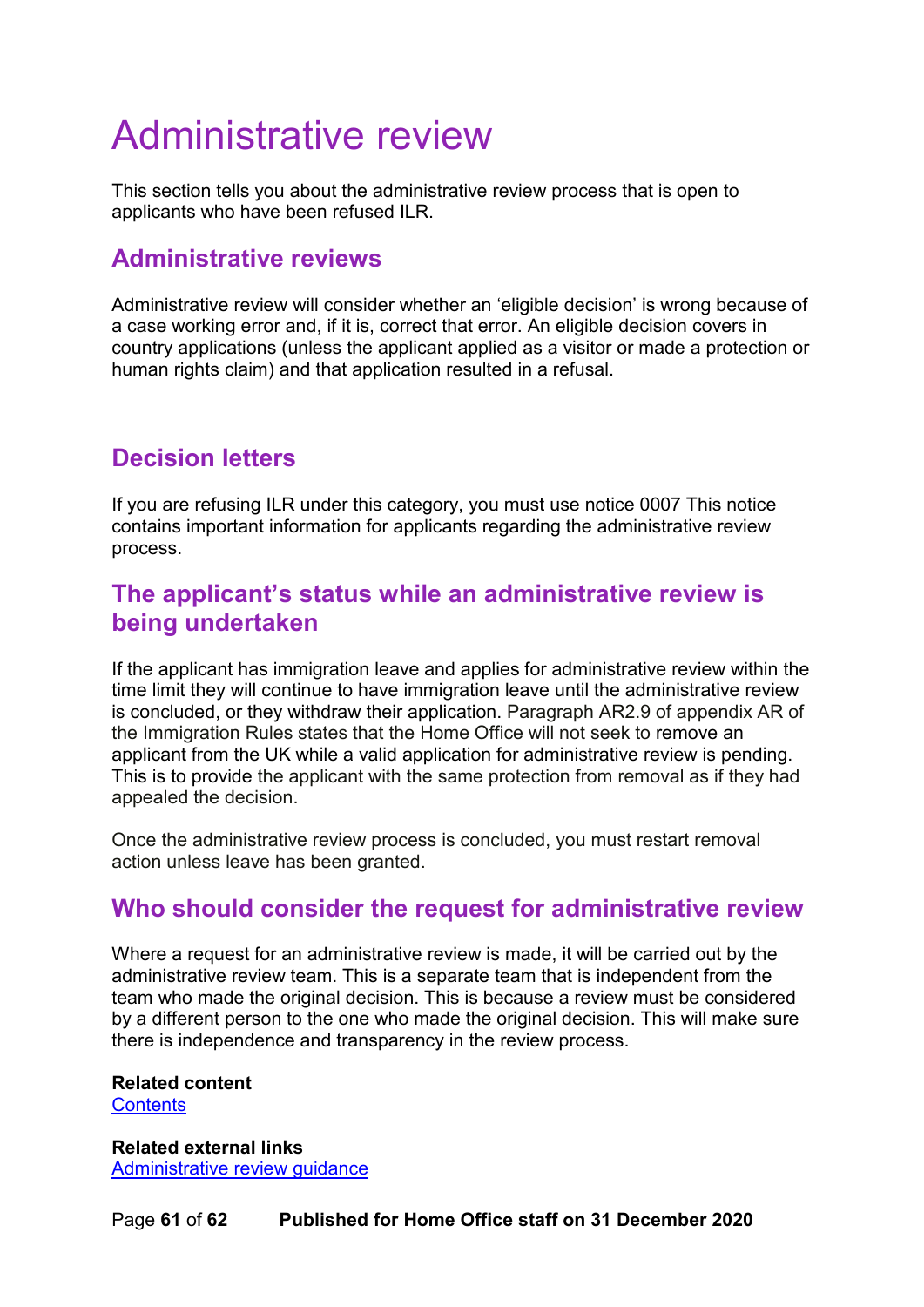# Administrative review

This section tells you about the administrative review process that is open to applicants who have been refused ILR.

## Administrative reviews

Administrative review will consider whether an 'eligible decision' is wrong because of a case working error and, if it is, correct that error. An eligible decision covers in country applications (unless the applicant applied as a visitor or made a protection or human rights claim) and that application resulted in a refusal.

## Decision letters

If you are refusing ILR under this category, you must use notice 0007 This notice contains important information for applicants regarding the administrative review process.

## The applicant's status while an administrative review is being undertaken

If the applicant has immigration leave and applies for administrative review within the time limit they will continue to have immigration leave until the administrative review is concluded, or they withdraw their application. Paragraph AR2.9 of appendix AR of the Immigration Rules states that the Home Office will not seek to remove an applicant from the UK while a valid application for administrative review is pending. This is to provide the applicant with the same protection from removal as if they had appealed the decision.

Once the administrative review process is concluded, you must restart removal action unless leave has been granted.

## Who should consider the request for administrative review

Where a request for an administrative review is made, it will be carried out by the administrative review team. This is a separate team that is independent from the team who made the original decision. This is because a review must be considered by a different person to the one who made the original decision. This will make sure there is independence and transparency in the review process.

**Related content**
[Contents]

**Related external links**
[Administrative review guidance]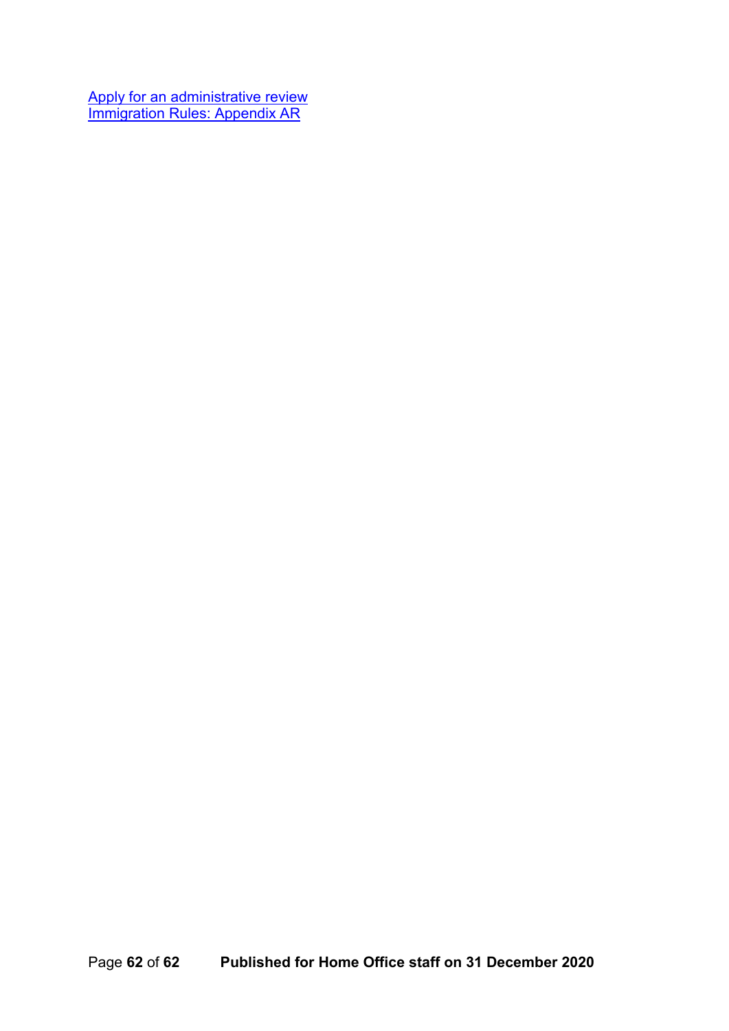[Apply for an administrative review]
[Immigration Rules: Appendix AR]